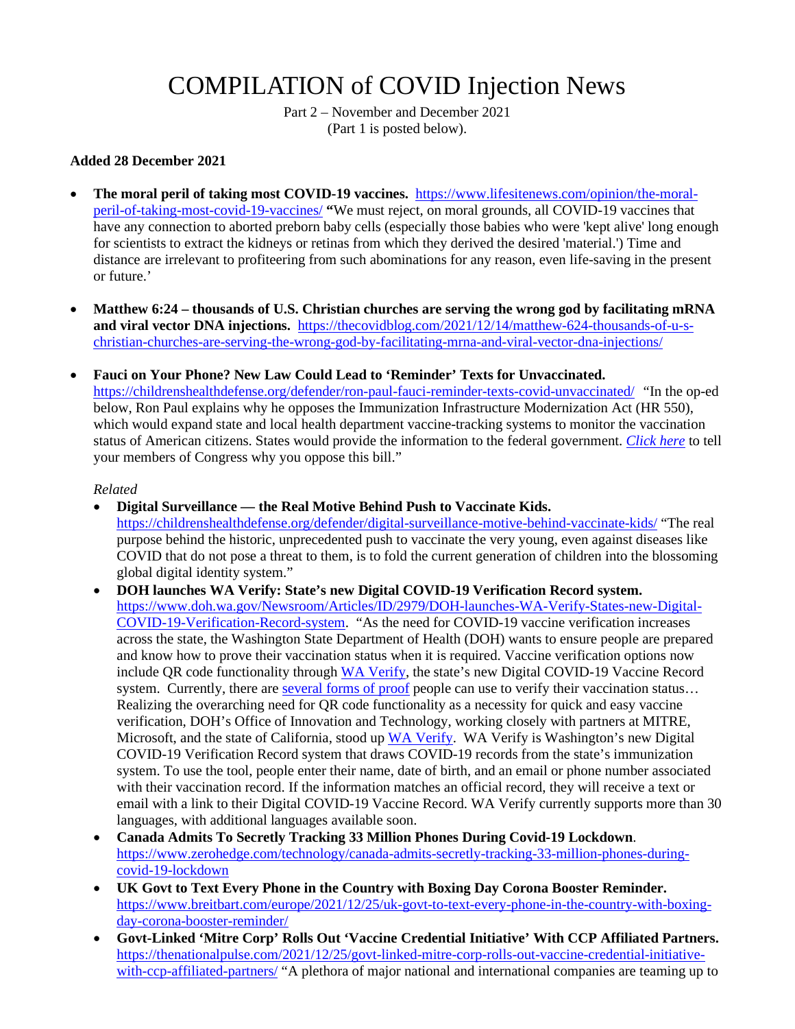# COMPILATION of COVID Injection News

Part 2 – November and December 2021
(Part 1 is posted below).

**Added 28 December 2021**

- **The moral peril of taking most COVID-19 vaccines.** https://www.lifesitenews.com/opinion/the-moral-peril-of-taking-most-covid-19-vaccines/ **"**We must reject, on moral grounds, all COVID-19 vaccines that have any connection to aborted preborn baby cells (especially those babies who were 'kept alive' long enough for scientists to extract the kidneys or retinas from which they derived the desired 'material.') Time and distance are irrelevant to profiteering from such abominations for any reason, even life-saving in the present or future.'

- **Matthew 6:24 – thousands of U.S. Christian churches are serving the wrong god by facilitating mRNA and viral vector DNA injections.** https://thecovidblog.com/2021/12/14/matthew-624-thousands-of-u-s-christian-churches-are-serving-the-wrong-god-by-facilitating-mrna-and-viral-vector-dna-injections/

- **Fauci on Your Phone? New Law Could Lead to 'Reminder' Texts for Unvaccinated.** https://childrenshealthdefense.org/defender/ron-paul-fauci-reminder-texts-covid-unvaccinated/ "In the op-ed below, Ron Paul explains why he opposes the Immunization Infrastructure Modernization Act (HR 550), which would expand state and local health department vaccine-tracking systems to monitor the vaccination status of American citizens. States would provide the information to the federal government. *Click here* to tell your members of Congress why you oppose this bill."

  *Related*

  - **Digital Surveillance — the Real Motive Behind Push to Vaccinate Kids.** https://childrenshealthdefense.org/defender/digital-surveillance-motive-behind-vaccinate-kids/ "The real purpose behind the historic, unprecedented push to vaccinate the very young, even against diseases like COVID that do not pose a threat to them, is to fold the current generation of children into the blossoming global digital identity system."
  - **DOH launches WA Verify: State's new Digital COVID-19 Verification Record system.** https://www.doh.wa.gov/Newsroom/Articles/ID/2979/DOH-launches-WA-Verify-States-new-Digital-COVID-19-Verification-Record-system. "As the need for COVID-19 vaccine verification increases across the state, the Washington State Department of Health (DOH) wants to ensure people are prepared and know how to prove their vaccination status when it is required. Vaccine verification options now include QR code functionality through WA Verify, the state's new Digital COVID-19 Vaccine Record system. Currently, there are several forms of proof people can use to verify their vaccination status… Realizing the overarching need for QR code functionality as a necessity for quick and easy vaccine verification, DOH's Office of Innovation and Technology, working closely with partners at MITRE, Microsoft, and the state of California, stood up WA Verify. WA Verify is Washington's new Digital COVID-19 Verification Record system that draws COVID-19 records from the state's immunization system. To use the tool, people enter their name, date of birth, and an email or phone number associated with their vaccination record. If the information matches an official record, they will receive a text or email with a link to their Digital COVID-19 Vaccine Record. WA Verify currently supports more than 30 languages, with additional languages available soon.
  - **Canada Admits To Secretly Tracking 33 Million Phones During Covid-19 Lockdown**. https://www.zerohedge.com/technology/canada-admits-secretly-tracking-33-million-phones-during-covid-19-lockdown
  - **UK Govt to Text Every Phone in the Country with Boxing Day Corona Booster Reminder.** https://www.breitbart.com/europe/2021/12/25/uk-govt-to-text-every-phone-in-the-country-with-boxing-day-corona-booster-reminder/
  - **Govt-Linked 'Mitre Corp' Rolls Out 'Vaccine Credential Initiative' With CCP Affiliated Partners.** https://thenationalpulse.com/2021/12/25/govt-linked-mitre-corp-rolls-out-vaccine-credential-initiative-with-ccp-affiliated-partners/ "A plethora of major national and international companies are teaming up to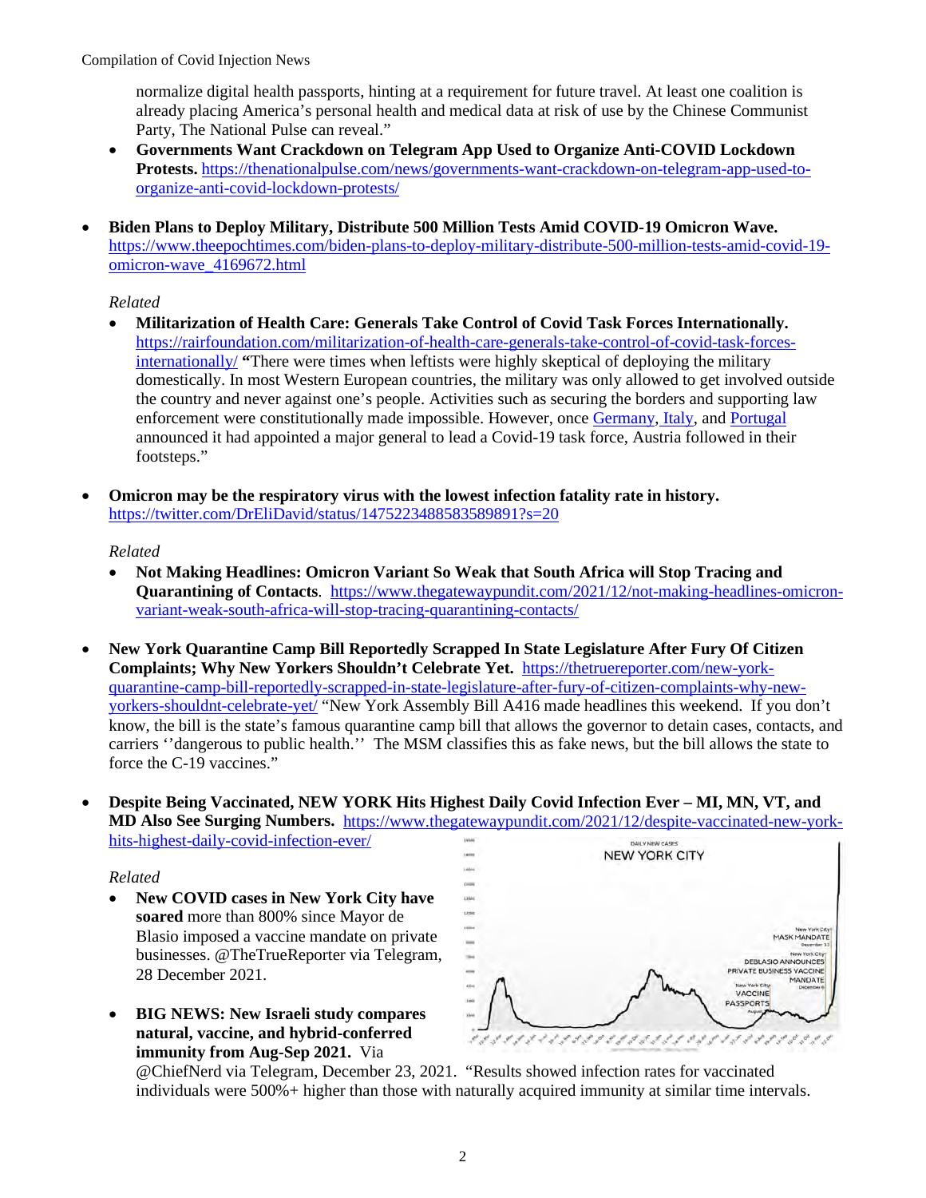normalize digital health passports, hinting at a requirement for future travel. At least one coalition is already placing America's personal health and medical data at risk of use by the Chinese Communist Party, The National Pulse can reveal."

- **Governments Want Crackdown on Telegram App Used to Organize Anti-COVID Lockdown Protests.** https://thenationalpulse.com/news/governments-want-crackdown-on-telegram-app-used-to-organize-anti-covid-lockdown-protests/

- **Biden Plans to Deploy Military, Distribute 500 Million Tests Amid COVID-19 Omicron Wave.** https://www.theepochtimes.com/biden-plans-to-deploy-military-distribute-500-million-tests-amid-covid-19-omicron-wave_4169672.html

  *Related*

  - **Militarization of Health Care: Generals Take Control of Covid Task Forces Internationally.** https://rairfoundation.com/militarization-of-health-care-generals-take-control-of-covid-task-forces-internationally/ **"**There were times when leftists were highly skeptical of deploying the military domestically. In most Western European countries, the military was only allowed to get involved outside the country and never against one's people. Activities such as securing the borders and supporting law enforcement were constitutionally made impossible. However, once Germany, Italy, and Portugal announced it had appointed a major general to lead a Covid-19 task force, Austria followed in their footsteps."

- **Omicron may be the respiratory virus with the lowest infection fatality rate in history.** https://twitter.com/DrEliDavid/status/1475223488583589891?s=20

  *Related*

  - **Not Making Headlines: Omicron Variant So Weak that South Africa will Stop Tracing and Quarantining of Contacts**. https://www.thegatewaypundit.com/2021/12/not-making-headlines-omicron-variant-weak-south-africa-will-stop-tracing-quarantining-contacts/

- **New York Quarantine Camp Bill Reportedly Scrapped In State Legislature After Fury Of Citizen Complaints; Why New Yorkers Shouldn't Celebrate Yet.** https://thetruereporter.com/new-york-quarantine-camp-bill-reportedly-scrapped-in-state-legislature-after-fury-of-citizen-complaints-why-new-yorkers-shouldnt-celebrate-yet/ "New York Assembly Bill A416 made headlines this weekend. If you don't know, the bill is the state's famous quarantine camp bill that allows the governor to detain cases, contacts, and carriers ''dangerous to public health.'' The MSM classifies this as fake news, but the bill allows the state to force the C-19 vaccines."

- **Despite Being Vaccinated, NEW YORK Hits Highest Daily Covid Infection Ever – MI, MN, VT, and MD Also See Surging Numbers.** https://www.thegatewaypundit.com/2021/12/despite-vaccinated-new-york-hits-highest-daily-covid-infection-ever/

  *Related*

  - **New COVID cases in New York City have soared** more than 800% since Mayor de Blasio imposed a vaccine mandate on private businesses. @TheTrueReporter via Telegram, 28 December 2021.

  - **BIG NEWS: New Israeli study compares natural, vaccine, and hybrid-conferred immunity from Aug-Sep 2021.** Via @ChiefNerd via Telegram, December 23, 2021. "Results showed infection rates for vaccinated individuals were 500%+ higher than those with naturally acquired immunity at similar time intervals.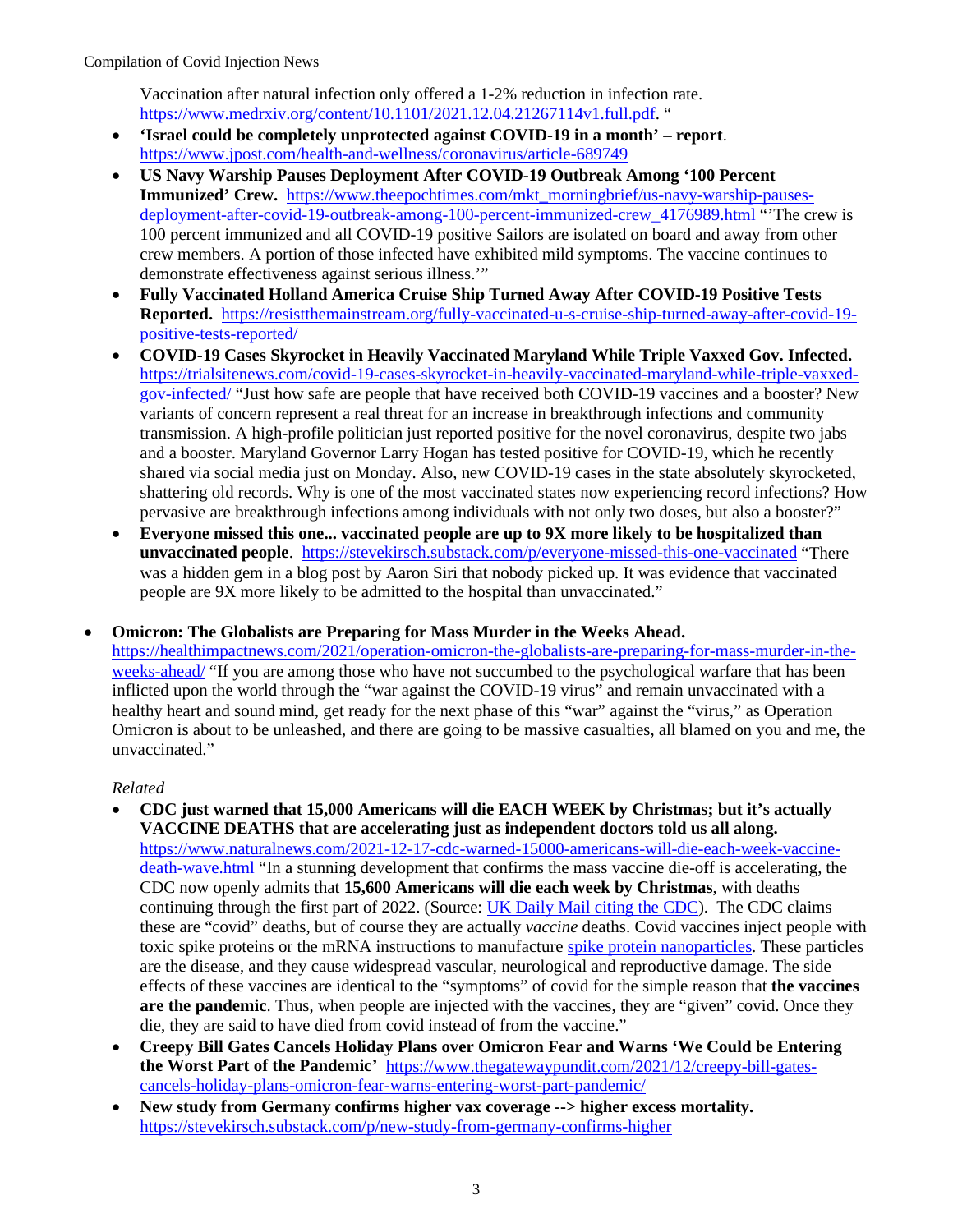Vaccination after natural infection only offered a 1-2% reduction in infection rate. https://www.medrxiv.org/content/10.1101/2021.12.04.21267114v1.full.pdf. "

- **'Israel could be completely unprotected against COVID-19 in a month' – report**. https://www.jpost.com/health-and-wellness/coronavirus/article-689749
- **US Navy Warship Pauses Deployment After COVID-19 Outbreak Among '100 Percent Immunized' Crew.** https://www.theepochtimes.com/mkt_morningbrief/us-navy-warship-pauses-deployment-after-covid-19-outbreak-among-100-percent-immunized-crew_4176989.html "'The crew is 100 percent immunized and all COVID-19 positive Sailors are isolated on board and away from other crew members. A portion of those infected have exhibited mild symptoms. The vaccine continues to demonstrate effectiveness against serious illness.'"
- **Fully Vaccinated Holland America Cruise Ship Turned Away After COVID-19 Positive Tests Reported.** https://resistthemainstream.org/fully-vaccinated-u-s-cruise-ship-turned-away-after-covid-19-positive-tests-reported/
- **COVID-19 Cases Skyrocket in Heavily Vaccinated Maryland While Triple Vaxxed Gov. Infected.** https://trialsitenews.com/covid-19-cases-skyrocket-in-heavily-vaccinated-maryland-while-triple-vaxxed-gov-infected/ "Just how safe are people that have received both COVID-19 vaccines and a booster? New variants of concern represent a real threat for an increase in breakthrough infections and community transmission. A high-profile politician just reported positive for the novel coronavirus, despite two jabs and a booster. Maryland Governor Larry Hogan has tested positive for COVID-19, which he recently shared via social media just on Monday. Also, new COVID-19 cases in the state absolutely skyrocketed, shattering old records. Why is one of the most vaccinated states now experiencing record infections? How pervasive are breakthrough infections among individuals with not only two doses, but also a booster?"
- **Everyone missed this one... vaccinated people are up to 9X more likely to be hospitalized than unvaccinated people**. https://stevekirsch.substack.com/p/everyone-missed-this-one-vaccinated "There was a hidden gem in a blog post by Aaron Siri that nobody picked up. It was evidence that vaccinated people are 9X more likely to be admitted to the hospital than unvaccinated."

- **Omicron: The Globalists are Preparing for Mass Murder in the Weeks Ahead.** https://healthimpactnews.com/2021/operation-omicron-the-globalists-are-preparing-for-mass-murder-in-the-weeks-ahead/ "If you are among those who have not succumbed to the psychological warfare that has been inflicted upon the world through the "war against the COVID-19 virus" and remain unvaccinated with a healthy heart and sound mind, get ready for the next phase of this "war" against the "virus," as Operation Omicron is about to be unleashed, and there are going to be massive casualties, all blamed on you and me, the unvaccinated."

  *Related*

  - **CDC just warned that 15,000 Americans will die EACH WEEK by Christmas; but it's actually VACCINE DEATHS that are accelerating just as independent doctors told us all along.** https://www.naturalnews.com/2021-12-17-cdc-warned-15000-americans-will-die-each-week-vaccine-death-wave.html "In a stunning development that confirms the mass vaccine die-off is accelerating, the CDC now openly admits that **15,600 Americans will die each week by Christmas**, with deaths continuing through the first part of 2022. (Source: UK Daily Mail citing the CDC). The CDC claims these are "covid" deaths, but of course they are actually *vaccine* deaths. Covid vaccines inject people with toxic spike proteins or the mRNA instructions to manufacture spike protein nanoparticles. These particles are the disease, and they cause widespread vascular, neurological and reproductive damage. The side effects of these vaccines are identical to the "symptoms" of covid for the simple reason that **the vaccines are the pandemic**. Thus, when people are injected with the vaccines, they are "given" covid. Once they die, they are said to have died from covid instead of from the vaccine."
  - **Creepy Bill Gates Cancels Holiday Plans over Omicron Fear and Warns 'We Could be Entering the Worst Part of the Pandemic'** https://www.thegatewaypundit.com/2021/12/creepy-bill-gates-cancels-holiday-plans-omicron-fear-warns-entering-worst-part-pandemic/
  - **New study from Germany confirms higher vax coverage --> higher excess mortality.** https://stevekirsch.substack.com/p/new-study-from-germany-confirms-higher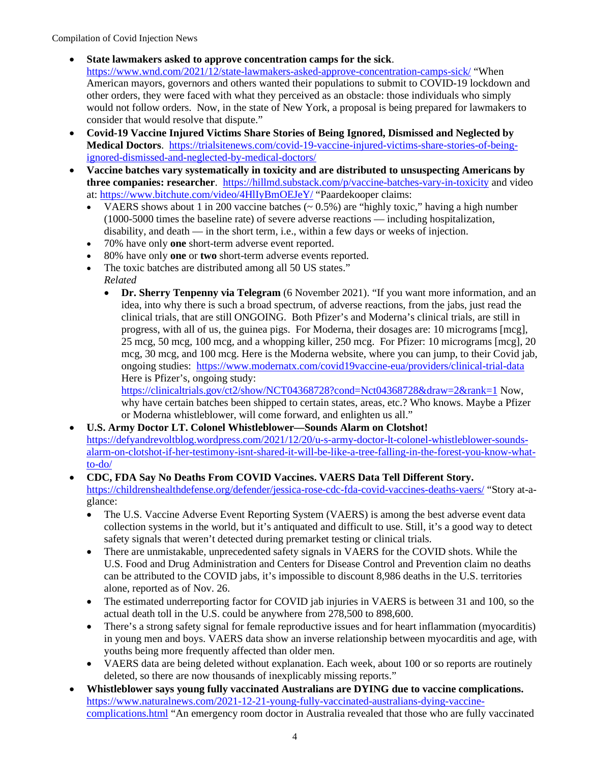- **State lawmakers asked to approve concentration camps for the sick**. https://www.wnd.com/2021/12/state-lawmakers-asked-approve-concentration-camps-sick/ "When American mayors, governors and others wanted their populations to submit to COVID-19 lockdown and other orders, they were faced with what they perceived as an obstacle: those individuals who simply would not follow orders. Now, in the state of New York, a proposal is being prepared for lawmakers to consider that would resolve that dispute."
- **Covid-19 Vaccine Injured Victims Share Stories of Being Ignored, Dismissed and Neglected by Medical Doctors**. https://trialsitenews.com/covid-19-vaccine-injured-victims-share-stories-of-being-ignored-dismissed-and-neglected-by-medical-doctors/
- **Vaccine batches vary systematically in toxicity and are distributed to unsuspecting Americans by three companies: researcher**. https://hillmd.substack.com/p/vaccine-batches-vary-in-toxicity and video at: https://www.bitchute.com/video/4HlIyBmOEJeY/ "Paardekooper claims:
  - VAERS shows about 1 in 200 vaccine batches (~ 0.5%) are "highly toxic," having a high number (1000-5000 times the baseline rate) of severe adverse reactions — including hospitalization, disability, and death — in the short term, i.e., within a few days or weeks of injection.
  - 70% have only **one** short-term adverse event reported.
  - 80% have only **one** or **two** short-term adverse events reported.
  - The toxic batches are distributed among all 50 US states."

    *Related*
    - **Dr. Sherry Tenpenny via Telegram** (6 November 2021). "If you want more information, and an idea, into why there is such a broad spectrum, of adverse reactions, from the jabs, just read the clinical trials, that are still ONGOING. Both Pfizer's and Moderna's clinical trials, are still in progress, with all of us, the guinea pigs. For Moderna, their dosages are: 10 micrograms [mcg], 25 mcg, 50 mcg, 100 mcg, and a whopping killer, 250 mcg. For Pfizer: 10 micrograms [mcg], 20 mcg, 30 mcg, and 100 mcg. Here is the Moderna website, where you can jump, to their Covid jab, ongoing studies: https://www.modernatx.com/covid19vaccine-eua/providers/clinical-trial-data Here is Pfizer's, ongoing study: https://clinicaltrials.gov/ct2/show/NCT04368728?cond=Nct04368728&draw=2&rank=1 Now, why have certain batches been shipped to certain states, areas, etc.? Who knows. Maybe a Pfizer or Moderna whistleblower, will come forward, and enlighten us all."
- **U.S. Army Doctor LT. Colonel Whistleblower—Sounds Alarm on Clotshot!** https://defyandrevoltblog.wordpress.com/2021/12/20/u-s-army-doctor-lt-colonel-whistleblower-sounds-alarm-on-clotshot-if-her-testimony-isnt-shared-it-will-be-like-a-tree-falling-in-the-forest-you-know-what-to-do/
- **CDC, FDA Say No Deaths From COVID Vaccines. VAERS Data Tell Different Story.** https://childrenshealthdefense.org/defender/jessica-rose-cdc-fda-covid-vaccines-deaths-vaers/ "Story at-a-glance:
  - The U.S. Vaccine Adverse Event Reporting System (VAERS) is among the best adverse event data collection systems in the world, but it's antiquated and difficult to use. Still, it's a good way to detect safety signals that weren't detected during premarket testing or clinical trials.
  - There are unmistakable, unprecedented safety signals in VAERS for the COVID shots. While the U.S. Food and Drug Administration and Centers for Disease Control and Prevention claim no deaths can be attributed to the COVID jabs, it's impossible to discount 8,986 deaths in the U.S. territories alone, reported as of Nov. 26.
  - The estimated underreporting factor for COVID jab injuries in VAERS is between 31 and 100, so the actual death toll in the U.S. could be anywhere from 278,500 to 898,600.
  - There's a strong safety signal for female reproductive issues and for heart inflammation (myocarditis) in young men and boys. VAERS data show an inverse relationship between myocarditis and age, with youths being more frequently affected than older men.
  - VAERS data are being deleted without explanation. Each week, about 100 or so reports are routinely deleted, so there are now thousands of inexplicably missing reports."
- **Whistleblower says young fully vaccinated Australians are DYING due to vaccine complications.** https://www.naturalnews.com/2021-12-21-young-fully-vaccinated-australians-dying-vaccine-complications.html "An emergency room doctor in Australia revealed that those who are fully vaccinated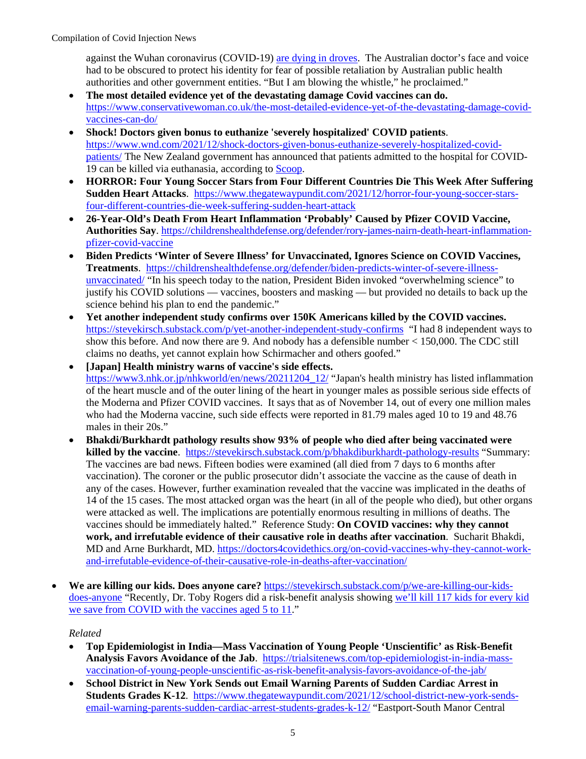against the Wuhan coronavirus (COVID-19) are dying in droves. The Australian doctor's face and voice had to be obscured to protect his identity for fear of possible retaliation by Australian public health authorities and other government entities. "But I am blowing the whistle," he proclaimed."

- **The most detailed evidence yet of the devastating damage Covid vaccines can do.** https://www.conservativewoman.co.uk/the-most-detailed-evidence-yet-of-the-devastating-damage-covid-vaccines-can-do/
- **Shock! Doctors given bonus to euthanize 'severely hospitalized' COVID patients**. https://www.wnd.com/2021/12/shock-doctors-given-bonus-euthanize-severely-hospitalized-covid-patients/ The New Zealand government has announced that patients admitted to the hospital for COVID-19 can be killed via euthanasia, according to Scoop.
- **HORROR: Four Young Soccer Stars from Four Different Countries Die This Week After Suffering Sudden Heart Attacks**. https://www.thegatewaypundit.com/2021/12/horror-four-young-soccer-stars-four-different-countries-die-week-suffering-sudden-heart-attack
- **26-Year-Old's Death From Heart Inflammation 'Probably' Caused by Pfizer COVID Vaccine, Authorities Say**. https://childrenshealthdefense.org/defender/rory-james-nairn-death-heart-inflammation-pfizer-covid-vaccine
- **Biden Predicts 'Winter of Severe Illness' for Unvaccinated, Ignores Science on COVID Vaccines, Treatments**. https://childrenshealthdefense.org/defender/biden-predicts-winter-of-severe-illness-unvaccinated/ "In his speech today to the nation, President Biden invoked "overwhelming science" to justify his COVID solutions — vaccines, boosters and masking — but provided no details to back up the science behind his plan to end the pandemic."
- **Yet another independent study confirms over 150K Americans killed by the COVID vaccines.** https://stevekirsch.substack.com/p/yet-another-independent-study-confirms "I had 8 independent ways to show this before. And now there are 9. And nobody has a defensible number < 150,000. The CDC still claims no deaths, yet cannot explain how Schirmacher and others goofed."
- **[Japan] Health ministry warns of vaccine's side effects.** https://www3.nhk.or.jp/nhkworld/en/news/20211204_12/ "Japan's health ministry has listed inflammation of the heart muscle and of the outer lining of the heart in younger males as possible serious side effects of the Moderna and Pfizer COVID vaccines. It says that as of November 14, out of every one million males who had the Moderna vaccine, such side effects were reported in 81.79 males aged 10 to 19 and 48.76 males in their 20s."
- **Bhakdi/Burkhardt pathology results show 93% of people who died after being vaccinated were killed by the vaccine**. https://stevekirsch.substack.com/p/bhakdiburkhardt-pathology-results "Summary: The vaccines are bad news. Fifteen bodies were examined (all died from 7 days to 6 months after vaccination). The coroner or the public prosecutor didn't associate the vaccine as the cause of death in any of the cases. However, further examination revealed that the vaccine was implicated in the deaths of 14 of the 15 cases. The most attacked organ was the heart (in all of the people who died), but other organs were attacked as well. The implications are potentially enormous resulting in millions of deaths. The vaccines should be immediately halted." Reference Study: **On COVID vaccines: why they cannot work, and irrefutable evidence of their causative role in deaths after vaccination**. Sucharit Bhakdi, MD and Arne Burkhardt, MD. https://doctors4covidethics.org/on-covid-vaccines-why-they-cannot-work-and-irrefutable-evidence-of-their-causative-role-in-deaths-after-vaccination/

- **We are killing our kids. Does anyone care?** https://stevekirsch.substack.com/p/we-are-killing-our-kids-does-anyone "Recently, Dr. Toby Rogers did a risk-benefit analysis showing we'll kill 117 kids for every kid we save from COVID with the vaccines aged 5 to 11."

*Related*

- **Top Epidemiologist in India—Mass Vaccination of Young People 'Unscientific' as Risk-Benefit Analysis Favors Avoidance of the Jab**. https://trialsitenews.com/top-epidemiologist-in-india-mass-vaccination-of-young-people-unscientific-as-risk-benefit-analysis-favors-avoidance-of-the-jab/
- **School District in New York Sends out Email Warning Parents of Sudden Cardiac Arrest in Students Grades K-12**. https://www.thegatewaypundit.com/2021/12/school-district-new-york-sends-email-warning-parents-sudden-cardiac-arrest-students-grades-k-12/ "Eastport-South Manor Central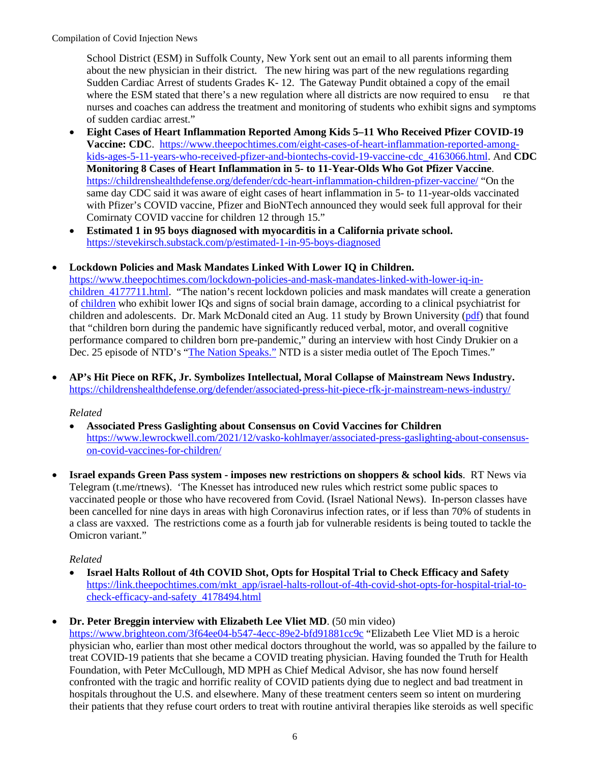School District (ESM) in Suffolk County, New York sent out an email to all parents informing them about the new physician in their district. The new hiring was part of the new regulations regarding Sudden Cardiac Arrest of students Grades K- 12. The Gateway Pundit obtained a copy of the email where the ESM stated that there's a new regulation where all districts are now required to ensu re that nurses and coaches can address the treatment and monitoring of students who exhibit signs and symptoms of sudden cardiac arrest."

- **Eight Cases of Heart Inflammation Reported Among Kids 5–11 Who Received Pfizer COVID-19 Vaccine: CDC**. https://www.theepochtimes.com/eight-cases-of-heart-inflammation-reported-among-kids-ages-5-11-years-who-received-pfizer-and-biontechs-covid-19-vaccine-cdc_4163066.html. And **CDC Monitoring 8 Cases of Heart Inflammation in 5- to 11-Year-Olds Who Got Pfizer Vaccine**. https://childrenshealthdefense.org/defender/cdc-heart-inflammation-children-pfizer-vaccine/ "On the same day CDC said it was aware of eight cases of heart inflammation in 5- to 11-year-olds vaccinated with Pfizer's COVID vaccine, Pfizer and BioNTech announced they would seek full approval for their Comirnaty COVID vaccine for children 12 through 15."
- **Estimated 1 in 95 boys diagnosed with myocarditis in a California private school.** https://stevekirsch.substack.com/p/estimated-1-in-95-boys-diagnosed

- **Lockdown Policies and Mask Mandates Linked With Lower IQ in Children.** https://www.theepochtimes.com/lockdown-policies-and-mask-mandates-linked-with-lower-iq-in-children_4177711.html. "The nation's recent lockdown policies and mask mandates will create a generation of children who exhibit lower IQs and signs of social brain damage, according to a clinical psychiatrist for children and adolescents. Dr. Mark McDonald cited an Aug. 11 study by Brown University (pdf) that found that "children born during the pandemic have significantly reduced verbal, motor, and overall cognitive performance compared to children born pre-pandemic," during an interview with host Cindy Drukier on a Dec. 25 episode of NTD's "The Nation Speaks." NTD is a sister media outlet of The Epoch Times."

- **AP's Hit Piece on RFK, Jr. Symbolizes Intellectual, Moral Collapse of Mainstream News Industry.** https://childrenshealthdefense.org/defender/associated-press-hit-piece-rfk-jr-mainstream-news-industry/

  *Related*
  - **Associated Press Gaslighting about Consensus on Covid Vaccines for Children** https://www.lewrockwell.com/2021/12/vasko-kohlmayer/associated-press-gaslighting-about-consensus-on-covid-vaccines-for-children/

- **Israel expands Green Pass system - imposes new restrictions on shoppers & school kids**. RT News via Telegram (t.me/rtnews). 'The Knesset has introduced new rules which restrict some public spaces to vaccinated people or those who have recovered from Covid. (Israel National News). In-person classes have been cancelled for nine days in areas with high Coronavirus infection rates, or if less than 70% of students in a class are vaxxed. The restrictions come as a fourth jab for vulnerable residents is being touted to tackle the Omicron variant."

  *Related*
  - **Israel Halts Rollout of 4th COVID Shot, Opts for Hospital Trial to Check Efficacy and Safety** https://link.theepochtimes.com/mkt_app/israel-halts-rollout-of-4th-covid-shot-opts-for-hospital-trial-to-check-efficacy-and-safety_4178494.html

- **Dr. Peter Breggin interview with Elizabeth Lee Vliet MD**. (50 min video) https://www.brighteon.com/3f64ee04-b547-4ecc-89e2-bfd91881cc9c "Elizabeth Lee Vliet MD is a heroic physician who, earlier than most other medical doctors throughout the world, was so appalled by the failure to treat COVID-19 patients that she became a COVID treating physician. Having founded the Truth for Health Foundation, with Peter McCullough, MD MPH as Chief Medical Advisor, she has now found herself confronted with the tragic and horrific reality of COVID patients dying due to neglect and bad treatment in hospitals throughout the U.S. and elsewhere. Many of these treatment centers seem so intent on murdering their patients that they refuse court orders to treat with routine antiviral therapies like steroids as well specific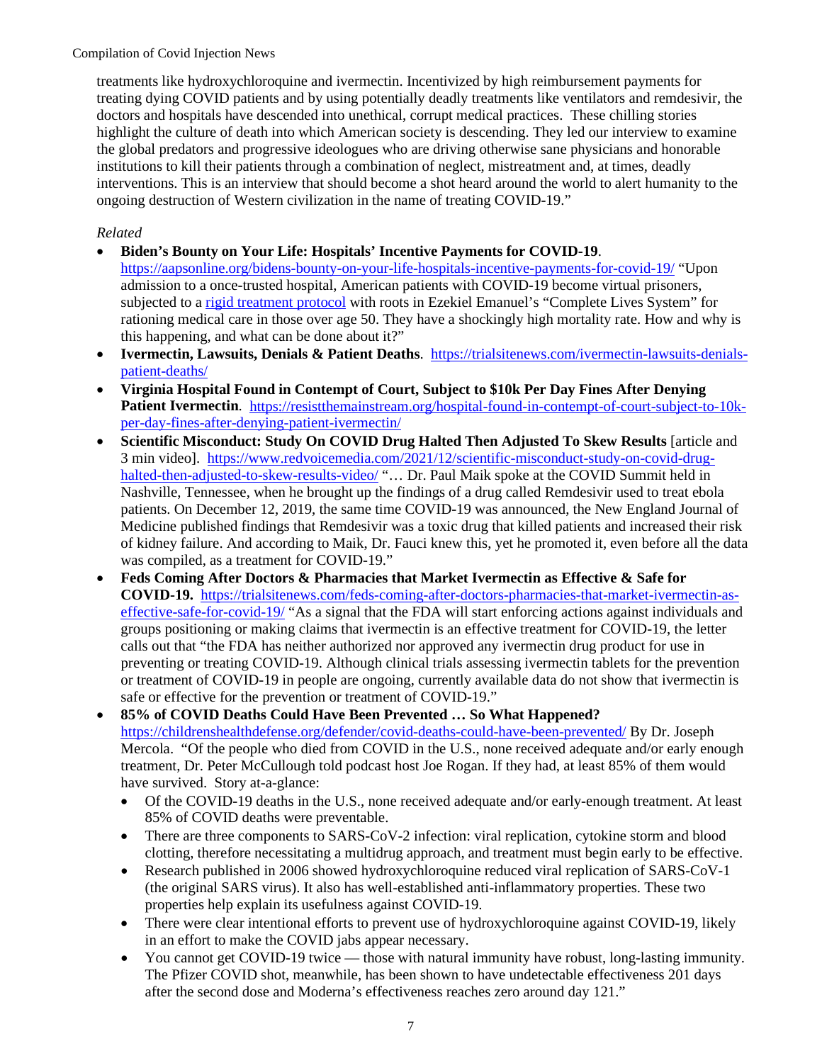treatments like hydroxychloroquine and ivermectin. Incentivized by high reimbursement payments for treating dying COVID patients and by using potentially deadly treatments like ventilators and remdesivir, the doctors and hospitals have descended into unethical, corrupt medical practices. These chilling stories highlight the culture of death into which American society is descending. They led our interview to examine the global predators and progressive ideologues who are driving otherwise sane physicians and honorable institutions to kill their patients through a combination of neglect, mistreatment and, at times, deadly interventions. This is an interview that should become a shot heard around the world to alert humanity to the ongoing destruction of Western civilization in the name of treating COVID-19."

*Related*

- **Biden's Bounty on Your Life: Hospitals' Incentive Payments for COVID-19**. https://aapsonline.org/bidens-bounty-on-your-life-hospitals-incentive-payments-for-covid-19/ "Upon admission to a once-trusted hospital, American patients with COVID-19 become virtual prisoners, subjected to a rigid treatment protocol with roots in Ezekiel Emanuel's "Complete Lives System" for rationing medical care in those over age 50. They have a shockingly high mortality rate. How and why is this happening, and what can be done about it?"
- **Ivermectin, Lawsuits, Denials & Patient Deaths**. https://trialsitenews.com/ivermectin-lawsuits-denials-patient-deaths/
- **Virginia Hospital Found in Contempt of Court, Subject to $10k Per Day Fines After Denying Patient Ivermectin**. https://resistthemainstream.org/hospital-found-in-contempt-of-court-subject-to-10k-per-day-fines-after-denying-patient-ivermectin/
- **Scientific Misconduct: Study On COVID Drug Halted Then Adjusted To Skew Results** [article and 3 min video]. https://www.redvoicemedia.com/2021/12/scientific-misconduct-study-on-covid-drug-halted-then-adjusted-to-skew-results-video/ "… Dr. Paul Maik spoke at the COVID Summit held in Nashville, Tennessee, when he brought up the findings of a drug called Remdesivir used to treat ebola patients. On December 12, 2019, the same time COVID-19 was announced, the New England Journal of Medicine published findings that Remdesivir was a toxic drug that killed patients and increased their risk of kidney failure. And according to Maik, Dr. Fauci knew this, yet he promoted it, even before all the data was compiled, as a treatment for COVID-19."
- **Feds Coming After Doctors & Pharmacies that Market Ivermectin as Effective & Safe for COVID-19.** https://trialsitenews.com/feds-coming-after-doctors-pharmacies-that-market-ivermectin-as-effective-safe-for-covid-19/ "As a signal that the FDA will start enforcing actions against individuals and groups positioning or making claims that ivermectin is an effective treatment for COVID-19, the letter calls out that "the FDA has neither authorized nor approved any ivermectin drug product for use in preventing or treating COVID-19. Although clinical trials assessing ivermectin tablets for the prevention or treatment of COVID-19 in people are ongoing, currently available data do not show that ivermectin is safe or effective for the prevention or treatment of COVID-19."
- **85% of COVID Deaths Could Have Been Prevented … So What Happened?** https://childrenshealthdefense.org/defender/covid-deaths-could-have-been-prevented/ By Dr. Joseph Mercola. "Of the people who died from COVID in the U.S., none received adequate and/or early enough treatment, Dr. Peter McCullough told podcast host Joe Rogan. If they had, at least 85% of them would have survived. Story at-a-glance:
  - Of the COVID-19 deaths in the U.S., none received adequate and/or early-enough treatment. At least 85% of COVID deaths were preventable.
  - There are three components to SARS-CoV-2 infection: viral replication, cytokine storm and blood clotting, therefore necessitating a multidrug approach, and treatment must begin early to be effective.
  - Research published in 2006 showed hydroxychloroquine reduced viral replication of SARS-CoV-1 (the original SARS virus). It also has well-established anti-inflammatory properties. These two properties help explain its usefulness against COVID-19.
  - There were clear intentional efforts to prevent use of hydroxychloroquine against COVID-19, likely in an effort to make the COVID jabs appear necessary.
  - You cannot get COVID-19 twice — those with natural immunity have robust, long-lasting immunity. The Pfizer COVID shot, meanwhile, has been shown to have undetectable effectiveness 201 days after the second dose and Moderna's effectiveness reaches zero around day 121."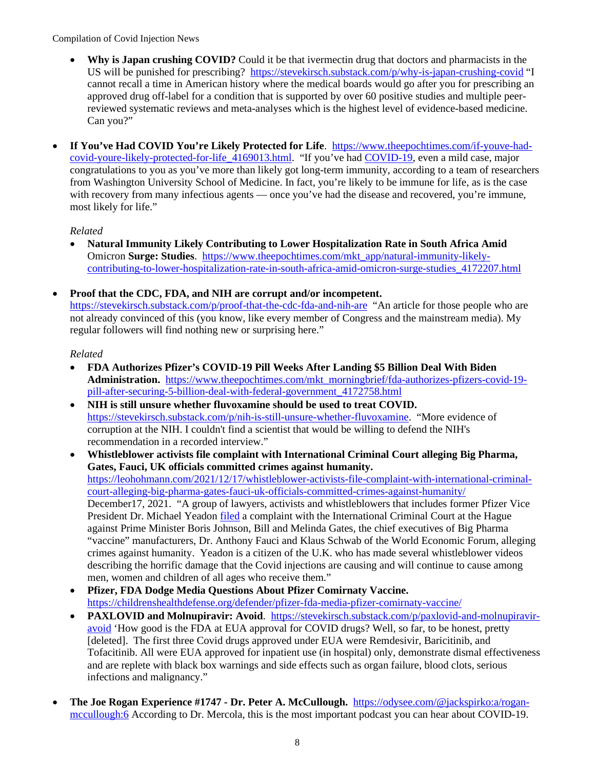- **Why is Japan crushing COVID?** Could it be that ivermectin drug that doctors and pharmacists in the US will be punished for prescribing? https://stevekirsch.substack.com/p/why-is-japan-crushing-covid "I cannot recall a time in American history where the medical boards would go after you for prescribing an approved drug off-label for a condition that is supported by over 60 positive studies and multiple peer-reviewed systematic reviews and meta-analyses which is the highest level of evidence-based medicine. Can you?"

- **If You've Had COVID You're Likely Protected for Life**. https://www.theepochtimes.com/if-youve-had-covid-youre-likely-protected-for-life_4169013.html. "If you've had COVID-19, even a mild case, major congratulations to you as you've more than likely got long-term immunity, according to a team of researchers from Washington University School of Medicine. In fact, you're likely to be immune for life, as is the case with recovery from many infectious agents — once you've had the disease and recovered, you're immune, most likely for life."

  *Related*

  - **Natural Immunity Likely Contributing to Lower Hospitalization Rate in South Africa Amid** Omicron **Surge: Studies**. https://www.theepochtimes.com/mkt_app/natural-immunity-likely-contributing-to-lower-hospitalization-rate-in-south-africa-amid-omicron-surge-studies_4172207.html

- **Proof that the CDC, FDA, and NIH are corrupt and/or incompetent.** https://stevekirsch.substack.com/p/proof-that-the-cdc-fda-and-nih-are "An article for those people who are not already convinced of this (you know, like every member of Congress and the mainstream media). My regular followers will find nothing new or surprising here."

  *Related*

  - **FDA Authorizes Pfizer's COVID-19 Pill Weeks After Landing $5 Billion Deal With Biden Administration.** https://www.theepochtimes.com/mkt_morningbrief/fda-authorizes-pfizers-covid-19-pill-after-securing-5-billion-deal-with-federal-government_4172758.html
  - **NIH is still unsure whether fluvoxamine should be used to treat COVID.** https://stevekirsch.substack.com/p/nih-is-still-unsure-whether-fluvoxamine. "More evidence of corruption at the NIH. I couldn't find a scientist that would be willing to defend the NIH's recommendation in a recorded interview."
  - **Whistleblower activists file complaint with International Criminal Court alleging Big Pharma, Gates, Fauci, UK officials committed crimes against humanity.** https://leohohmann.com/2021/12/17/whistleblower-activists-file-complaint-with-international-criminal-court-alleging-big-pharma-gates-fauci-uk-officials-committed-crimes-against-humanity/ December17, 2021. "A group of lawyers, activists and whistleblowers that includes former Pfizer Vice President Dr. Michael Yeadon filed a complaint with the International Criminal Court at the Hague against Prime Minister Boris Johnson, Bill and Melinda Gates, the chief executives of Big Pharma "vaccine" manufacturers, Dr. Anthony Fauci and Klaus Schwab of the World Economic Forum, alleging crimes against humanity. Yeadon is a citizen of the U.K. who has made several whistleblower videos describing the horrific damage that the Covid injections are causing and will continue to cause among men, women and children of all ages who receive them."
  - **Pfizer, FDA Dodge Media Questions About Pfizer Comirnaty Vaccine.** https://childrenshealthdefense.org/defender/pfizer-fda-media-pfizer-comirnaty-vaccine/
  - **PAXLOVID and Molnupiravir: Avoid**. https://stevekirsch.substack.com/p/paxlovid-and-molnupiravir-avoid 'How good is the FDA at EUA approval for COVID drugs? Well, so far, to be honest, pretty [deleted]. The first three Covid drugs approved under EUA were Remdesivir, Baricitinib, and Tofacitinib. All were EUA approved for inpatient use (in hospital) only, demonstrate dismal effectiveness and are replete with black box warnings and side effects such as organ failure, blood clots, serious infections and malignancy."

- **The Joe Rogan Experience #1747 - Dr. Peter A. McCullough.** https://odysee.com/@jackspirko:a/rogan-mccullough:6 According to Dr. Mercola, this is the most important podcast you can hear about COVID-19.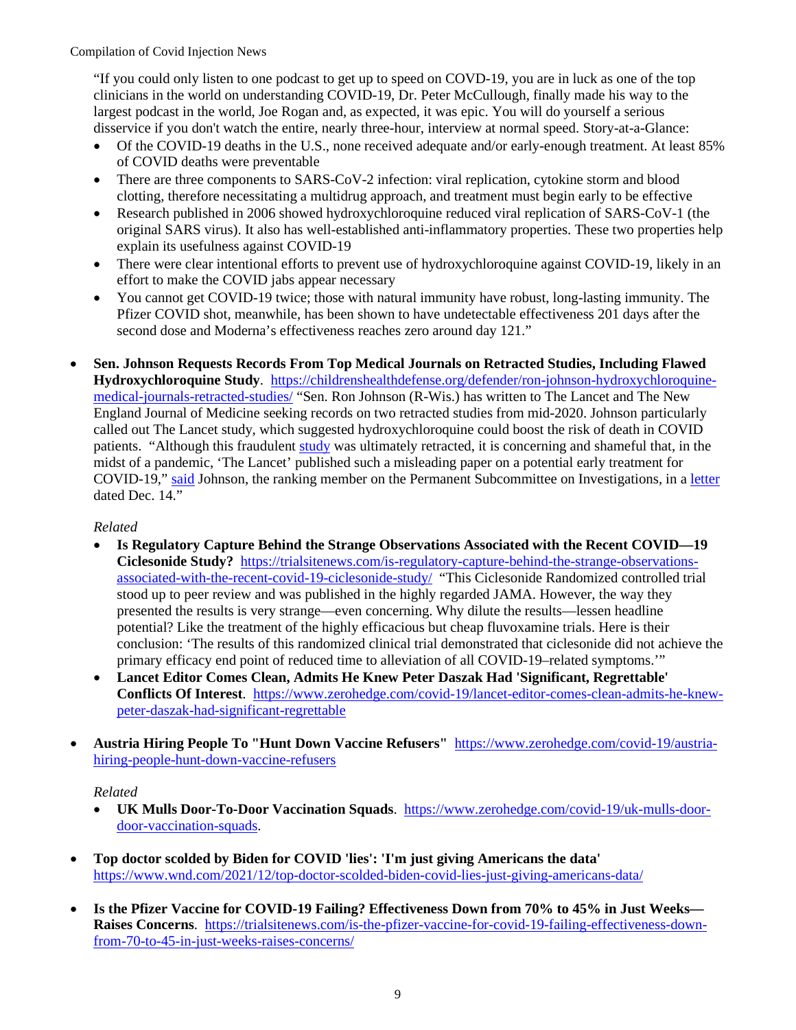"If you could only listen to one podcast to get up to speed on COVID-19, you are in luck as one of the top clinicians in the world on understanding COVID-19, Dr. Peter McCullough, finally made his way to the largest podcast in the world, Joe Rogan and, as expected, it was epic. You will do yourself a serious disservice if you don't watch the entire, nearly three-hour, interview at normal speed. Story-at-a-Glance:

- Of the COVID-19 deaths in the U.S., none received adequate and/or early-enough treatment. At least 85% of COVID deaths were preventable
- There are three components to SARS-CoV-2 infection: viral replication, cytokine storm and blood clotting, therefore necessitating a multidrug approach, and treatment must begin early to be effective
- Research published in 2006 showed hydroxychloroquine reduced viral replication of SARS-CoV-1 (the original SARS virus). It also has well-established anti-inflammatory properties. These two properties help explain its usefulness against COVID-19
- There were clear intentional efforts to prevent use of hydroxychloroquine against COVID-19, likely in an effort to make the COVID jabs appear necessary
- You cannot get COVID-19 twice; those with natural immunity have robust, long-lasting immunity. The Pfizer COVID shot, meanwhile, has been shown to have undetectable effectiveness 201 days after the second dose and Moderna's effectiveness reaches zero around day 121."

- **Sen. Johnson Requests Records From Top Medical Journals on Retracted Studies, Including Flawed Hydroxychloroquine Study**. https://childrenshealthdefense.org/defender/ron-johnson-hydroxychloroquine-medical-journals-retracted-studies/ "Sen. Ron Johnson (R-Wis.) has written to The Lancet and The New England Journal of Medicine seeking records on two retracted studies from mid-2020. Johnson particularly called out The Lancet study, which suggested hydroxychloroquine could boost the risk of death in COVID patients. "Although this fraudulent study was ultimately retracted, it is concerning and shameful that, in the midst of a pandemic, 'The Lancet' published such a misleading paper on a potential early treatment for COVID-19," said Johnson, the ranking member on the Permanent Subcommittee on Investigations, in a letter dated Dec. 14."

  *Related*

  - **Is Regulatory Capture Behind the Strange Observations Associated with the Recent COVID—19 Ciclesonide Study?** https://trialsitenews.com/is-regulatory-capture-behind-the-strange-observations-associated-with-the-recent-covid-19-ciclesonide-study/ "This Ciclesonide Randomized controlled trial stood up to peer review and was published in the highly regarded JAMA. However, the way they presented the results is very strange—even concerning. Why dilute the results—lessen headline potential? Like the treatment of the highly efficacious but cheap fluvoxamine trials. Here is their conclusion: 'The results of this randomized clinical trial demonstrated that ciclesonide did not achieve the primary efficacy end point of reduced time to alleviation of all COVID-19–related symptoms.'"
  - **Lancet Editor Comes Clean, Admits He Knew Peter Daszak Had 'Significant, Regrettable' Conflicts Of Interest**. https://www.zerohedge.com/covid-19/lancet-editor-comes-clean-admits-he-knew-peter-daszak-had-significant-regrettable

- **Austria Hiring People To "Hunt Down Vaccine Refusers"** https://www.zerohedge.com/covid-19/austria-hiring-people-hunt-down-vaccine-refusers

  *Related*

  - **UK Mulls Door-To-Door Vaccination Squads**. https://www.zerohedge.com/covid-19/uk-mulls-door-door-vaccination-squads.

- **Top doctor scolded by Biden for COVID 'lies': 'I'm just giving Americans the data'** https://www.wnd.com/2021/12/top-doctor-scolded-biden-covid-lies-just-giving-americans-data/

- **Is the Pfizer Vaccine for COVID-19 Failing? Effectiveness Down from 70% to 45% in Just Weeks—Raises Concerns**. https://trialsitenews.com/is-the-pfizer-vaccine-for-covid-19-failing-effectiveness-down-from-70-to-45-in-just-weeks-raises-concerns/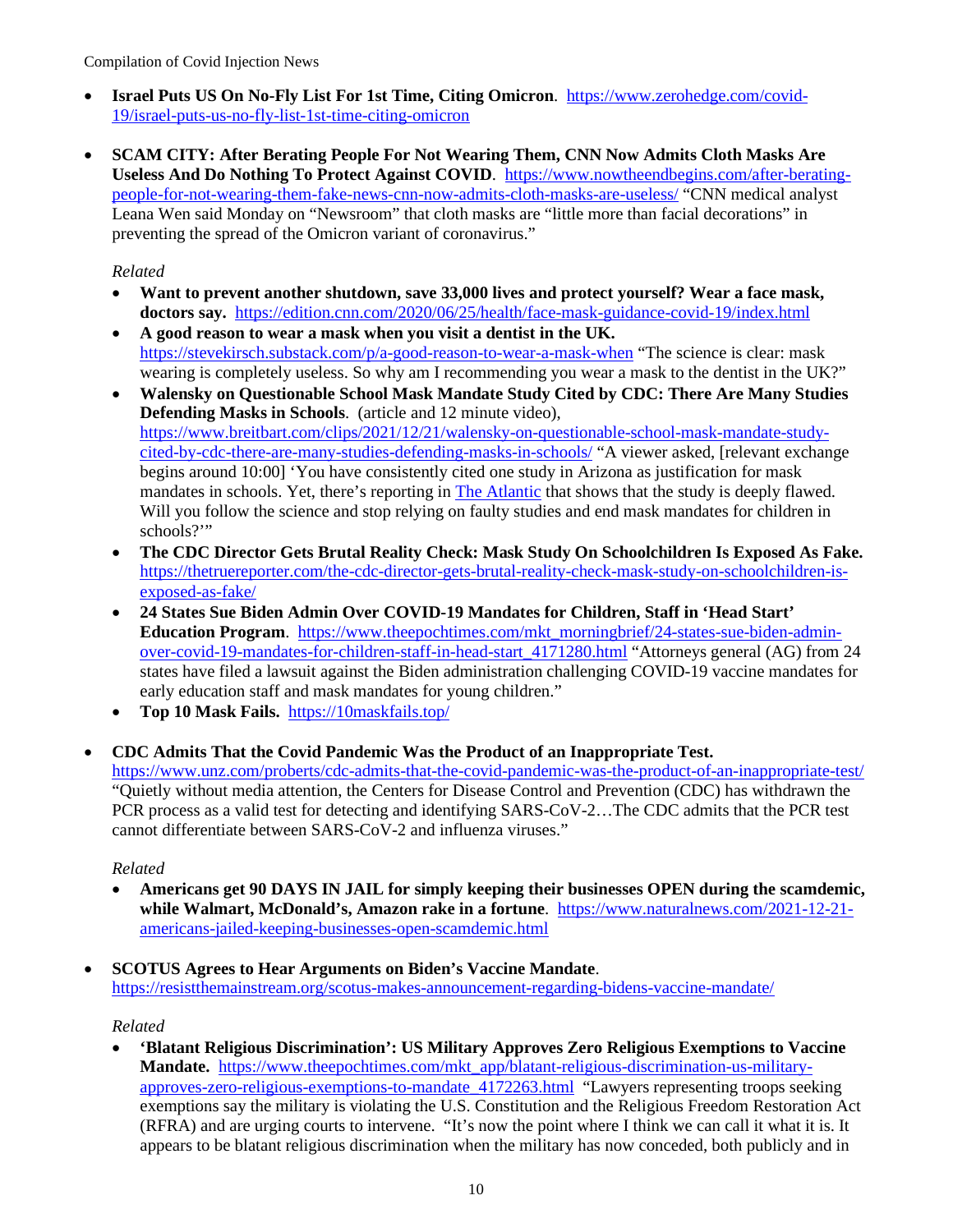- **Israel Puts US On No-Fly List For 1st Time, Citing Omicron**. https://www.zerohedge.com/covid-19/israel-puts-us-no-fly-list-1st-time-citing-omicron

- **SCAM CITY: After Berating People For Not Wearing Them, CNN Now Admits Cloth Masks Are Useless And Do Nothing To Protect Against COVID**. https://www.nowtheendbegins.com/after-berating-people-for-not-wearing-them-fake-news-cnn-now-admits-cloth-masks-are-useless/ "CNN medical analyst Leana Wen said Monday on "Newsroom" that cloth masks are "little more than facial decorations" in preventing the spread of the Omicron variant of coronavirus."

  *Related*
  - **Want to prevent another shutdown, save 33,000 lives and protect yourself? Wear a face mask, doctors say.** https://edition.cnn.com/2020/06/25/health/face-mask-guidance-covid-19/index.html
  - **A good reason to wear a mask when you visit a dentist in the UK.** https://stevekirsch.substack.com/p/a-good-reason-to-wear-a-mask-when "The science is clear: mask wearing is completely useless. So why am I recommending you wear a mask to the dentist in the UK?"
  - **Walensky on Questionable School Mask Mandate Study Cited by CDC: There Are Many Studies Defending Masks in Schools**. (article and 12 minute video), https://www.breitbart.com/clips/2021/12/21/walensky-on-questionable-school-mask-mandate-study-cited-by-cdc-there-are-many-studies-defending-masks-in-schools/ "A viewer asked, [relevant exchange begins around 10:00] 'You have consistently cited one study in Arizona as justification for mask mandates in schools. Yet, there's reporting in The Atlantic that shows that the study is deeply flawed. Will you follow the science and stop relying on faulty studies and end mask mandates for children in schools?'"
  - **The CDC Director Gets Brutal Reality Check: Mask Study On Schoolchildren Is Exposed As Fake.** https://thetruereporter.com/the-cdc-director-gets-brutal-reality-check-mask-study-on-schoolchildren-is-exposed-as-fake/
  - **24 States Sue Biden Admin Over COVID-19 Mandates for Children, Staff in 'Head Start' Education Program**. https://www.theepochtimes.com/mkt_morningbrief/24-states-sue-biden-admin-over-covid-19-mandates-for-children-staff-in-head-start_4171280.html "Attorneys general (AG) from 24 states have filed a lawsuit against the Biden administration challenging COVID-19 vaccine mandates for early education staff and mask mandates for young children."
  - **Top 10 Mask Fails.** https://10maskfails.top/

- **CDC Admits That the Covid Pandemic Was the Product of an Inappropriate Test.** https://www.unz.com/proberts/cdc-admits-that-the-covid-pandemic-was-the-product-of-an-inappropriate-test/ "Quietly without media attention, the Centers for Disease Control and Prevention (CDC) has withdrawn the PCR process as a valid test for detecting and identifying SARS-CoV-2…The CDC admits that the PCR test cannot differentiate between SARS-CoV-2 and influenza viruses."

  *Related*
  - **Americans get 90 DAYS IN JAIL for simply keeping their businesses OPEN during the scamdemic, while Walmart, McDonald's, Amazon rake in a fortune**. https://www.naturalnews.com/2021-12-21-americans-jailed-keeping-businesses-open-scamdemic.html

- **SCOTUS Agrees to Hear Arguments on Biden's Vaccine Mandate**. https://resistthemainstream.org/scotus-makes-announcement-regarding-bidens-vaccine-mandate/

  *Related*
  - **'Blatant Religious Discrimination': US Military Approves Zero Religious Exemptions to Vaccine Mandate.** https://www.theepochtimes.com/mkt_app/blatant-religious-discrimination-us-military-approves-zero-religious-exemptions-to-mandate_4172263.html "Lawyers representing troops seeking exemptions say the military is violating the U.S. Constitution and the Religious Freedom Restoration Act (RFRA) and are urging courts to intervene. "It's now the point where I think we can call it what it is. It appears to be blatant religious discrimination when the military has now conceded, both publicly and in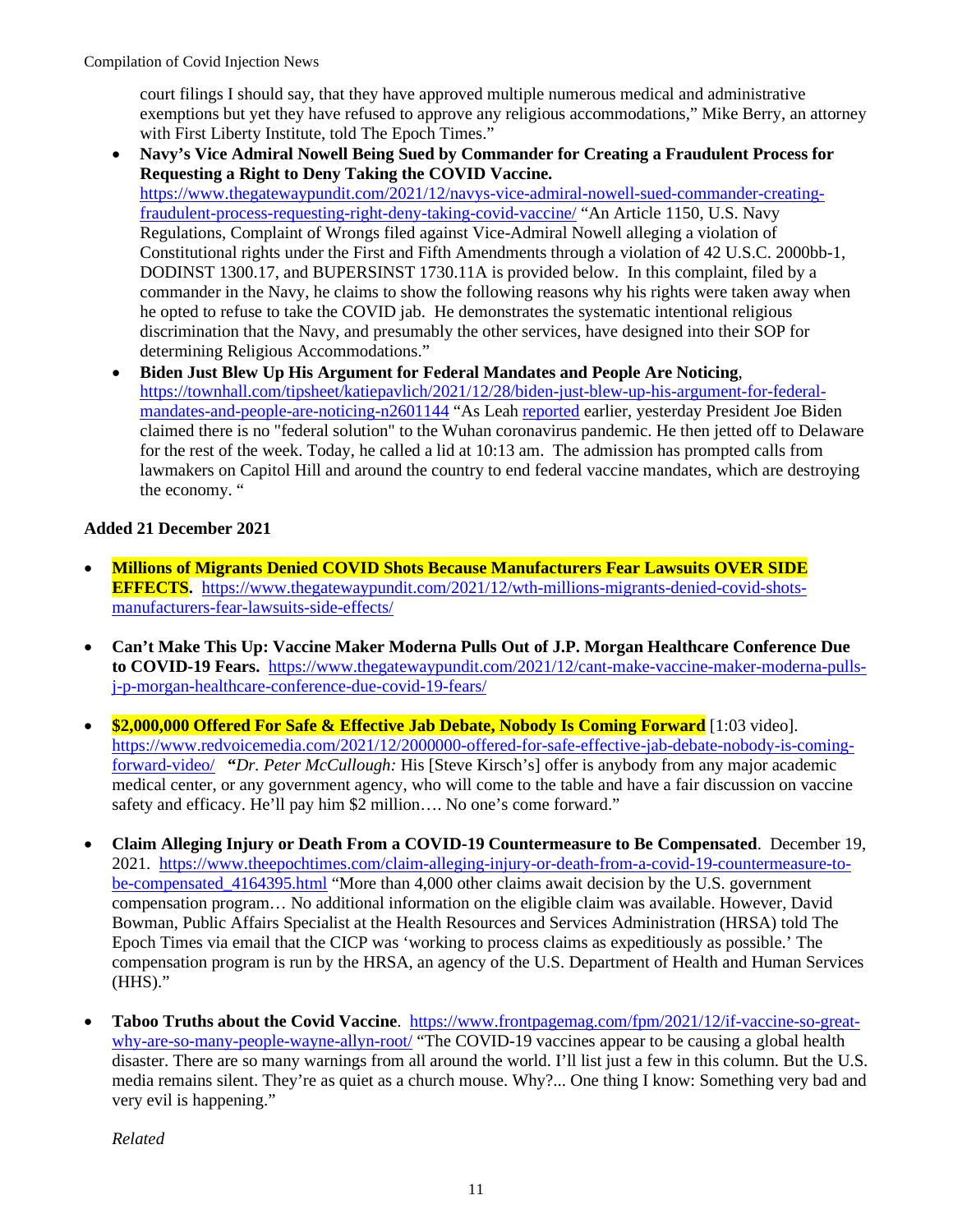court filings I should say, that they have approved multiple numerous medical and administrative exemptions but yet they have refused to approve any religious accommodations," Mike Berry, an attorney with First Liberty Institute, told The Epoch Times."

- **Navy's Vice Admiral Nowell Being Sued by Commander for Creating a Fraudulent Process for Requesting a Right to Deny Taking the COVID Vaccine.** https://www.thegatewaypundit.com/2021/12/navys-vice-admiral-nowell-sued-commander-creating-fraudulent-process-requesting-right-deny-taking-covid-vaccine/ "An Article 1150, U.S. Navy Regulations, Complaint of Wrongs filed against Vice-Admiral Nowell alleging a violation of Constitutional rights under the First and Fifth Amendments through a violation of 42 U.S.C. 2000bb-1, DODINST 1300.17, and BUPERSINST 1730.11A is provided below. In this complaint, filed by a commander in the Navy, he claims to show the following reasons why his rights were taken away when he opted to refuse to take the COVID jab. He demonstrates the systematic intentional religious discrimination that the Navy, and presumably the other services, have designed into their SOP for determining Religious Accommodations."
- **Biden Just Blew Up His Argument for Federal Mandates and People Are Noticing**, https://townhall.com/tipsheet/katiepavlich/2021/12/28/biden-just-blew-up-his-argument-for-federal-mandates-and-people-are-noticing-n2601144 "As Leah reported earlier, yesterday President Joe Biden claimed there is no "federal solution" to the Wuhan coronavirus pandemic. He then jetted off to Delaware for the rest of the week. Today, he called a lid at 10:13 am. The admission has prompted calls from lawmakers on Capitol Hill and around the country to end federal vaccine mandates, which are destroying the economy. "

**Added 21 December 2021**

- **Millions of Migrants Denied COVID Shots Because Manufacturers Fear Lawsuits OVER SIDE EFFECTS.** https://www.thegatewaypundit.com/2021/12/wth-millions-migrants-denied-covid-shots-manufacturers-fear-lawsuits-side-effects/

- **Can't Make This Up: Vaccine Maker Moderna Pulls Out of J.P. Morgan Healthcare Conference Due to COVID-19 Fears.** https://www.thegatewaypundit.com/2021/12/cant-make-vaccine-maker-moderna-pulls-j-p-morgan-healthcare-conference-due-covid-19-fears/

- **$2,000,000 Offered For Safe & Effective Jab Debate, Nobody Is Coming Forward** [1:03 video]. https://www.redvoicemedia.com/2021/12/2000000-offered-for-safe-effective-jab-debate-nobody-is-coming-forward-video/ ***"Dr. Peter McCullough:*** His [Steve Kirsch's] offer is anybody from any major academic medical center, or any government agency, who will come to the table and have a fair discussion on vaccine safety and efficacy. He'll pay him $2 million…. No one's come forward."

- **Claim Alleging Injury or Death From a COVID-19 Countermeasure to Be Compensated**. December 19, 2021. https://www.theepochtimes.com/claim-alleging-injury-or-death-from-a-covid-19-countermeasure-to-be-compensated_4164395.html "More than 4,000 other claims await decision by the U.S. government compensation program… No additional information on the eligible claim was available. However, David Bowman, Public Affairs Specialist at the Health Resources and Services Administration (HRSA) told The Epoch Times via email that the CICP was 'working to process claims as expeditiously as possible.' The compensation program is run by the HRSA, an agency of the U.S. Department of Health and Human Services (HHS)."

- **Taboo Truths about the Covid Vaccine**. https://www.frontpagemag.com/fpm/2021/12/if-vaccine-so-great-why-are-so-many-people-wayne-allyn-root/ "The COVID-19 vaccines appear to be causing a global health disaster. There are so many warnings from all around the world. I'll list just a few in this column. But the U.S. media remains silent. They're as quiet as a church mouse. Why?... One thing I know: Something very bad and very evil is happening."

  *Related*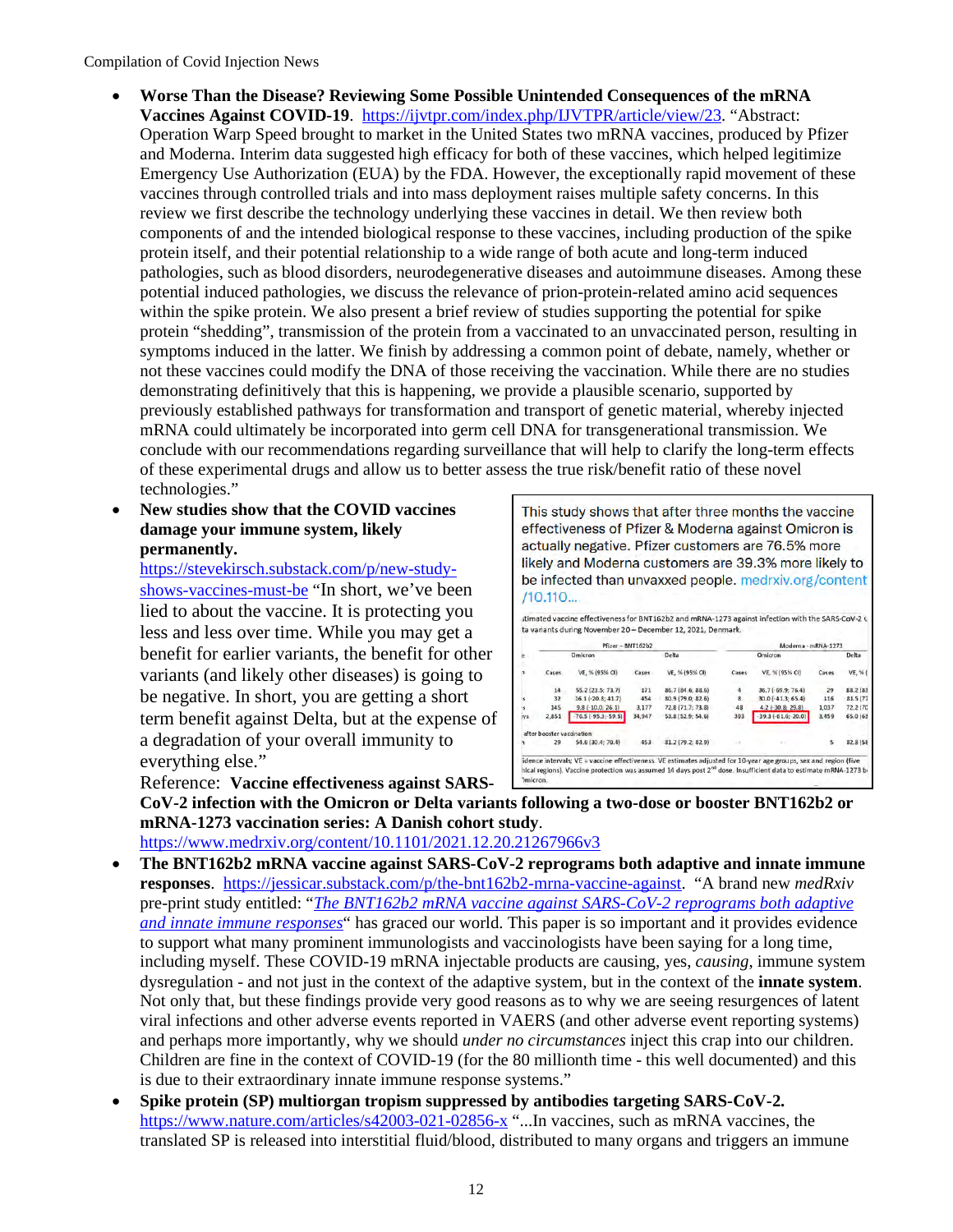- **Worse Than the Disease? Reviewing Some Possible Unintended Consequences of the mRNA Vaccines Against COVID-19**. https://ijvtpr.com/index.php/IJVTPR/article/view/23. "Abstract: Operation Warp Speed brought to market in the United States two mRNA vaccines, produced by Pfizer and Moderna. Interim data suggested high efficacy for both of these vaccines, which helped legitimize Emergency Use Authorization (EUA) by the FDA. However, the exceptionally rapid movement of these vaccines through controlled trials and into mass deployment raises multiple safety concerns. In this review we first describe the technology underlying these vaccines in detail. We then review both components of and the intended biological response to these vaccines, including production of the spike protein itself, and their potential relationship to a wide range of both acute and long-term induced pathologies, such as blood disorders, neurodegenerative diseases and autoimmune diseases. Among these potential induced pathologies, we discuss the relevance of prion-protein-related amino acid sequences within the spike protein. We also present a brief review of studies supporting the potential for spike protein "shedding", transmission of the protein from a vaccinated to an unvaccinated person, resulting in symptoms induced in the latter. We finish by addressing a common point of debate, namely, whether or not these vaccines could modify the DNA of those receiving the vaccination. While there are no studies demonstrating definitively that this is happening, we provide a plausible scenario, supported by previously established pathways for transformation and transport of genetic material, whereby injected mRNA could ultimately be incorporated into germ cell DNA for transgenerational transmission. We conclude with our recommendations regarding surveillance that will help to clarify the long-term effects of these experimental drugs and allow us to better assess the true risk/benefit ratio of these novel technologies."
- **New studies show that the COVID vaccines damage your immune system, likely permanently.** https://stevekirsch.substack.com/p/new-study-shows-vaccines-must-be "In short, we've been lied to about the vaccine. It is protecting you less and less over time. While you may get a benefit for earlier variants, the benefit for other variants (and likely other diseases) is going to be negative. In short, you are getting a short term benefit against Delta, but at the expense of a degradation of your overall immunity to everything else."

  This study shows that after three months the vaccine effectiveness of Pfizer & Moderna against Omicron is actually negative. Pfizer customers are 76.5% more likely and Moderna customers are 39.3% more likely to be infected than unvaxxed people. medrxiv.org/content/10.110...

  Estimated vaccine effectiveness for BNT162b2 and mRNA-1273 against infection with the SARS-CoV-2 Omicron and Delta variants during November 20 – December 12, 2021, Denmark.

  | | Pfizer - BNT162b2 | | | | Moderna - mRNA-1273 | | | |
  |---|---|---|---|---|---|---|---|---|
  | | Omicron | | Delta | | Omicron | | Delta | |
  | | Cases | VE, % (95% CI) | Cases | VE, % (95% CI) | Cases | VE, % (95% CI) | Cases | VE, % ( |
  | | 14 | 55.2 (23.5; 73.7) | 171 | 86.7 (84.6; 88.6) | 4 | 36.7 (-69.9; 76.4) | 29 | 88.2 (83 |
  | | 32 | 16.1 (-20.8; 41.7) | 454 | 80.9 (79.0; 82.6) | 8 | 30.0 (-41.3; 65.4) | 116 | 81.5 (77 |
  | | 145 | 9.8 (-10.0; 26.1) | 3,177 | 72.8 (71.7; 73.8) | 48 | 4.2 (-30.8; 29.8) | 1,037 | 72.2 (70 |
  | | 2,851 | -76.5 (-95.3; -59.5) | 34,947 | 53.8 (52.9; 54.6) | 393 | -39.3 (-61.6; -20.0) | 3,459 | 65.0 (63 |
  | after booster vaccination | | | | | | | | |
  | | 29 | 54.6 (30.4; 70.4) | 453 | 81.2 (79.2; 82.9) | | | 5 | 82.8 (58 |

  ...dence intervals; VE = vaccine effectiveness. VE estimates adjusted for 10-year age groups, sex and region (five ...hical regions). Vaccine protection was assumed 14 days post 2nd dose. Insufficient data to estimate mRNA-1273 b... Omicron.

  Reference: **Vaccine effectiveness against SARS-CoV-2 infection with the Omicron or Delta variants following a two-dose or booster BNT162b2 or mRNA-1273 vaccination series: A Danish cohort study**. https://www.medrxiv.org/content/10.1101/2021.12.20.21267966v3
- **The BNT162b2 mRNA vaccine against SARS-CoV-2 reprograms both adaptive and innate immune responses**. https://jessicar.substack.com/p/the-bnt162b2-mrna-vaccine-against. "A brand new *medRxiv* pre-print study entitled: "*The BNT162b2 mRNA vaccine against SARS-CoV-2 reprograms both adaptive and innate immune responses*" has graced our world. This paper is so important and it provides evidence to support what many prominent immunologists and vaccinologists have been saying for a long time, including myself. These COVID-19 mRNA injectable products are causing, yes, *causing*, immune system dysregulation - and not just in the context of the adaptive system, but in the context of the **innate system**. Not only that, but these findings provide very good reasons as to why we are seeing resurgences of latent viral infections and other adverse events reported in VAERS (and other adverse event reporting systems) and perhaps more importantly, why we should *under no circumstances* inject this crap into our children. Children are fine in the context of COVID-19 (for the 80 millionth time - this well documented) and this is due to their extraordinary innate immune response systems."
- **Spike protein (SP) multiorgan tropism suppressed by antibodies targeting SARS-CoV-2.** https://www.nature.com/articles/s42003-021-02856-x "...In vaccines, such as mRNA vaccines, the translated SP is released into interstitial fluid/blood, distributed to many organs and triggers an immune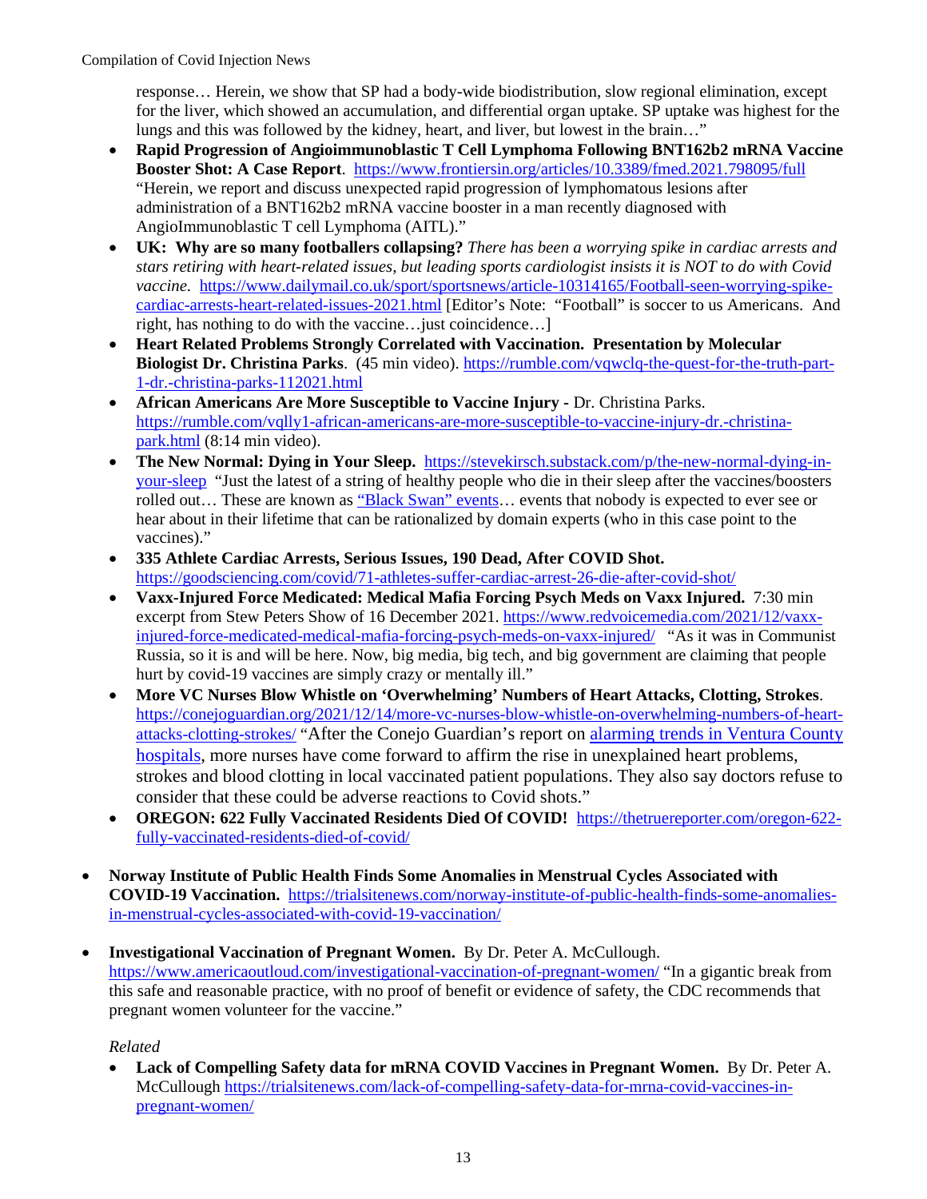response… Herein, we show that SP had a body-wide biodistribution, slow regional elimination, except for the liver, which showed an accumulation, and differential organ uptake. SP uptake was highest for the lungs and this was followed by the kidney, heart, and liver, but lowest in the brain…"

  - **Rapid Progression of Angioimmunoblastic T Cell Lymphoma Following BNT162b2 mRNA Vaccine Booster Shot: A Case Report**. https://www.frontiersin.org/articles/10.3389/fmed.2021.798095/full "Herein, we report and discuss unexpected rapid progression of lymphomatous lesions after administration of a BNT162b2 mRNA vaccine booster in a man recently diagnosed with AngioImmunoblastic T cell Lymphoma (AITL)."
  - **UK: Why are so many footballers collapsing?** *There has been a worrying spike in cardiac arrests and stars retiring with heart-related issues, but leading sports cardiologist insists it is NOT to do with Covid vaccine.* https://www.dailymail.co.uk/sport/sportsnews/article-10314165/Football-seen-worrying-spike-cardiac-arrests-heart-related-issues-2021.html [Editor's Note: "Football" is soccer to us Americans. And right, has nothing to do with the vaccine…just coincidence…]
  - **Heart Related Problems Strongly Correlated with Vaccination. Presentation by Molecular Biologist Dr. Christina Parks**. (45 min video). https://rumble.com/vqwclq-the-quest-for-the-truth-part-1-dr.-christina-parks-112021.html
  - **African Americans Are More Susceptible to Vaccine Injury -** Dr. Christina Parks. https://rumble.com/vqlly1-african-americans-are-more-susceptible-to-vaccine-injury-dr.-christina-park.html (8:14 min video).
  - **The New Normal: Dying in Your Sleep.** https://stevekirsch.substack.com/p/the-new-normal-dying-in-your-sleep "Just the latest of a string of healthy people who die in their sleep after the vaccines/boosters rolled out… These are known as "Black Swan" events… events that nobody is expected to ever see or hear about in their lifetime that can be rationalized by domain experts (who in this case point to the vaccines)."
  - **335 Athlete Cardiac Arrests, Serious Issues, 190 Dead, After COVID Shot.** https://goodsciencing.com/covid/71-athletes-suffer-cardiac-arrest-26-die-after-covid-shot/
  - **Vaxx-Injured Force Medicated: Medical Mafia Forcing Psych Meds on Vaxx Injured.** 7:30 min excerpt from Stew Peters Show of 16 December 2021. https://www.redvoicemedia.com/2021/12/vaxx-injured-force-medicated-medical-mafia-forcing-psych-meds-on-vaxx-injured/ "As it was in Communist Russia, so it is and will be here. Now, big media, big tech, and big government are claiming that people hurt by covid-19 vaccines are simply crazy or mentally ill."
  - **More VC Nurses Blow Whistle on 'Overwhelming' Numbers of Heart Attacks, Clotting, Strokes**. https://conejoguardian.org/2021/12/14/more-vc-nurses-blow-whistle-on-overwhelming-numbers-of-heart-attacks-clotting-strokes/ "After the Conejo Guardian's report on alarming trends in Ventura County hospitals, more nurses have come forward to affirm the rise in unexplained heart problems, strokes and blood clotting in local vaccinated patient populations. They also say doctors refuse to consider that these could be adverse reactions to Covid shots."
  - **OREGON: 622 Fully Vaccinated Residents Died Of COVID!** https://thetruereporter.com/oregon-622-fully-vaccinated-residents-died-of-covid/

- **Norway Institute of Public Health Finds Some Anomalies in Menstrual Cycles Associated with COVID-19 Vaccination.** https://trialsitenews.com/norway-institute-of-public-health-finds-some-anomalies-in-menstrual-cycles-associated-with-covid-19-vaccination/

- **Investigational Vaccination of Pregnant Women.** By Dr. Peter A. McCullough. https://www.americaoutloud.com/investigational-vaccination-of-pregnant-women/ "In a gigantic break from this safe and reasonable practice, with no proof of benefit or evidence of safety, the CDC recommends that pregnant women volunteer for the vaccine."

  *Related*

  - **Lack of Compelling Safety data for mRNA COVID Vaccines in Pregnant Women.** By Dr. Peter A. McCullough https://trialsitenews.com/lack-of-compelling-safety-data-for-mrna-covid-vaccines-in-pregnant-women/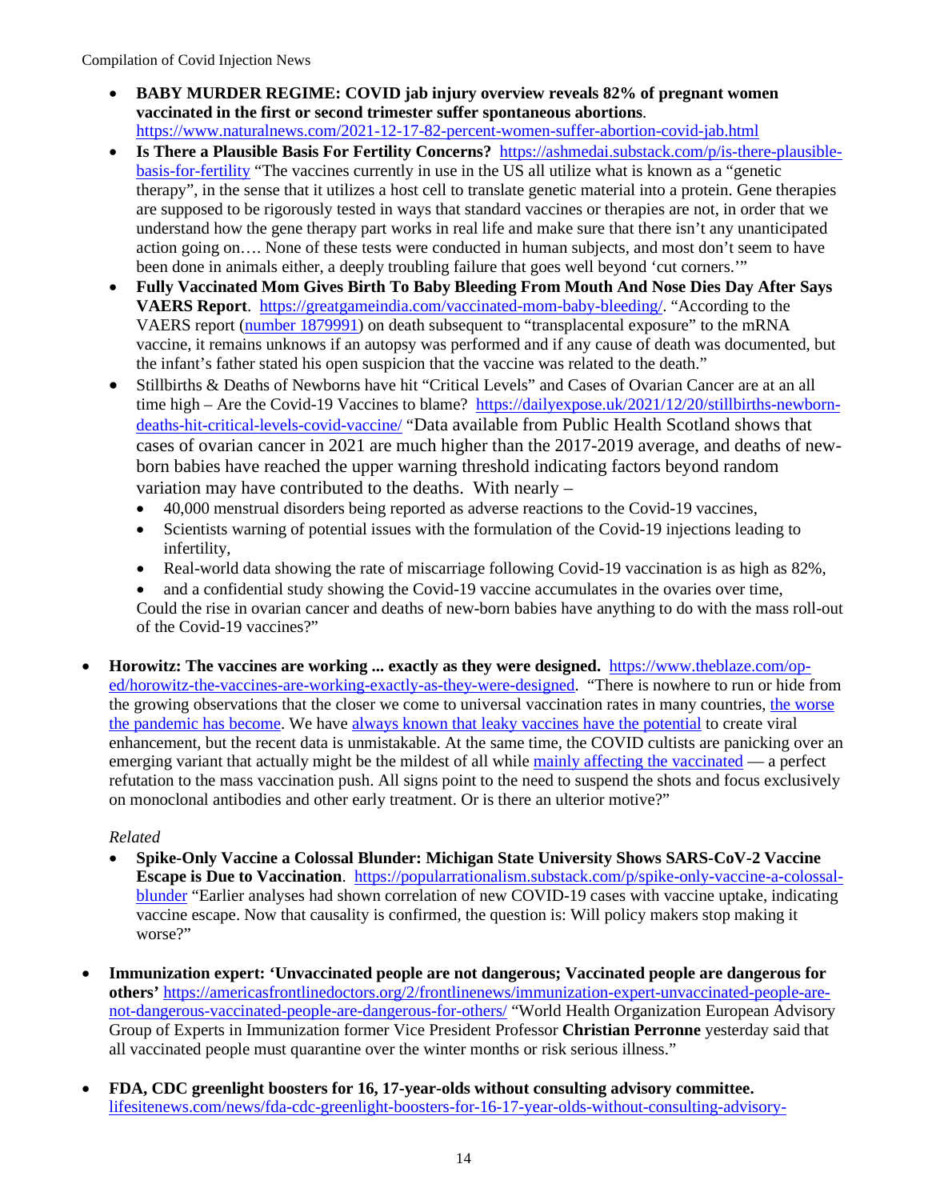- **BABY MURDER REGIME: COVID jab injury overview reveals 82% of pregnant women vaccinated in the first or second trimester suffer spontaneous abortions**. https://www.naturalnews.com/2021-12-17-82-percent-women-suffer-abortion-covid-jab.html
- **Is There a Plausible Basis For Fertility Concerns?** https://ashmedai.substack.com/p/is-there-plausible-basis-for-fertility "The vaccines currently in use in the US all utilize what is known as a "genetic therapy", in the sense that it utilizes a host cell to translate genetic material into a protein. Gene therapies are supposed to be rigorously tested in ways that standard vaccines or therapies are not, in order that we understand how the gene therapy part works in real life and make sure that there isn't any unanticipated action going on…. None of these tests were conducted in human subjects, and most don't seem to have been done in animals either, a deeply troubling failure that goes well beyond 'cut corners.'"
- **Fully Vaccinated Mom Gives Birth To Baby Bleeding From Mouth And Nose Dies Day After Says VAERS Report**. https://greatgameindia.com/vaccinated-mom-baby-bleeding/. "According to the VAERS report (number 1879991) on death subsequent to "transplacental exposure" to the mRNA vaccine, it remains unknows if an autopsy was performed and if any cause of death was documented, but the infant's father stated his open suspicion that the vaccine was related to the death."
- Stillbirths & Deaths of Newborns have hit "Critical Levels" and Cases of Ovarian Cancer are at an all time high – Are the Covid-19 Vaccines to blame? https://dailyexpose.uk/2021/12/20/stillbirths-newborn-deaths-hit-critical-levels-covid-vaccine/ "Data available from Public Health Scotland shows that cases of ovarian cancer in 2021 are much higher than the 2017-2019 average, and deaths of new-born babies have reached the upper warning threshold indicating factors beyond random variation may have contributed to the deaths. With nearly –
  - 40,000 menstrual disorders being reported as adverse reactions to the Covid-19 vaccines,
  - Scientists warning of potential issues with the formulation of the Covid-19 injections leading to infertility,
  - Real-world data showing the rate of miscarriage following Covid-19 vaccination is as high as 82%,
  - and a confidential study showing the Covid-19 vaccine accumulates in the ovaries over time,

  Could the rise in ovarian cancer and deaths of new-born babies have anything to do with the mass roll-out of the Covid-19 vaccines?"

- **Horowitz: The vaccines are working ... exactly as they were designed.** https://www.theblaze.com/op-ed/horowitz-the-vaccines-are-working-exactly-as-they-were-designed. "There is nowhere to run or hide from the growing observations that the closer we come to universal vaccination rates in many countries, the worse the pandemic has become. We have always known that leaky vaccines have the potential to create viral enhancement, but the recent data is unmistakable. At the same time, the COVID cultists are panicking over an emerging variant that actually might be the mildest of all while mainly affecting the vaccinated — a perfect refutation to the mass vaccination push. All signs point to the need to suspend the shots and focus exclusively on monoclonal antibodies and other early treatment. Or is there an ulterior motive?"

  *Related*
  - **Spike-Only Vaccine a Colossal Blunder: Michigan State University Shows SARS-CoV-2 Vaccine Escape is Due to Vaccination**. https://popularrationalism.substack.com/p/spike-only-vaccine-a-colossal-blunder "Earlier analyses had shown correlation of new COVID-19 cases with vaccine uptake, indicating vaccine escape. Now that causality is confirmed, the question is: Will policy makers stop making it worse?"

- **Immunization expert: 'Unvaccinated people are not dangerous; Vaccinated people are dangerous for others'** https://americasfrontlinedoctors.org/2/frontlinenews/immunization-expert-unvaccinated-people-are-not-dangerous-vaccinated-people-are-dangerous-for-others/ "World Health Organization European Advisory Group of Experts in Immunization former Vice President Professor **Christian Perronne** yesterday said that all vaccinated people must quarantine over the winter months or risk serious illness."

- **FDA, CDC greenlight boosters for 16, 17-year-olds without consulting advisory committee.** lifesitenews.com/news/fda-cdc-greenlight-boosters-for-16-17-year-olds-without-consulting-advisory-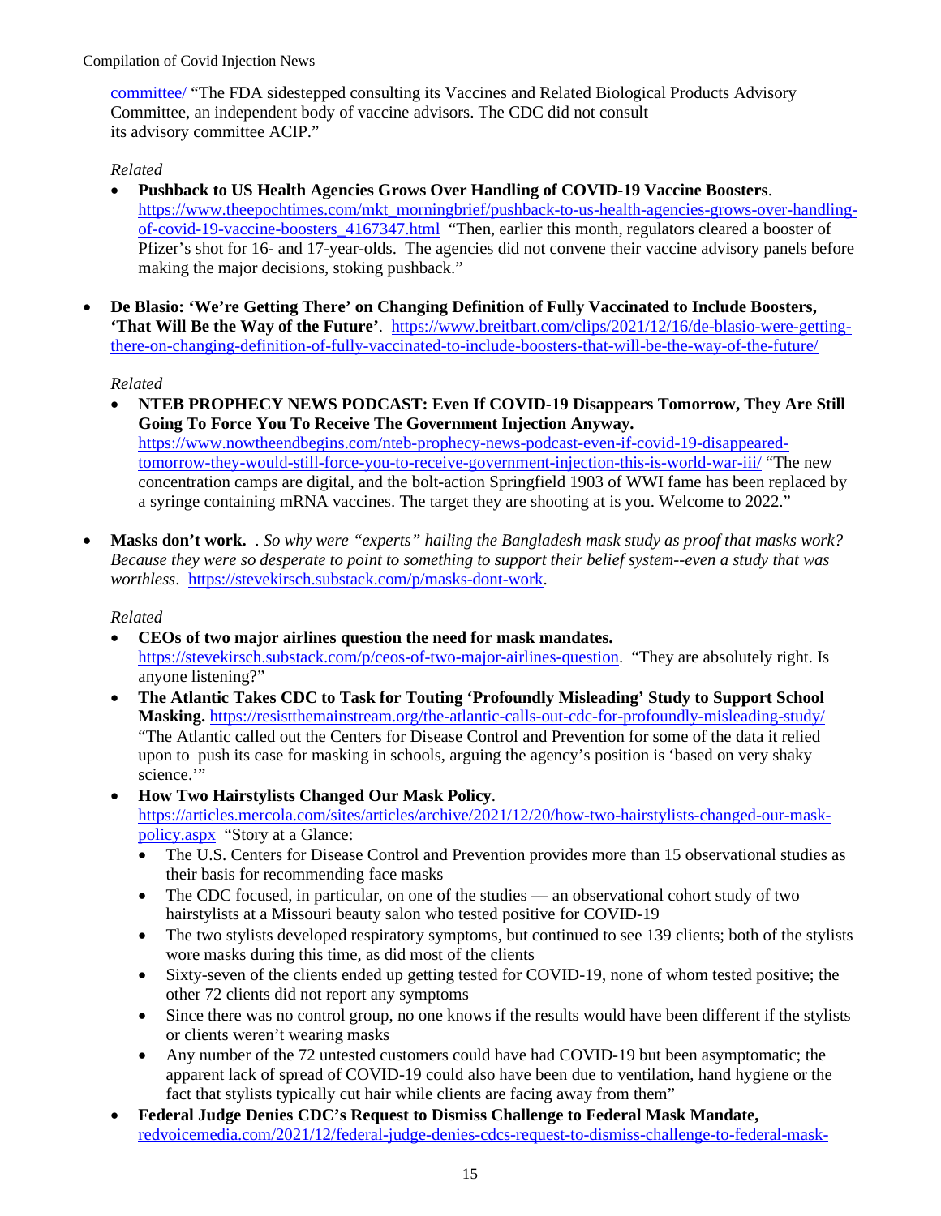committee/ "The FDA sidestepped consulting its Vaccines and Related Biological Products Advisory Committee, an independent body of vaccine advisors. The CDC did not consult its advisory committee ACIP."

*Related*

- **Pushback to US Health Agencies Grows Over Handling of COVID-19 Vaccine Boosters**. https://www.theepochtimes.com/mkt_morningbrief/pushback-to-us-health-agencies-grows-over-handling-of-covid-19-vaccine-boosters_4167347.html "Then, earlier this month, regulators cleared a booster of Pfizer's shot for 16- and 17-year-olds. The agencies did not convene their vaccine advisory panels before making the major decisions, stoking pushback."

- **De Blasio: 'We're Getting There' on Changing Definition of Fully Vaccinated to Include Boosters, 'That Will Be the Way of the Future'**. https://www.breitbart.com/clips/2021/12/16/de-blasio-were-getting-there-on-changing-definition-of-fully-vaccinated-to-include-boosters-that-will-be-the-way-of-the-future/

*Related*

- **NTEB PROPHECY NEWS PODCAST: Even If COVID-19 Disappears Tomorrow, They Are Still Going To Force You To Receive The Government Injection Anyway.** https://www.nowtheendbegins.com/nteb-prophecy-news-podcast-even-if-covid-19-disappeared-tomorrow-they-would-still-force-you-to-receive-government-injection-this-is-world-war-iii/ "The new concentration camps are digital, and the bolt-action Springfield 1903 of WWI fame has been replaced by a syringe containing mRNA vaccines. The target they are shooting at is you. Welcome to 2022."

- **Masks don't work.** . *So why were "experts" hailing the Bangladesh mask study as proof that masks work? Because they were so desperate to point to something to support their belief system--even a study that was worthless*. https://stevekirsch.substack.com/p/masks-dont-work.

*Related*

- **CEOs of two major airlines question the need for mask mandates.** https://stevekirsch.substack.com/p/ceos-of-two-major-airlines-question. "They are absolutely right. Is anyone listening?"
- **The Atlantic Takes CDC to Task for Touting 'Profoundly Misleading' Study to Support School Masking.** https://resistthemainstream.org/the-atlantic-calls-out-cdc-for-profoundly-misleading-study/ "The Atlantic called out the Centers for Disease Control and Prevention for some of the data it relied upon to push its case for masking in schools, arguing the agency's position is 'based on very shaky science.'"
- **How Two Hairstylists Changed Our Mask Policy**. https://articles.mercola.com/sites/articles/archive/2021/12/20/how-two-hairstylists-changed-our-mask-policy.aspx "Story at a Glance:
  - The U.S. Centers for Disease Control and Prevention provides more than 15 observational studies as their basis for recommending face masks
  - The CDC focused, in particular, on one of the studies — an observational cohort study of two hairstylists at a Missouri beauty salon who tested positive for COVID-19
  - The two stylists developed respiratory symptoms, but continued to see 139 clients; both of the stylists wore masks during this time, as did most of the clients
  - Sixty-seven of the clients ended up getting tested for COVID-19, none of whom tested positive; the other 72 clients did not report any symptoms
  - Since there was no control group, no one knows if the results would have been different if the stylists or clients weren't wearing masks
  - Any number of the 72 untested customers could have had COVID-19 but been asymptomatic; the apparent lack of spread of COVID-19 could also have been due to ventilation, hand hygiene or the fact that stylists typically cut hair while clients are facing away from them"
- **Federal Judge Denies CDC's Request to Dismiss Challenge to Federal Mask Mandate,** redvoicemedia.com/2021/12/federal-judge-denies-cdcs-request-to-dismiss-challenge-to-federal-mask-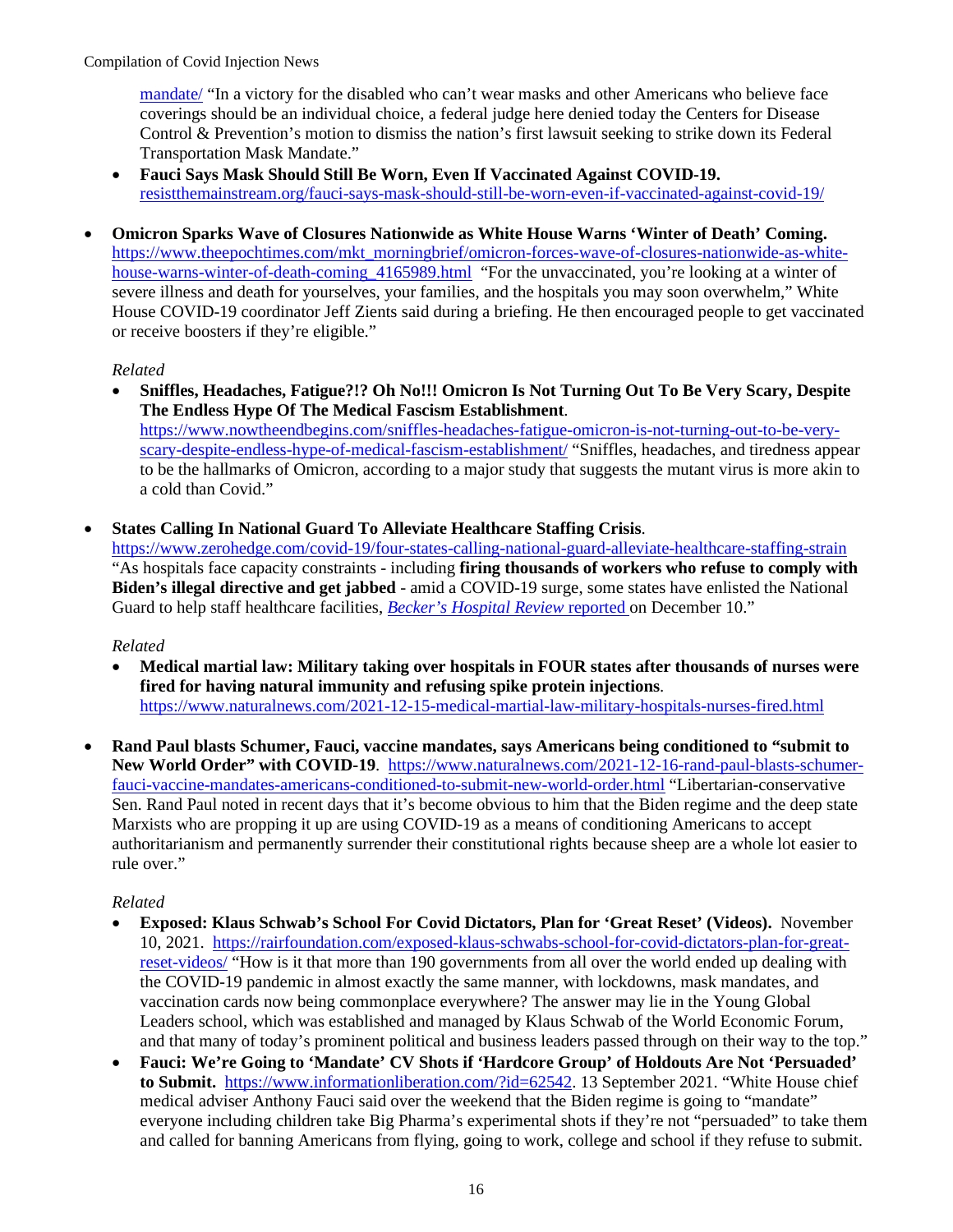mandate/ "In a victory for the disabled who can't wear masks and other Americans who believe face coverings should be an individual choice, a federal judge here denied today the Centers for Disease Control & Prevention's motion to dismiss the nation's first lawsuit seeking to strike down its Federal Transportation Mask Mandate."

  - **Fauci Says Mask Should Still Be Worn, Even If Vaccinated Against COVID-19.** resistthemainstream.org/fauci-says-mask-should-still-be-worn-even-if-vaccinated-against-covid-19/

- **Omicron Sparks Wave of Closures Nationwide as White House Warns 'Winter of Death' Coming.** https://www.theepochtimes.com/mkt_morningbrief/omicron-forces-wave-of-closures-nationwide-as-white-house-warns-winter-of-death-coming_4165989.html "For the unvaccinated, you're looking at a winter of severe illness and death for yourselves, your families, and the hospitals you may soon overwhelm," White House COVID-19 coordinator Jeff Zients said during a briefing. He then encouraged people to get vaccinated or receive boosters if they're eligible."

  *Related*

  - **Sniffles, Headaches, Fatigue?!? Oh No!!! Omicron Is Not Turning Out To Be Very Scary, Despite The Endless Hype Of The Medical Fascism Establishment**. https://www.nowtheendbegins.com/sniffles-headaches-fatigue-omicron-is-not-turning-out-to-be-very-scary-despite-endless-hype-of-medical-fascism-establishment/ "Sniffles, headaches, and tiredness appear to be the hallmarks of Omicron, according to a major study that suggests the mutant virus is more akin to a cold than Covid."

- **States Calling In National Guard To Alleviate Healthcare Staffing Crisis**. https://www.zerohedge.com/covid-19/four-states-calling-national-guard-alleviate-healthcare-staffing-strain "As hospitals face capacity constraints - including **firing thousands of workers who refuse to comply with Biden's illegal directive and get jabbed** - amid a COVID-19 surge, some states have enlisted the National Guard to help staff healthcare facilities, *Becker's Hospital Review* reported on December 10."

  *Related*

  - **Medical martial law: Military taking over hospitals in FOUR states after thousands of nurses were fired for having natural immunity and refusing spike protein injections**. https://www.naturalnews.com/2021-12-15-medical-martial-law-military-hospitals-nurses-fired.html

- **Rand Paul blasts Schumer, Fauci, vaccine mandates, says Americans being conditioned to "submit to New World Order" with COVID-19**. https://www.naturalnews.com/2021-12-16-rand-paul-blasts-schumer-fauci-vaccine-mandates-americans-conditioned-to-submit-new-world-order.html "Libertarian-conservative Sen. Rand Paul noted in recent days that it's become obvious to him that the Biden regime and the deep state Marxists who are propping it up are using COVID-19 as a means of conditioning Americans to accept authoritarianism and permanently surrender their constitutional rights because sheep are a whole lot easier to rule over."

  *Related*

  - **Exposed: Klaus Schwab's School For Covid Dictators, Plan for 'Great Reset' (Videos).** November 10, 2021. https://rairfoundation.com/exposed-klaus-schwabs-school-for-covid-dictators-plan-for-great-reset-videos/ "How is it that more than 190 governments from all over the world ended up dealing with the COVID-19 pandemic in almost exactly the same manner, with lockdowns, mask mandates, and vaccination cards now being commonplace everywhere? The answer may lie in the Young Global Leaders school, which was established and managed by Klaus Schwab of the World Economic Forum, and that many of today's prominent political and business leaders passed through on their way to the top."
  - **Fauci: We're Going to 'Mandate' CV Shots if 'Hardcore Group' of Holdouts Are Not 'Persuaded' to Submit.** https://www.informationliberation.com/?id=62542. 13 September 2021. "White House chief medical adviser Anthony Fauci said over the weekend that the Biden regime is going to "mandate" everyone including children take Big Pharma's experimental shots if they're not "persuaded" to take them and called for banning Americans from flying, going to work, college and school if they refuse to submit.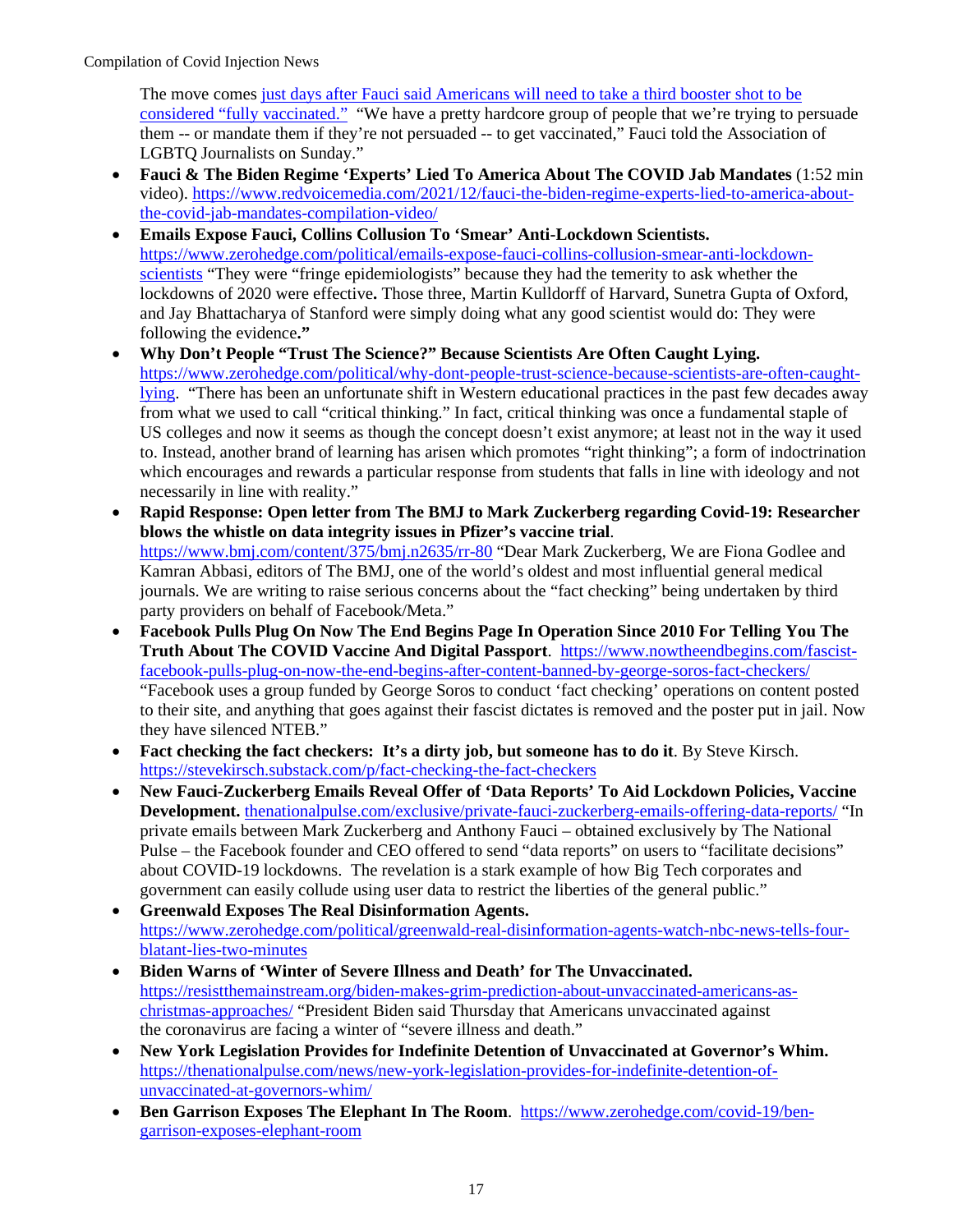The move comes [just days after Fauci said Americans will need to take a third booster shot to be considered "fully vaccinated."](#) "We have a pretty hardcore group of people that we're trying to persuade them -- or mandate them if they're not persuaded -- to get vaccinated," Fauci told the Association of LGBTQ Journalists on Sunday."

- **Fauci & The Biden Regime 'Experts' Lied To America About The COVID Jab Mandates** (1:52 min video). https://www.redvoicemedia.com/2021/12/fauci-the-biden-regime-experts-lied-to-america-about-the-covid-jab-mandates-compilation-video/
- **Emails Expose Fauci, Collins Collusion To 'Smear' Anti-Lockdown Scientists.** https://www.zerohedge.com/political/emails-expose-fauci-collins-collusion-smear-anti-lockdown-scientists "They were "fringe epidemiologists" because they had the temerity to ask whether the lockdowns of 2020 were effective**.** Those three, Martin Kulldorff of Harvard, Sunetra Gupta of Oxford, and Jay Bhattacharya of Stanford were simply doing what any good scientist would do: They were following the evidence**."**
- **Why Don't People "Trust The Science?" Because Scientists Are Often Caught Lying.** https://www.zerohedge.com/political/why-dont-people-trust-science-because-scientists-are-often-caught-lying. "There has been an unfortunate shift in Western educational practices in the past few decades away from what we used to call "critical thinking." In fact, critical thinking was once a fundamental staple of US colleges and now it seems as though the concept doesn't exist anymore; at least not in the way it used to. Instead, another brand of learning has arisen which promotes "right thinking"; a form of indoctrination which encourages and rewards a particular response from students that falls in line with ideology and not necessarily in line with reality."
- **Rapid Response: Open letter from The BMJ to Mark Zuckerberg regarding Covid-19: Researcher blows the whistle on data integrity issues in Pfizer's vaccine trial**. https://www.bmj.com/content/375/bmj.n2635/rr-80 "Dear Mark Zuckerberg, We are Fiona Godlee and Kamran Abbasi, editors of The BMJ, one of the world's oldest and most influential general medical journals. We are writing to raise serious concerns about the "fact checking" being undertaken by third party providers on behalf of Facebook/Meta."
- **Facebook Pulls Plug On Now The End Begins Page In Operation Since 2010 For Telling You The Truth About The COVID Vaccine And Digital Passport**. https://www.nowtheendbegins.com/fascist-facebook-pulls-plug-on-now-the-end-begins-after-content-banned-by-george-soros-fact-checkers/ "Facebook uses a group funded by George Soros to conduct 'fact checking' operations on content posted to their site, and anything that goes against their fascist dictates is removed and the poster put in jail. Now they have silenced NTEB."
- **Fact checking the fact checkers: It's a dirty job, but someone has to do it**. By Steve Kirsch. https://stevekirsch.substack.com/p/fact-checking-the-fact-checkers
- **New Fauci-Zuckerberg Emails Reveal Offer of 'Data Reports' To Aid Lockdown Policies, Vaccine Development.** thenationalpulse.com/exclusive/private-fauci-zuckerberg-emails-offering-data-reports/ "In private emails between Mark Zuckerberg and Anthony Fauci – obtained exclusively by The National Pulse – the Facebook founder and CEO offered to send "data reports" on users to "facilitate decisions" about COVID-19 lockdowns. The revelation is a stark example of how Big Tech corporates and government can easily collude using user data to restrict the liberties of the general public."
- **Greenwald Exposes The Real Disinformation Agents.** https://www.zerohedge.com/political/greenwald-real-disinformation-agents-watch-nbc-news-tells-four-blatant-lies-two-minutes
- **Biden Warns of 'Winter of Severe Illness and Death' for The Unvaccinated.** https://resistthemainstream.org/biden-makes-grim-prediction-about-unvaccinated-americans-as-christmas-approaches/ "President Biden said Thursday that Americans unvaccinated against the coronavirus are facing a winter of "severe illness and death."
- **New York Legislation Provides for Indefinite Detention of Unvaccinated at Governor's Whim.** https://thenationalpulse.com/news/new-york-legislation-provides-for-indefinite-detention-of-unvaccinated-at-governors-whim/
- **Ben Garrison Exposes The Elephant In The Room**. https://www.zerohedge.com/covid-19/ben-garrison-exposes-elephant-room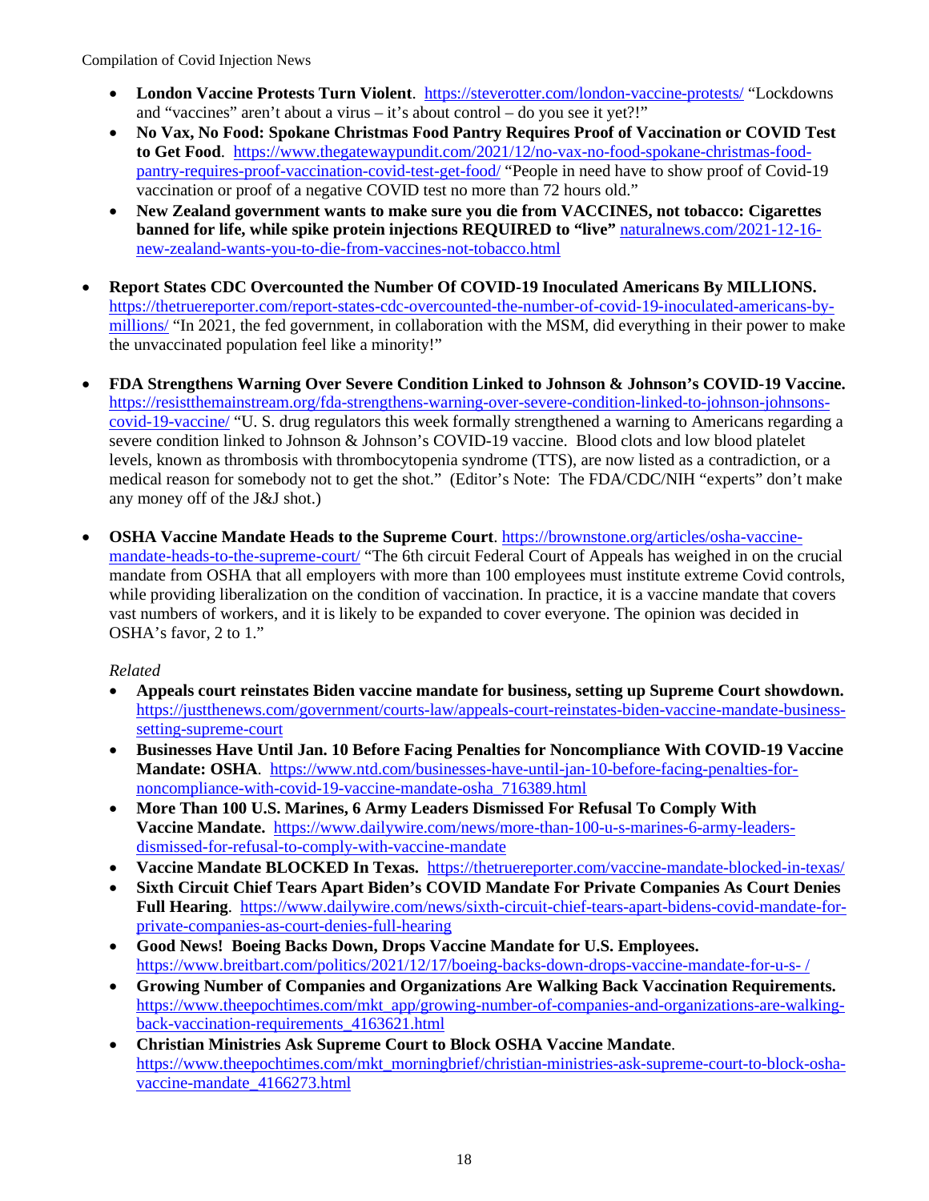- **London Vaccine Protests Turn Violent**. https://steverotter.com/london-vaccine-protests/ "Lockdowns and "vaccines" aren't about a virus – it's about control – do you see it yet?!"
- **No Vax, No Food: Spokane Christmas Food Pantry Requires Proof of Vaccination or COVID Test to Get Food**. https://www.thegatewaypundit.com/2021/12/no-vax-no-food-spokane-christmas-food-pantry-requires-proof-vaccination-covid-test-get-food/ "People in need have to show proof of Covid-19 vaccination or proof of a negative COVID test no more than 72 hours old."
- **New Zealand government wants to make sure you die from VACCINES, not tobacco: Cigarettes banned for life, while spike protein injections REQUIRED to "live"** naturalnews.com/2021-12-16-new-zealand-wants-you-to-die-from-vaccines-not-tobacco.html

- **Report States CDC Overcounted the Number Of COVID-19 Inoculated Americans By MILLIONS.** https://thetruereporter.com/report-states-cdc-overcounted-the-number-of-covid-19-inoculated-americans-by-millions/ "In 2021, the fed government, in collaboration with the MSM, did everything in their power to make the unvaccinated population feel like a minority!"

- **FDA Strengthens Warning Over Severe Condition Linked to Johnson & Johnson's COVID-19 Vaccine.** https://resistthemainstream.org/fda-strengthens-warning-over-severe-condition-linked-to-johnson-johnsons-covid-19-vaccine/ "U. S. drug regulators this week formally strengthened a warning to Americans regarding a severe condition linked to Johnson & Johnson's COVID-19 vaccine. Blood clots and low blood platelet levels, known as thrombosis with thrombocytopenia syndrome (TTS), are now listed as a contradiction, or a medical reason for somebody not to get the shot." (Editor's Note: The FDA/CDC/NIH "experts" don't make any money off of the J&J shot.)

- **OSHA Vaccine Mandate Heads to the Supreme Court**. https://brownstone.org/articles/osha-vaccine-mandate-heads-to-the-supreme-court/ "The 6th circuit Federal Court of Appeals has weighed in on the crucial mandate from OSHA that all employers with more than 100 employees must institute extreme Covid controls, while providing liberalization on the condition of vaccination. In practice, it is a vaccine mandate that covers vast numbers of workers, and it is likely to be expanded to cover everyone. The opinion was decided in OSHA's favor, 2 to 1."

  *Related*
  - **Appeals court reinstates Biden vaccine mandate for business, setting up Supreme Court showdown.** https://justthenews.com/government/courts-law/appeals-court-reinstates-biden-vaccine-mandate-business-setting-supreme-court
  - **Businesses Have Until Jan. 10 Before Facing Penalties for Noncompliance With COVID-19 Vaccine Mandate: OSHA**. https://www.ntd.com/businesses-have-until-jan-10-before-facing-penalties-for-noncompliance-with-covid-19-vaccine-mandate-osha_716389.html
  - **More Than 100 U.S. Marines, 6 Army Leaders Dismissed For Refusal To Comply With Vaccine Mandate.** https://www.dailywire.com/news/more-than-100-u-s-marines-6-army-leaders-dismissed-for-refusal-to-comply-with-vaccine-mandate
  - **Vaccine Mandate BLOCKED In Texas.** https://thetruereporter.com/vaccine-mandate-blocked-in-texas/
  - **Sixth Circuit Chief Tears Apart Biden's COVID Mandate For Private Companies As Court Denies Full Hearing**. https://www.dailywire.com/news/sixth-circuit-chief-tears-apart-bidens-covid-mandate-for-private-companies-as-court-denies-full-hearing
  - **Good News! Boeing Backs Down, Drops Vaccine Mandate for U.S. Employees.** https://www.breitbart.com/politics/2021/12/17/boeing-backs-down-drops-vaccine-mandate-for-u-s- /
  - **Growing Number of Companies and Organizations Are Walking Back Vaccination Requirements.** https://www.theepochtimes.com/mkt_app/growing-number-of-companies-and-organizations-are-walking-back-vaccination-requirements_4163621.html
  - **Christian Ministries Ask Supreme Court to Block OSHA Vaccine Mandate**. https://www.theepochtimes.com/mkt_morningbrief/christian-ministries-ask-supreme-court-to-block-osha-vaccine-mandate_4166273.html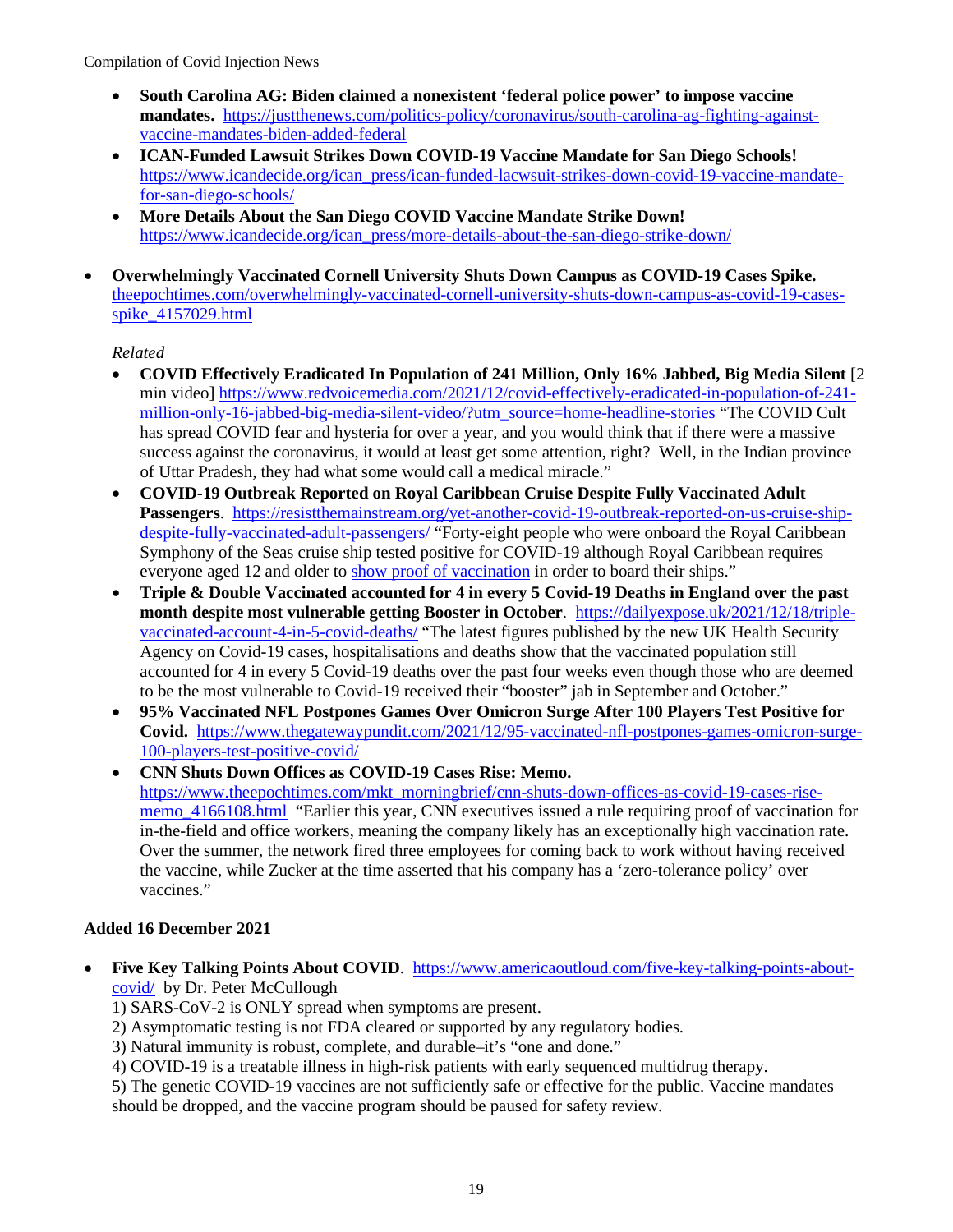- **South Carolina AG: Biden claimed a nonexistent 'federal police power' to impose vaccine mandates.** https://justthenews.com/politics-policy/coronavirus/south-carolina-ag-fighting-against-vaccine-mandates-biden-added-federal
- **ICAN-Funded Lawsuit Strikes Down COVID-19 Vaccine Mandate for San Diego Schools!** https://www.icandecide.org/ican_press/ican-funded-lacwsuit-strikes-down-covid-19-vaccine-mandate-for-san-diego-schools/
- **More Details About the San Diego COVID Vaccine Mandate Strike Down!** https://www.icandecide.org/ican_press/more-details-about-the-san-diego-strike-down/

- **Overwhelmingly Vaccinated Cornell University Shuts Down Campus as COVID-19 Cases Spike.** theepochtimes.com/overwhelmingly-vaccinated-cornell-university-shuts-down-campus-as-covid-19-cases-spike_4157029.html

  *Related*
  - **COVID Effectively Eradicated In Population of 241 Million, Only 16% Jabbed, Big Media Silent** [2 min video] https://www.redvoicemedia.com/2021/12/covid-effectively-eradicated-in-population-of-241-million-only-16-jabbed-big-media-silent-video/?utm_source=home-headline-stories "The COVID Cult has spread COVID fear and hysteria for over a year, and you would think that if there were a massive success against the coronavirus, it would at least get some attention, right? Well, in the Indian province of Uttar Pradesh, they had what some would call a medical miracle."
  - **COVID-19 Outbreak Reported on Royal Caribbean Cruise Despite Fully Vaccinated Adult Passengers**. https://resistthemainstream.org/yet-another-covid-19-outbreak-reported-on-us-cruise-ship-despite-fully-vaccinated-adult-passengers/ "Forty-eight people who were onboard the Royal Caribbean Symphony of the Seas cruise ship tested positive for COVID-19 although Royal Caribbean requires everyone aged 12 and older to show proof of vaccination in order to board their ships."
  - **Triple & Double Vaccinated accounted for 4 in every 5 Covid-19 Deaths in England over the past month despite most vulnerable getting Booster in October**. https://dailyexpose.uk/2021/12/18/triple-vaccinated-account-4-in-5-covid-deaths/ "The latest figures published by the new UK Health Security Agency on Covid-19 cases, hospitalisations and deaths show that the vaccinated population still accounted for 4 in every 5 Covid-19 deaths over the past four weeks even though those who are deemed to be the most vulnerable to Covid-19 received their "booster" jab in September and October."
  - **95% Vaccinated NFL Postpones Games Over Omicron Surge After 100 Players Test Positive for Covid.** https://www.thegatewaypundit.com/2021/12/95-vaccinated-nfl-postpones-games-omicron-surge-100-players-test-positive-covid/
  - **CNN Shuts Down Offices as COVID-19 Cases Rise: Memo.** https://www.theepochtimes.com/mkt_morningbrief/cnn-shuts-down-offices-as-covid-19-cases-rise-memo_4166108.html "Earlier this year, CNN executives issued a rule requiring proof of vaccination for in-the-field and office workers, meaning the company likely has an exceptionally high vaccination rate. Over the summer, the network fired three employees for coming back to work without having received the vaccine, while Zucker at the time asserted that his company has a 'zero-tolerance policy' over vaccines."

**Added 16 December 2021**

- **Five Key Talking Points About COVID**. https://www.americaoutloud.com/five-key-talking-points-about-covid/ by Dr. Peter McCullough

  1) SARS-CoV-2 is ONLY spread when symptoms are present.
  2) Asymptomatic testing is not FDA cleared or supported by any regulatory bodies.
  3) Natural immunity is robust, complete, and durable–it's "one and done."
  4) COVID-19 is a treatable illness in high-risk patients with early sequenced multidrug therapy.
  5) The genetic COVID-19 vaccines are not sufficiently safe or effective for the public. Vaccine mandates should be dropped, and the vaccine program should be paused for safety review.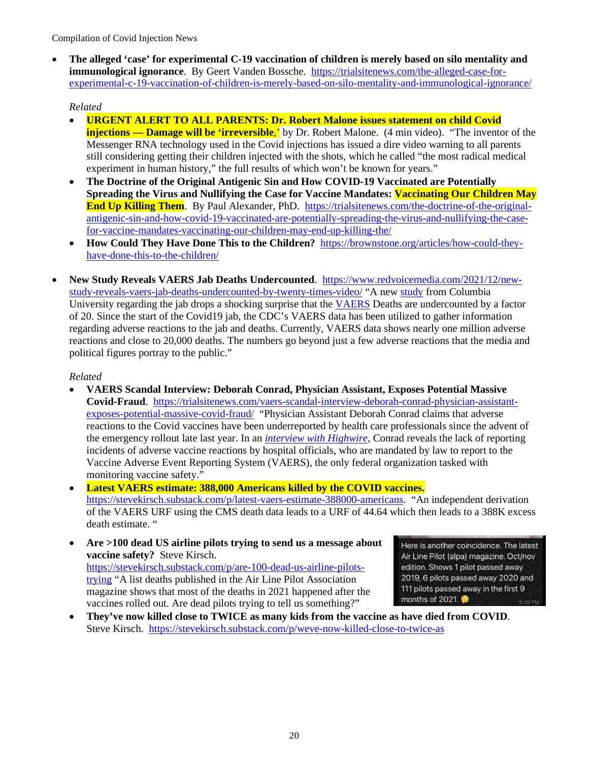- **The alleged 'case' for experimental C-19 vaccination of children is merely based on silo mentality and immunological ignorance**. By Geert Vanden Bossche. https://trialsitenews.com/the-alleged-case-for-experimental-c-19-vaccination-of-children-is-merely-based-on-silo-mentality-and-immunological-ignorance/

  *Related*
  - **URGENT ALERT TO ALL PARENTS: Dr. Robert Malone issues statement on child Covid injections — Damage will be 'irreversible**,' by Dr. Robert Malone. (4 min video). "The inventor of the Messenger RNA technology used in the Covid injections has issued a dire video warning to all parents still considering getting their children injected with the shots, which he called "the most radical medical experiment in human history," the full results of which won't be known for years."
  - **The Doctrine of the Original Antigenic Sin and How COVID-19 Vaccinated are Potentially Spreading the Virus and Nullifying the Case for Vaccine Mandates: Vaccinating Our Children May End Up Killing Them**. By Paul Alexander, PhD. https://trialsitenews.com/the-doctrine-of-the-original-antigenic-sin-and-how-covid-19-vaccinated-are-potentially-spreading-the-virus-and-nullifying-the-case-for-vaccine-mandates-vaccinating-our-children-may-end-up-killing-the/
  - **How Could They Have Done This to the Children?** https://brownstone.org/articles/how-could-they-have-done-this-to-the-children/

- **New Study Reveals VAERS Jab Deaths Undercounted**. https://www.redvoicemedia.com/2021/12/new-study-reveals-vaers-jab-deaths-undercounted-by-twenty-times-video/ "A new study from Columbia University regarding the jab drops a shocking surprise that the VAERS Deaths are undercounted by a factor of 20. Since the start of the Covid19 jab, the CDC's VAERS data has been utilized to gather information regarding adverse reactions to the jab and deaths. Currently, VAERS data shows nearly one million adverse reactions and close to 20,000 deaths. The numbers go beyond just a few adverse reactions that the media and political figures portray to the public."

  *Related*
  - **VAERS Scandal Interview: Deborah Conrad, Physician Assistant, Exposes Potential Massive Covid-Fraud**. https://trialsitenews.com/vaers-scandal-interview-deborah-conrad-physician-assistant-exposes-potential-massive-covid-fraud/ "Physician Assistant Deborah Conrad claims that adverse reactions to the Covid vaccines have been underreported by health care professionals since the advent of the emergency rollout late last year. In an *interview with Highwire*, Conrad reveals the lack of reporting incidents of adverse vaccine reactions by hospital officials, who are mandated by law to report to the Vaccine Adverse Event Reporting System (VAERS), the only federal organization tasked with monitoring vaccine safety."
  - **Latest VAERS estimate: 388,000 Americans killed by the COVID vaccines.** https://stevekirsch.substack.com/p/latest-vaers-estimate-388000-americans. "An independent derivation of the VAERS URF using the CMS death data leads to a URF of 44.64 which then leads to a 388K excess death estimate. "
  - **Are >100 dead US airline pilots trying to send us a message about vaccine safety?** Steve Kirsch. https://stevekirsch.substack.com/p/are-100-dead-us-airline-pilots-trying "A list deaths published in the Air Line Pilot Association magazine shows that most of the deaths in 2021 happened after the vaccines rolled out. Are dead pilots trying to tell us something?"

    Here is another coincidence. The latest Air Line Pilot (alpa) magazine. Oct/nov edition. Shows 1 pilot passed away 2019, 6 pilots passed away 2020 and 111 pilots passed away in the first 9 months of 2021.
  - **They've now killed close to TWICE as many kids from the vaccine as have died from COVID**. Steve Kirsch. https://stevekirsch.substack.com/p/weve-now-killed-close-to-twice-as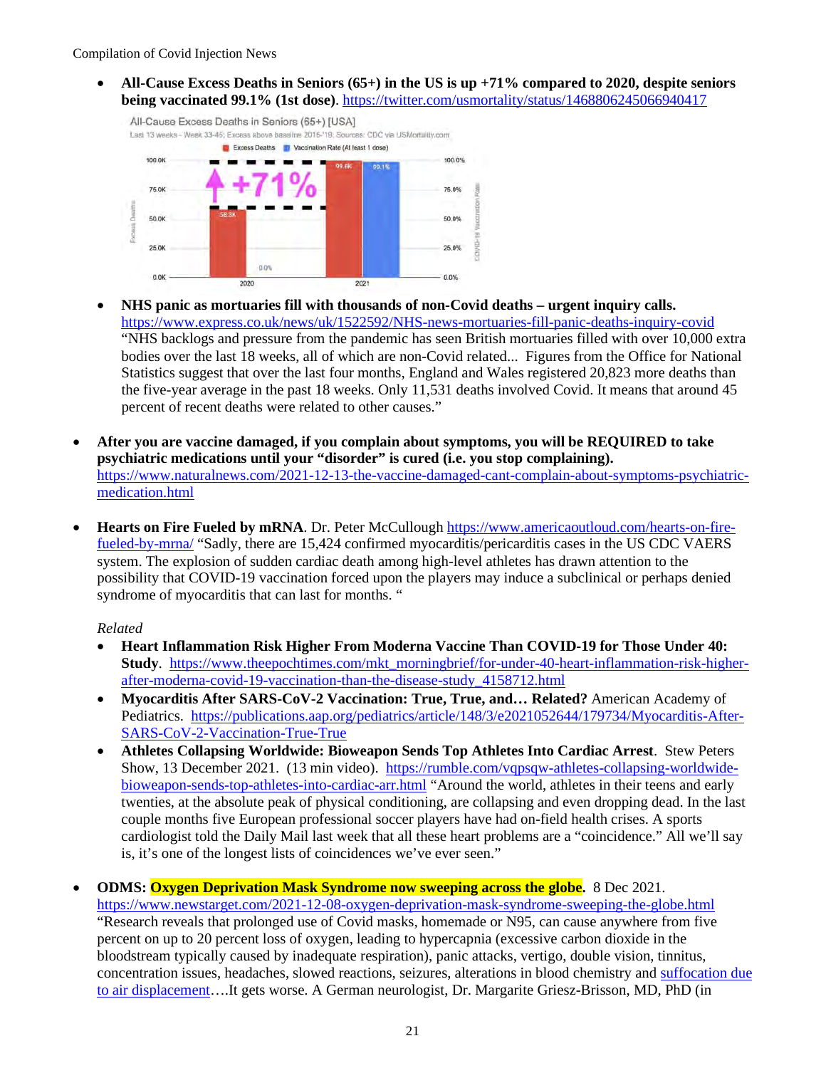- **All-Cause Excess Deaths in Seniors (65+) in the US is up +71% compared to 2020, despite seniors being vaccinated 99.1% (1st dose)**. https://twitter.com/usmortality/status/1468806245066940417

- **NHS panic as mortuaries fill with thousands of non-Covid deaths – urgent inquiry calls.** https://www.express.co.uk/news/uk/1522592/NHS-news-mortuaries-fill-panic-deaths-inquiry-covid "NHS backlogs and pressure from the pandemic has seen British mortuaries filled with over 10,000 extra bodies over the last 18 weeks, all of which are non-Covid related... Figures from the Office for National Statistics suggest that over the last four months, England and Wales registered 20,823 more deaths than the five-year average in the past 18 weeks. Only 11,531 deaths involved Covid. It means that around 45 percent of recent deaths were related to other causes."

- **After you are vaccine damaged, if you complain about symptoms, you will be REQUIRED to take psychiatric medications until your "disorder" is cured (i.e. you stop complaining).** https://www.naturalnews.com/2021-12-13-the-vaccine-damaged-cant-complain-about-symptoms-psychiatric-medication.html

- **Hearts on Fire Fueled by mRNA**. Dr. Peter McCullough https://www.americaoutloud.com/hearts-on-fire-fueled-by-mrna/ "Sadly, there are 15,424 confirmed myocarditis/pericarditis cases in the US CDC VAERS system. The explosion of sudden cardiac death among high-level athletes has drawn attention to the possibility that COVID-19 vaccination forced upon the players may induce a subclinical or perhaps denied syndrome of myocarditis that can last for months. "

  *Related*
  - **Heart Inflammation Risk Higher From Moderna Vaccine Than COVID-19 for Those Under 40: Study**. https://www.theepochtimes.com/mkt_morningbrief/for-under-40-heart-inflammation-risk-higher-after-moderna-covid-19-vaccination-than-the-disease-study_4158712.html
  - **Myocarditis After SARS-CoV-2 Vaccination: True, True, and… Related?** American Academy of Pediatrics. https://publications.aap.org/pediatrics/article/148/3/e2021052644/179734/Myocarditis-After-SARS-CoV-2-Vaccination-True-True
  - **Athletes Collapsing Worldwide: Bioweapon Sends Top Athletes Into Cardiac Arrest**. Stew Peters Show, 13 December 2021. (13 min video). https://rumble.com/vqpsqw-athletes-collapsing-worldwide-bioweapon-sends-top-athletes-into-cardiac-arr.html "Around the world, athletes in their teens and early twenties, at the absolute peak of physical conditioning, are collapsing and even dropping dead. In the last couple months five European professional soccer players have had on-field health crises. A sports cardiologist told the Daily Mail last week that all these heart problems are a "coincidence." All we'll say is, it's one of the longest lists of coincidences we've ever seen."

- **ODMS: Oxygen Deprivation Mask Syndrome now sweeping across the globe.** 8 Dec 2021. https://www.newstarget.com/2021-12-08-oxygen-deprivation-mask-syndrome-sweeping-the-globe.html "Research reveals that prolonged use of Covid masks, homemade or N95, can cause anywhere from five percent on up to 20 percent loss of oxygen, leading to hypercapnia (excessive carbon dioxide in the bloodstream typically caused by inadequate respiration), panic attacks, vertigo, double vision, tinnitus, concentration issues, headaches, slowed reactions, seizures, alterations in blood chemistry and suffocation due to air displacement….It gets worse. A German neurologist, Dr. Margarite Griesz-Brisson, MD, PhD (in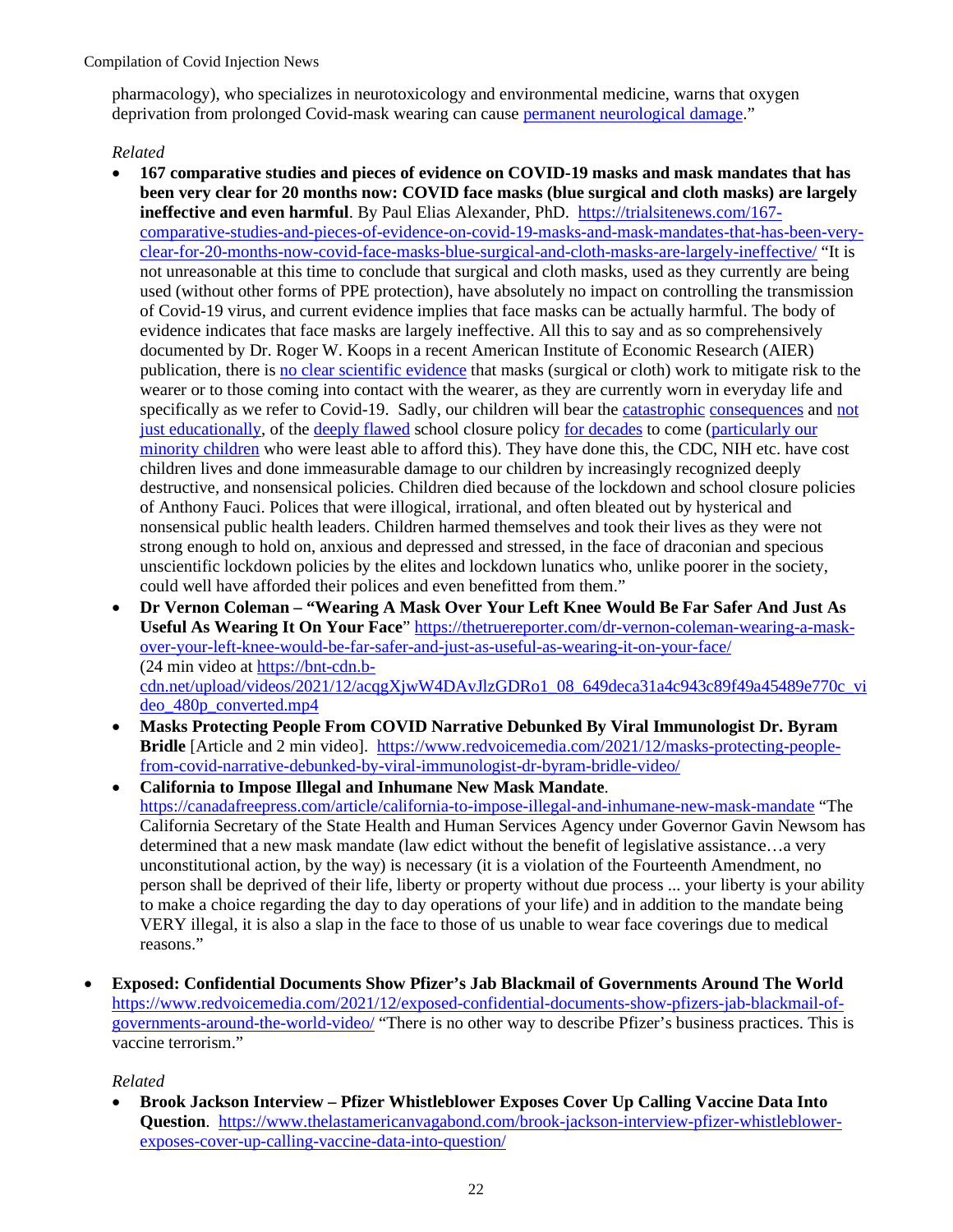pharmacology), who specializes in neurotoxicology and environmental medicine, warns that oxygen deprivation from prolonged Covid-mask wearing can cause permanent neurological damage."

*Related*

- **167 comparative studies and pieces of evidence on COVID-19 masks and mask mandates that has been very clear for 20 months now: COVID face masks (blue surgical and cloth masks) are largely ineffective and even harmful**. By Paul Elias Alexander, PhD. https://trialsitenews.com/167-comparative-studies-and-pieces-of-evidence-on-covid-19-masks-and-mask-mandates-that-has-been-very-clear-for-20-months-now-covid-face-masks-blue-surgical-and-cloth-masks-are-largely-ineffective/ "It is not unreasonable at this time to conclude that surgical and cloth masks, used as they currently are being used (without other forms of PPE protection), have absolutely no impact on controlling the transmission of Covid-19 virus, and current evidence implies that face masks can be actually harmful. The body of evidence indicates that face masks are largely ineffective. All this to say and as so comprehensively documented by Dr. Roger W. Koops in a recent American Institute of Economic Research (AIER) publication, there is no clear scientific evidence that masks (surgical or cloth) work to mitigate risk to the wearer or to those coming into contact with the wearer, as they are currently worn in everyday life and specifically as we refer to Covid-19. Sadly, our children will bear the catastrophic consequences and not just educationally, of the deeply flawed school closure policy for decades to come (particularly our minority children who were least able to afford this). They have done this, the CDC, NIH etc. have cost children lives and done immeasurable damage to our children by increasingly recognized deeply destructive, and nonsensical policies. Children died because of the lockdown and school closure policies of Anthony Fauci. Polices that were illogical, irrational, and often bleated out by hysterical and nonsensical public health leaders. Children harmed themselves and took their lives as they were not strong enough to hold on, anxious and depressed and stressed, in the face of draconian and specious unscientific lockdown policies by the elites and lockdown lunatics who, unlike poorer in the society, could well have afforded their polices and even benefitted from them."
- **Dr Vernon Coleman – "Wearing A Mask Over Your Left Knee Would Be Far Safer And Just As Useful As Wearing It On Your Face"** https://thetruereporter.com/dr-vernon-coleman-wearing-a-mask-over-your-left-knee-would-be-far-safer-and-just-as-useful-as-wearing-it-on-your-face/ (24 min video at https://bnt-cdn.b-cdn.net/upload/videos/2021/12/acqgXjwW4DAvJlzGDRo1_08_649deca31a4c943c89f49a45489e770c_video_480p_converted.mp4
- **Masks Protecting People From COVID Narrative Debunked By Viral Immunologist Dr. Byram Bridle** [Article and 2 min video]. https://www.redvoicemedia.com/2021/12/masks-protecting-people-from-covid-narrative-debunked-by-viral-immunologist-dr-byram-bridle-video/
- **California to Impose Illegal and Inhumane New Mask Mandate**. https://canadafreepress.com/article/california-to-impose-illegal-and-inhumane-new-mask-mandate "The California Secretary of the State Health and Human Services Agency under Governor Gavin Newsom has determined that a new mask mandate (law edict without the benefit of legislative assistance…a very unconstitutional action, by the way) is necessary (it is a violation of the Fourteenth Amendment, no person shall be deprived of their life, liberty or property without due process ... your liberty is your ability to make a choice regarding the day to day operations of your life) and in addition to the mandate being VERY illegal, it is also a slap in the face to those of us unable to wear face coverings due to medical reasons."

- **Exposed: Confidential Documents Show Pfizer's Jab Blackmail of Governments Around The World** https://www.redvoicemedia.com/2021/12/exposed-confidential-documents-show-pfizers-jab-blackmail-of-governments-around-the-world-video/ "There is no other way to describe Pfizer's business practices. This is vaccine terrorism."

  *Related*

  - **Brook Jackson Interview – Pfizer Whistleblower Exposes Cover Up Calling Vaccine Data Into Question**. https://www.thelastamericanvagabond.com/brook-jackson-interview-pfizer-whistleblower-exposes-cover-up-calling-vaccine-data-into-question/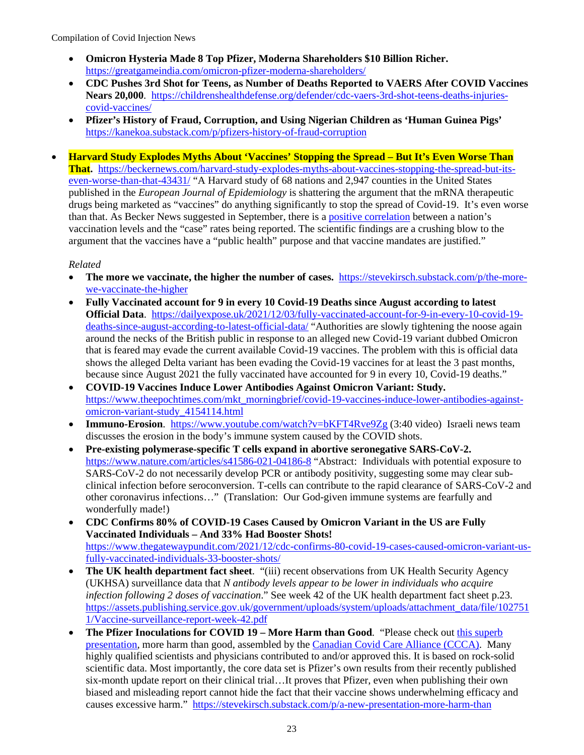- **Omicron Hysteria Made 8 Top Pfizer, Moderna Shareholders $10 Billion Richer.** https://greatgameindia.com/omicron-pfizer-moderna-shareholders/
- **CDC Pushes 3rd Shot for Teens, as Number of Deaths Reported to VAERS After COVID Vaccines Nears 20,000**. https://childrenshealthdefense.org/defender/cdc-vaers-3rd-shot-teens-deaths-injuries-covid-vaccines/
- **Pfizer's History of Fraud, Corruption, and Using Nigerian Children as 'Human Guinea Pigs'** https://kanekoa.substack.com/p/pfizers-history-of-fraud-corruption

- **Harvard Study Explodes Myths About 'Vaccines' Stopping the Spread – But It's Even Worse Than That.** https://beckernews.com/harvard-study-explodes-myths-about-vaccines-stopping-the-spread-but-its-even-worse-than-that-43431/ "A Harvard study of 68 nations and 2,947 counties in the United States published in the *European Journal of Epidemiology* is shattering the argument that the mRNA therapeutic drugs being marketed as "vaccines" do anything significantly to stop the spread of Covid-19. It's even worse than that. As Becker News suggested in September, there is a positive correlation between a nation's vaccination levels and the "case" rates being reported. The scientific findings are a crushing blow to the argument that the vaccines have a "public health" purpose and that vaccine mandates are justified."

  *Related*

  - **The more we vaccinate, the higher the number of cases.** https://stevekirsch.substack.com/p/the-more-we-vaccinate-the-higher
  - **Fully Vaccinated account for 9 in every 10 Covid-19 Deaths since August according to latest Official Data**. https://dailyexpose.uk/2021/12/03/fully-vaccinated-account-for-9-in-every-10-covid-19-deaths-since-august-according-to-latest-official-data/ "Authorities are slowly tightening the noose again around the necks of the British public in response to an alleged new Covid-19 variant dubbed Omicron that is feared may evade the current available Covid-19 vaccines. The problem with this is official data shows the alleged Delta variant has been evading the Covid-19 vaccines for at least the 3 past months, because since August 2021 the fully vaccinated have accounted for 9 in every 10, Covid-19 deaths."
  - **COVID-19 Vaccines Induce Lower Antibodies Against Omicron Variant: Study.** https://www.theepochtimes.com/mkt_morningbrief/covid-19-vaccines-induce-lower-antibodies-against-omicron-variant-study_4154114.html
  - **Immuno-Erosion**. https://www.youtube.com/watch?v=bKFT4Rve9Zg (3:40 video) Israeli news team discusses the erosion in the body's immune system caused by the COVID shots.
  - **Pre-existing polymerase-specific T cells expand in abortive seronegative SARS-CoV-2.** https://www.nature.com/articles/s41586-021-04186-8 "Abstract: Individuals with potential exposure to SARS-CoV-2 do not necessarily develop PCR or antibody positivity, suggesting some may clear sub-clinical infection before seroconversion. T-cells can contribute to the rapid clearance of SARS-CoV-2 and other coronavirus infections…" (Translation: Our God-given immune systems are fearfully and wonderfully made!)
  - **CDC Confirms 80% of COVID-19 Cases Caused by Omicron Variant in the US are Fully Vaccinated Individuals – And 33% Had Booster Shots!** https://www.thegatewaypundit.com/2021/12/cdc-confirms-80-covid-19-cases-caused-omicron-variant-us-fully-vaccinated-individuals-33-booster-shots/
  - **The UK health department fact sheet**. "(iii) recent observations from UK Health Security Agency (UKHSA) surveillance data that *N antibody levels appear to be lower in individuals who acquire infection following 2 doses of vaccination*." See week 42 of the UK health department fact sheet p.23. https://assets.publishing.service.gov.uk/government/uploads/system/uploads/attachment_data/file/1027511/Vaccine-surveillance-report-week-42.pdf
  - **The Pfizer Inoculations for COVID 19 – More Harm than Good**. "Please check out this superb presentation, more harm than good, assembled by the Canadian Covid Care Alliance (CCCA). Many highly qualified scientists and physicians contributed to and/or approved this. It is based on rock-solid scientific data. Most importantly, the core data set is Pfizer's own results from their recently published six-month update report on their clinical trial…It proves that Pfizer, even when publishing their own biased and misleading report cannot hide the fact that their vaccine shows underwhelming efficacy and causes excessive harm." https://stevekirsch.substack.com/p/a-new-presentation-more-harm-than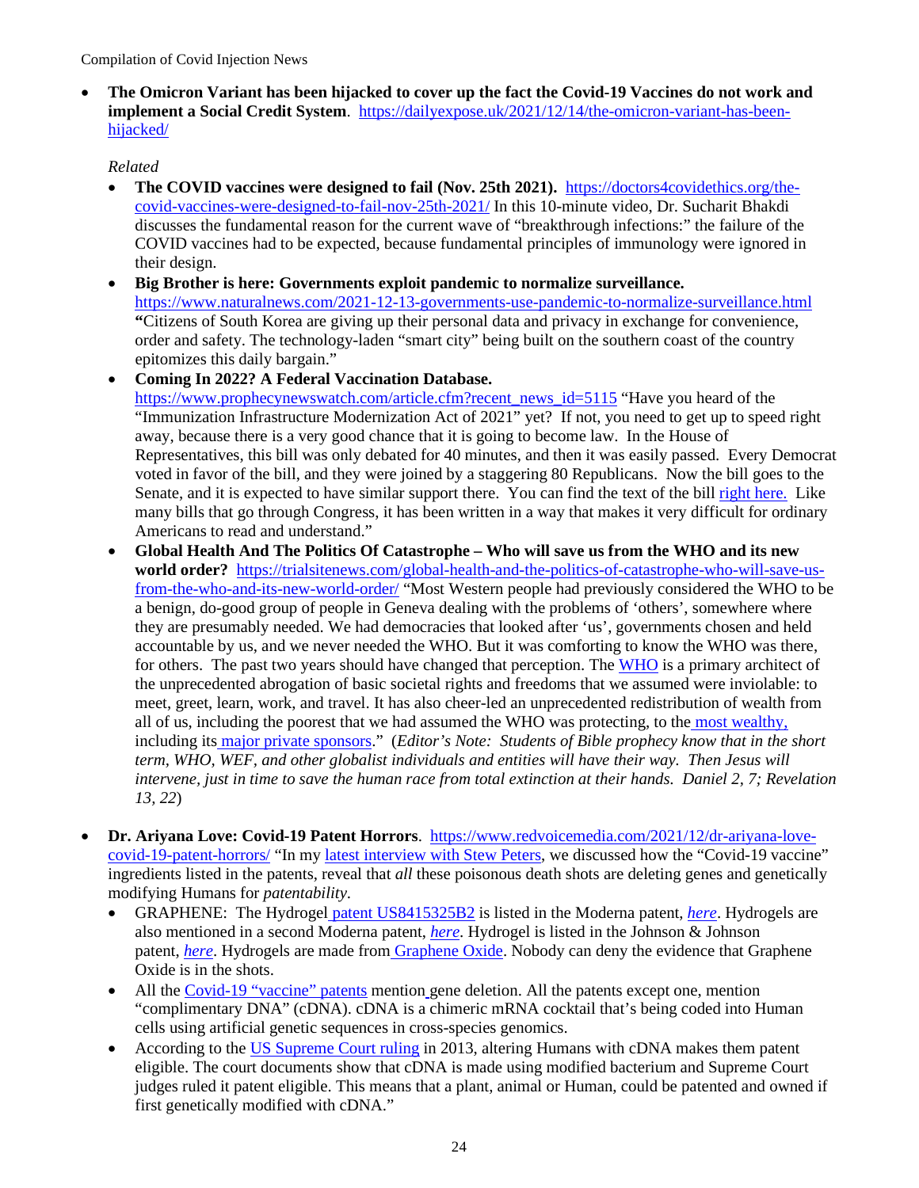- **The Omicron Variant has been hijacked to cover up the fact the Covid-19 Vaccines do not work and implement a Social Credit System**. https://dailyexpose.uk/2021/12/14/the-omicron-variant-has-been-hijacked/

  *Related*

  - **The COVID vaccines were designed to fail (Nov. 25th 2021).** https://doctors4covidethics.org/the-covid-vaccines-were-designed-to-fail-nov-25th-2021/ In this 10-minute video, Dr. Sucharit Bhakdi discusses the fundamental reason for the current wave of "breakthrough infections:" the failure of the COVID vaccines had to be expected, because fundamental principles of immunology were ignored in their design.
  - **Big Brother is here: Governments exploit pandemic to normalize surveillance.** https://www.naturalnews.com/2021-12-13-governments-use-pandemic-to-normalize-surveillance.html **"**Citizens of South Korea are giving up their personal data and privacy in exchange for convenience, order and safety. The technology-laden "smart city" being built on the southern coast of the country epitomizes this daily bargain."
  - **Coming In 2022? A Federal Vaccination Database.** https://www.prophecynewswatch.com/article.cfm?recent_news_id=5115 "Have you heard of the "Immunization Infrastructure Modernization Act of 2021" yet? If not, you need to get up to speed right away, because there is a very good chance that it is going to become law. In the House of Representatives, this bill was only debated for 40 minutes, and then it was easily passed. Every Democrat voted in favor of the bill, and they were joined by a staggering 80 Republicans. Now the bill goes to the Senate, and it is expected to have similar support there. You can find the text of the bill right here. Like many bills that go through Congress, it has been written in a way that makes it very difficult for ordinary Americans to read and understand."
  - **Global Health And The Politics Of Catastrophe – Who will save us from the WHO and its new world order?** https://trialsitenews.com/global-health-and-the-politics-of-catastrophe-who-will-save-us-from-the-who-and-its-new-world-order/ "Most Western people had previously considered the WHO to be a benign, do-good group of people in Geneva dealing with the problems of 'others', somewhere where they are presumably needed. We had democracies that looked after 'us', governments chosen and held accountable by us, and we never needed the WHO. But it was comforting to know the WHO was there, for others. The past two years should have changed that perception. The WHO is a primary architect of the unprecedented abrogation of basic societal rights and freedoms that we assumed were inviolable: to meet, greet, learn, work, and travel. It has also cheer-led an unprecedented redistribution of wealth from all of us, including the poorest that we had assumed the WHO was protecting, to the most wealthy, including its major private sponsors." (*Editor's Note: Students of Bible prophecy know that in the short term, WHO, WEF, and other globalist individuals and entities will have their way. Then Jesus will intervene, just in time to save the human race from total extinction at their hands. Daniel 2, 7; Revelation 13, 22*)

- **Dr. Ariyana Love: Covid-19 Patent Horrors**. https://www.redvoicemedia.com/2021/12/dr-ariyana-love-covid-19-patent-horrors/ "In my latest interview with Stew Peters, we discussed how the "Covid-19 vaccine" ingredients listed in the patents, reveal that *all* these poisonous death shots are deleting genes and genetically modifying Humans for *patentability*.
  - GRAPHENE: The Hydrogel patent US8415325B2 is listed in the Moderna patent, ***here***. Hydrogels are also mentioned in a second Moderna patent, ***here***. Hydrogel is listed in the Johnson & Johnson patent, ***here***. Hydrogels are made from Graphene Oxide. Nobody can deny the evidence that Graphene Oxide is in the shots.
  - All the Covid-19 "vaccine" patents mention gene deletion. All the patents except one, mention "complimentary DNA" (cDNA). cDNA is a chimeric mRNA cocktail that's being coded into Human cells using artificial genetic sequences in cross-species genomics.
  - According to the US Supreme Court ruling in 2013, altering Humans with cDNA makes them patent eligible. The court documents show that cDNA is made using modified bacterium and Supreme Court judges ruled it patent eligible. This means that a plant, animal or Human, could be patented and owned if first genetically modified with cDNA."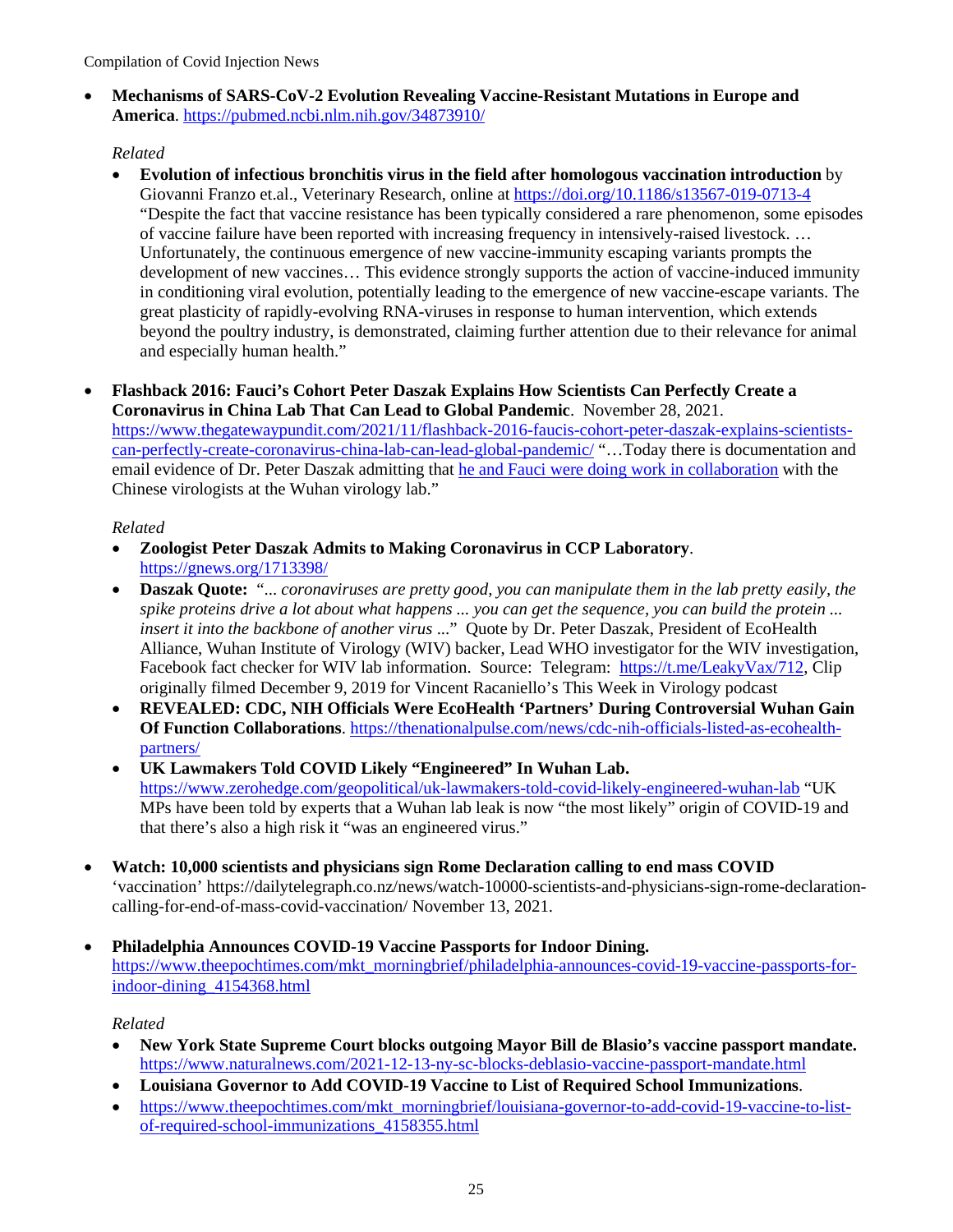- **Mechanisms of SARS-CoV-2 Evolution Revealing Vaccine-Resistant Mutations in Europe and America**. https://pubmed.ncbi.nlm.nih.gov/34873910/

  *Related*

  - **Evolution of infectious bronchitis virus in the field after homologous vaccination introduction** by Giovanni Franzo et.al., Veterinary Research, online at https://doi.org/10.1186/s13567-019-0713-4 "Despite the fact that vaccine resistance has been typically considered a rare phenomenon, some episodes of vaccine failure have been reported with increasing frequency in intensively-raised livestock. … Unfortunately, the continuous emergence of new vaccine-immunity escaping variants prompts the development of new vaccines… This evidence strongly supports the action of vaccine-induced immunity in conditioning viral evolution, potentially leading to the emergence of new vaccine-escape variants. The great plasticity of rapidly-evolving RNA-viruses in response to human intervention, which extends beyond the poultry industry, is demonstrated, claiming further attention due to their relevance for animal and especially human health."

- **Flashback 2016: Fauci's Cohort Peter Daszak Explains How Scientists Can Perfectly Create a Coronavirus in China Lab That Can Lead to Global Pandemic**. November 28, 2021. https://www.thegatewaypundit.com/2021/11/flashback-2016-faucis-cohort-peter-daszak-explains-scientists-can-perfectly-create-coronavirus-china-lab-can-lead-global-pandemic/ "…Today there is documentation and email evidence of Dr. Peter Daszak admitting that he and Fauci were doing work in collaboration with the Chinese virologists at the Wuhan virology lab."

  *Related*

  - **Zoologist Peter Daszak Admits to Making Coronavirus in CCP Laboratory**. https://gnews.org/1713398/
  - **Daszak Quote:** "*... coronaviruses are pretty good, you can manipulate them in the lab pretty easily, the spike proteins drive a lot about what happens ... you can get the sequence, you can build the protein ... insert it into the backbone of another virus ...*" Quote by Dr. Peter Daszak, President of EcoHealth Alliance, Wuhan Institute of Virology (WIV) backer, Lead WHO investigator for the WIV investigation, Facebook fact checker for WIV lab information. Source: Telegram: https://t.me/LeakyVax/712, Clip originally filmed December 9, 2019 for Vincent Racaniello's This Week in Virology podcast
  - **REVEALED: CDC, NIH Officials Were EcoHealth 'Partners' During Controversial Wuhan Gain Of Function Collaborations**. https://thenationalpulse.com/news/cdc-nih-officials-listed-as-ecohealth-partners/
  - **UK Lawmakers Told COVID Likely "Engineered" In Wuhan Lab.** https://www.zerohedge.com/geopolitical/uk-lawmakers-told-covid-likely-engineered-wuhan-lab "UK MPs have been told by experts that a Wuhan lab leak is now "the most likely" origin of COVID-19 and that there's also a high risk it "was an engineered virus."

- **Watch: 10,000 scientists and physicians sign Rome Declaration calling to end mass COVID** 'vaccination' https://dailytelegraph.co.nz/news/watch-10000-scientists-and-physicians-sign-rome-declaration-calling-for-end-of-mass-covid-vaccination/ November 13, 2021.

- **Philadelphia Announces COVID-19 Vaccine Passports for Indoor Dining.** https://www.theepochtimes.com/mkt_morningbrief/philadelphia-announces-covid-19-vaccine-passports-for-indoor-dining_4154368.html

  *Related*

  - **New York State Supreme Court blocks outgoing Mayor Bill de Blasio's vaccine passport mandate.** https://www.naturalnews.com/2021-12-13-ny-sc-blocks-deblasio-vaccine-passport-mandate.html
  - **Louisiana Governor to Add COVID-19 Vaccine to List of Required School Immunizations**.
  - https://www.theepochtimes.com/mkt_morningbrief/louisiana-governor-to-add-covid-19-vaccine-to-list-of-required-school-immunizations_4158355.html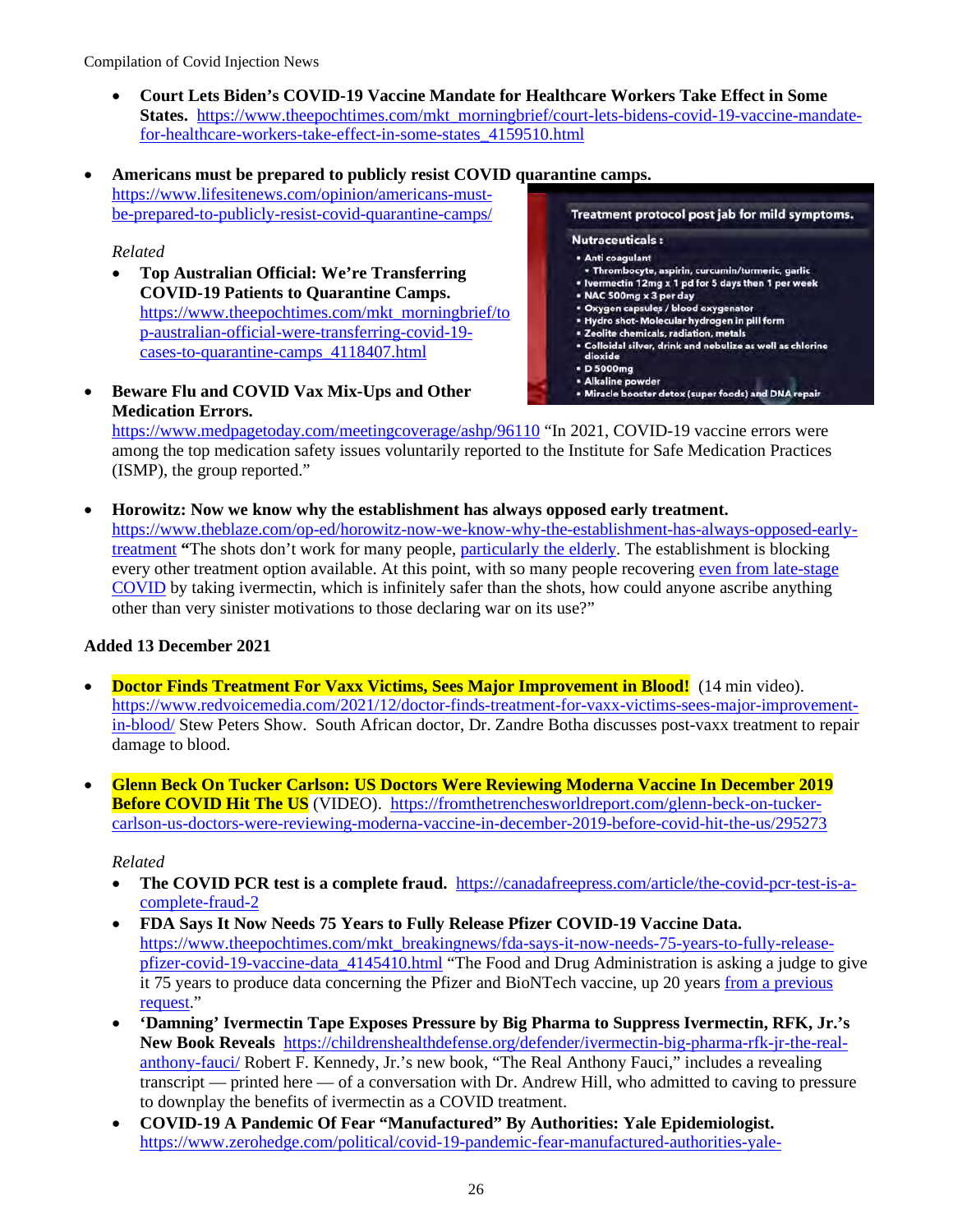- **Court Lets Biden's COVID-19 Vaccine Mandate for Healthcare Workers Take Effect in Some States.** https://www.theepochtimes.com/mkt_morningbrief/court-lets-bidens-covid-19-vaccine-mandate-for-healthcare-workers-take-effect-in-some-states_4159510.html

- **Americans must be prepared to publicly resist COVID quarantine camps.** https://www.lifesitenews.com/opinion/americans-must-be-prepared-to-publicly-resist-covid-quarantine-camps/

  *Related*

  - **Top Australian Official: We're Transferring COVID-19 Patients to Quarantine Camps.** https://www.theepochtimes.com/mkt_morningbrief/top-australian-official-were-transferring-covid-19-cases-to-quarantine-camps_4118407.html

**Treatment protocol post jab for mild symptoms.**

**Nutraceuticals:**

- Anti coagulant
  - Thrombocyte, aspirin, curcumin/turmeric, garlic
- Ivermectin 12mg x 1 pd for 5 days then 1 per week
- NAC 500mg x 3 per day
- Oxygen capsules / blood oxygenator
- Hydro shot- Molecular hydrogen in pill form
- Zeolite chemicals, radiation, metals
- Colloidal silver, drink and nebulize as well as chlorine dioxide
- D 5000mg
- Alkaline powder
- Miracle booster detox (super foods) and DNA repair

- **Beware Flu and COVID Vax Mix-Ups and Other Medication Errors.** https://www.medpagetoday.com/meetingcoverage/ashp/96110 "In 2021, COVID-19 vaccine errors were among the top medication safety issues voluntarily reported to the Institute for Safe Medication Practices (ISMP), the group reported."

- **Horowitz: Now we know why the establishment has always opposed early treatment.** https://www.theblaze.com/op-ed/horowitz-now-we-know-why-the-establishment-has-always-opposed-early-treatment **"**The shots don't work for many people, particularly the elderly. The establishment is blocking every other treatment option available. At this point, with so many people recovering even from late-stage COVID by taking ivermectin, which is infinitely safer than the shots, how could anyone ascribe anything other than very sinister motivations to those declaring war on its use?"

**Added 13 December 2021**

- **Doctor Finds Treatment For Vaxx Victims, Sees Major Improvement in Blood!** (14 min video). https://www.redvoicemedia.com/2021/12/doctor-finds-treatment-for-vaxx-victims-sees-major-improvement-in-blood/ Stew Peters Show. South African doctor, Dr. Zandre Botha discusses post-vaxx treatment to repair damage to blood.

- **Glenn Beck On Tucker Carlson: US Doctors Were Reviewing Moderna Vaccine In December 2019 Before COVID Hit The US** (VIDEO). https://fromthetrenchesworldreport.com/glenn-beck-on-tucker-carlson-us-doctors-were-reviewing-moderna-vaccine-in-december-2019-before-covid-hit-the-us/295273

  *Related*

  - **The COVID PCR test is a complete fraud.** https://canadafreepress.com/article/the-covid-pcr-test-is-a-complete-fraud-2
  - **FDA Says It Now Needs 75 Years to Fully Release Pfizer COVID-19 Vaccine Data.** https://www.theepochtimes.com/mkt_breakingnews/fda-says-it-now-needs-75-years-to-fully-release-pfizer-covid-19-vaccine-data_4145410.html "The Food and Drug Administration is asking a judge to give it 75 years to produce data concerning the Pfizer and BioNTech vaccine, up 20 years from a previous request."
  - **'Damning' Ivermectin Tape Exposes Pressure by Big Pharma to Suppress Ivermectin, RFK, Jr.'s New Book Reveals** https://childrenshealthdefense.org/defender/ivermectin-big-pharma-rfk-jr-the-real-anthony-fauci/ Robert F. Kennedy, Jr.'s new book, "The Real Anthony Fauci," includes a revealing transcript — printed here — of a conversation with Dr. Andrew Hill, who admitted to caving to pressure to downplay the benefits of ivermectin as a COVID treatment.
  - **COVID-19 A Pandemic Of Fear "Manufactured" By Authorities: Yale Epidemiologist.** https://www.zerohedge.com/political/covid-19-pandemic-fear-manufactured-authorities-yale-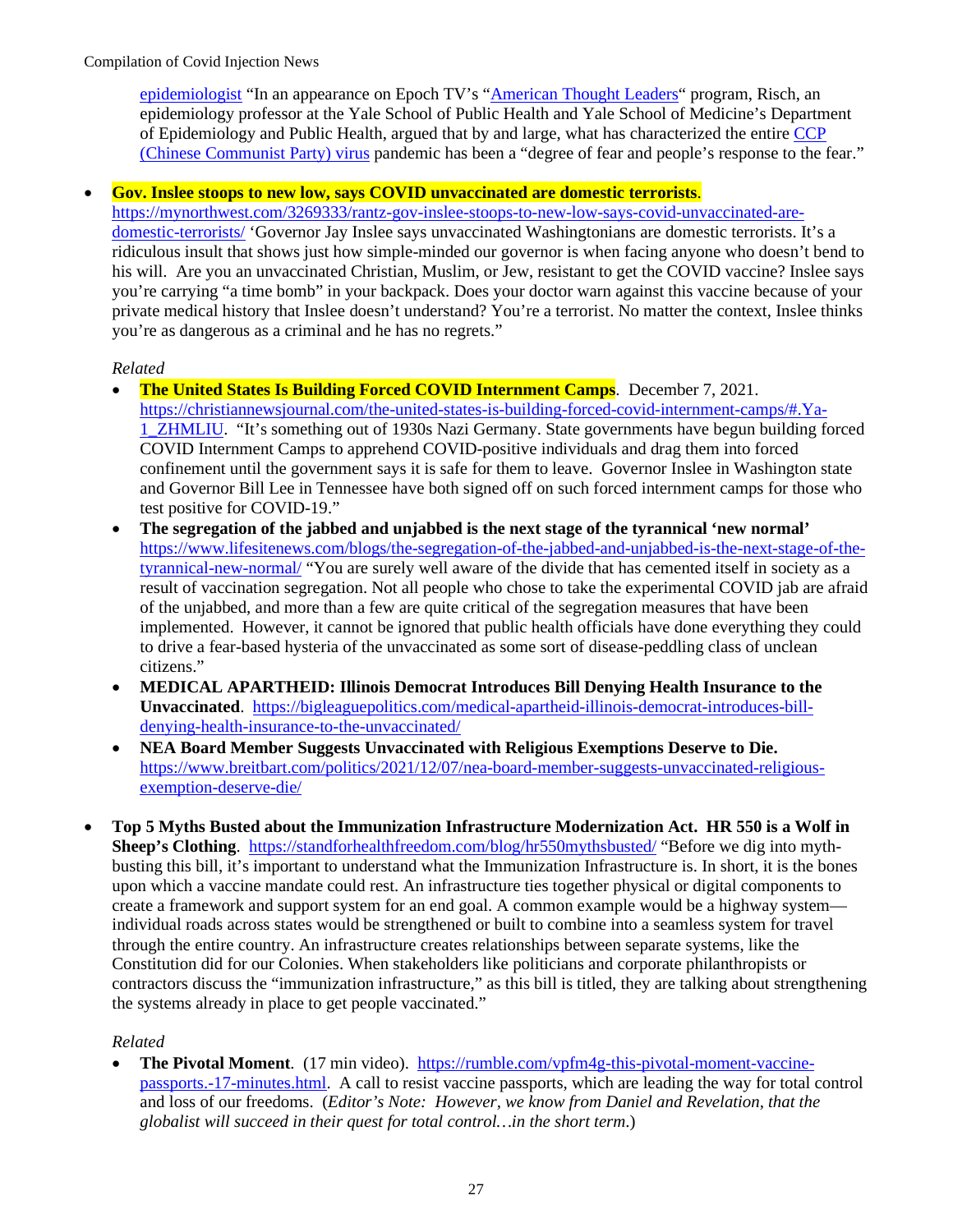epidemiologist "In an appearance on Epoch TV's "American Thought Leaders" program, Risch, an epidemiology professor at the Yale School of Public Health and Yale School of Medicine's Department of Epidemiology and Public Health, argued that by and large, what has characterized the entire CCP (Chinese Communist Party) virus pandemic has been a "degree of fear and people's response to the fear."

- **Gov. Inslee stoops to new low, says COVID unvaccinated are domestic terrorists**. https://mynorthwest.com/3269333/rantz-gov-inslee-stoops-to-new-low-says-covid-unvaccinated-are-domestic-terrorists/ 'Governor Jay Inslee says unvaccinated Washingtonians are domestic terrorists. It's a ridiculous insult that shows just how simple-minded our governor is when facing anyone who doesn't bend to his will. Are you an unvaccinated Christian, Muslim, or Jew, resistant to get the COVID vaccine? Inslee says you're carrying "a time bomb" in your backpack. Does your doctor warn against this vaccine because of your private medical history that Inslee doesn't understand? You're a terrorist. No matter the context, Inslee thinks you're as dangerous as a criminal and he has no regrets."

  *Related*
  - **The United States Is Building Forced COVID Internment Camps**. December 7, 2021. https://christiannewsjournal.com/the-united-states-is-building-forced-covid-internment-camps/#.Ya-1_ZHMLIU. "It's something out of 1930s Nazi Germany. State governments have begun building forced COVID Internment Camps to apprehend COVID-positive individuals and drag them into forced confinement until the government says it is safe for them to leave. Governor Inslee in Washington state and Governor Bill Lee in Tennessee have both signed off on such forced internment camps for those who test positive for COVID-19."
  - **The segregation of the jabbed and unjabbed is the next stage of the tyrannical 'new normal'** https://www.lifesitenews.com/blogs/the-segregation-of-the-jabbed-and-unjabbed-is-the-next-stage-of-the-tyrannical-new-normal/ "You are surely well aware of the divide that has cemented itself in society as a result of vaccination segregation. Not all people who chose to take the experimental COVID jab are afraid of the unjabbed, and more than a few are quite critical of the segregation measures that have been implemented. However, it cannot be ignored that public health officials have done everything they could to drive a fear-based hysteria of the unvaccinated as some sort of disease-peddling class of unclean citizens."
  - **MEDICAL APARTHEID: Illinois Democrat Introduces Bill Denying Health Insurance to the Unvaccinated**. https://bigleaguepolitics.com/medical-apartheid-illinois-democrat-introduces-bill-denying-health-insurance-to-the-unvaccinated/
  - **NEA Board Member Suggests Unvaccinated with Religious Exemptions Deserve to Die.** https://www.breitbart.com/politics/2021/12/07/nea-board-member-suggests-unvaccinated-religious-exemption-deserve-die/

- **Top 5 Myths Busted about the Immunization Infrastructure Modernization Act. HR 550 is a Wolf in Sheep's Clothing**. https://standforhealthfreedom.com/blog/hr550mythsbusted/ "Before we dig into myth-busting this bill, it's important to understand what the Immunization Infrastructure is. In short, it is the bones upon which a vaccine mandate could rest. An infrastructure ties together physical or digital components to create a framework and support system for an end goal. A common example would be a highway system—individual roads across states would be strengthened or built to combine into a seamless system for travel through the entire country. An infrastructure creates relationships between separate systems, like the Constitution did for our Colonies. When stakeholders like politicians and corporate philanthropists or contractors discuss the "immunization infrastructure," as this bill is titled, they are talking about strengthening the systems already in place to get people vaccinated."

  *Related*
  - **The Pivotal Moment**. (17 min video). https://rumble.com/vpfm4g-this-pivotal-moment-vaccine-passports.-17-minutes.html. A call to resist vaccine passports, which are leading the way for total control and loss of our freedoms. (*Editor's Note: However, we know from Daniel and Revelation, that the globalist will succeed in their quest for total control…in the short term*.)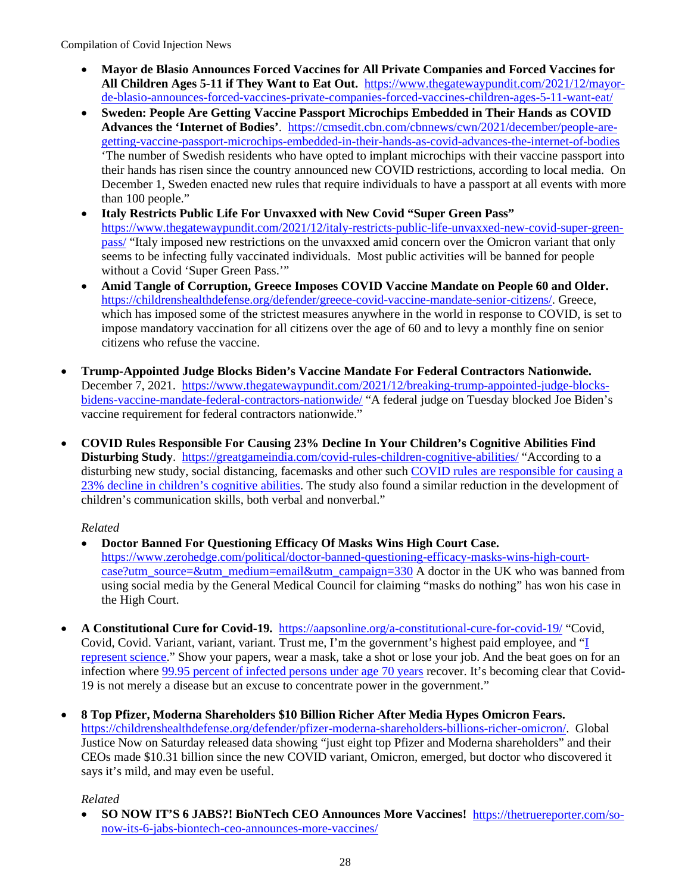- **Mayor de Blasio Announces Forced Vaccines for All Private Companies and Forced Vaccines for All Children Ages 5-11 if They Want to Eat Out.** https://www.thegatewaypundit.com/2021/12/mayor-de-blasio-announces-forced-vaccines-private-companies-forced-vaccines-children-ages-5-11-want-eat/
- **Sweden: People Are Getting Vaccine Passport Microchips Embedded in Their Hands as COVID Advances the 'Internet of Bodies'**. https://cmsedit.cbn.com/cbnnews/cwn/2021/december/people-are-getting-vaccine-passport-microchips-embedded-in-their-hands-as-covid-advances-the-internet-of-bodies 'The number of Swedish residents who have opted to implant microchips with their vaccine passport into their hands has risen since the country announced new COVID restrictions, according to local media. On December 1, Sweden enacted new rules that require individuals to have a passport at all events with more than 100 people."
- **Italy Restricts Public Life For Unvaxxed with New Covid "Super Green Pass"** https://www.thegatewaypundit.com/2021/12/italy-restricts-public-life-unvaxxed-new-covid-super-green-pass/ "Italy imposed new restrictions on the unvaxxed amid concern over the Omicron variant that only seems to be infecting fully vaccinated individuals. Most public activities will be banned for people without a Covid 'Super Green Pass.'"
- **Amid Tangle of Corruption, Greece Imposes COVID Vaccine Mandate on People 60 and Older.** https://childrenshealthdefense.org/defender/greece-covid-vaccine-mandate-senior-citizens/. Greece, which has imposed some of the strictest measures anywhere in the world in response to COVID, is set to impose mandatory vaccination for all citizens over the age of 60 and to levy a monthly fine on senior citizens who refuse the vaccine.

- **Trump-Appointed Judge Blocks Biden's Vaccine Mandate For Federal Contractors Nationwide.** December 7, 2021. https://www.thegatewaypundit.com/2021/12/breaking-trump-appointed-judge-blocks-bidens-vaccine-mandate-federal-contractors-nationwide/ "A federal judge on Tuesday blocked Joe Biden's vaccine requirement for federal contractors nationwide."

- **COVID Rules Responsible For Causing 23% Decline In Your Children's Cognitive Abilities Find Disturbing Study**. https://greatgameindia.com/covid-rules-children-cognitive-abilities/ "According to a disturbing new study, social distancing, facemasks and other such COVID rules are responsible for causing a 23% decline in children's cognitive abilities. The study also found a similar reduction in the development of children's communication skills, both verbal and nonverbal."

  *Related*
  - **Doctor Banned For Questioning Efficacy Of Masks Wins High Court Case.** https://www.zerohedge.com/political/doctor-banned-questioning-efficacy-masks-wins-high-court-case?utm_source=&utm_medium=email&utm_campaign=330 A doctor in the UK who was banned from using social media by the General Medical Council for claiming "masks do nothing" has won his case in the High Court.

- **A Constitutional Cure for Covid-19.** https://aapsonline.org/a-constitutional-cure-for-covid-19/ "Covid, Covid, Covid. Variant, variant, variant. Trust me, I'm the government's highest paid employee, and "I represent science." Show your papers, wear a mask, take a shot or lose your job. And the beat goes on for an infection where 99.95 percent of infected persons under age 70 years recover. It's becoming clear that Covid-19 is not merely a disease but an excuse to concentrate power in the government."

- **8 Top Pfizer, Moderna Shareholders $10 Billion Richer After Media Hypes Omicron Fears.** https://childrenshealthdefense.org/defender/pfizer-moderna-shareholders-billions-richer-omicron/. Global Justice Now on Saturday released data showing "just eight top Pfizer and Moderna shareholders" and their CEOs made $10.31 billion since the new COVID variant, Omicron, emerged, but doctor who discovered it says it's mild, and may even be useful.

  *Related*
  - **SO NOW IT'S 6 JABS?! BioNTech CEO Announces More Vaccines!** https://thetruereporter.com/so-now-its-6-jabs-biontech-ceo-announces-more-vaccines/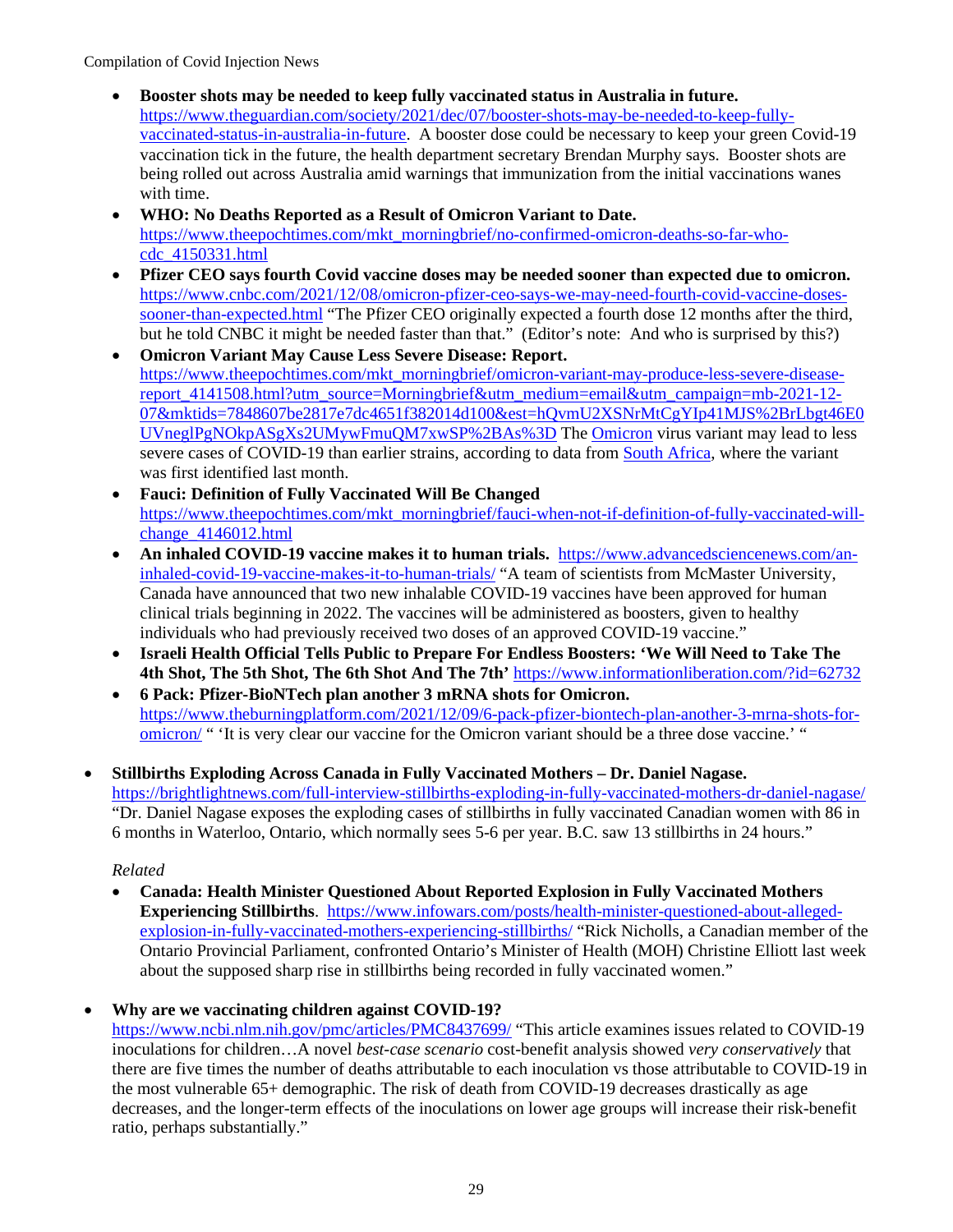- **Booster shots may be needed to keep fully vaccinated status in Australia in future.** https://www.theguardian.com/society/2021/dec/07/booster-shots-may-be-needed-to-keep-fully-vaccinated-status-in-australia-in-future. A booster dose could be necessary to keep your green Covid-19 vaccination tick in the future, the health department secretary Brendan Murphy says. Booster shots are being rolled out across Australia amid warnings that immunization from the initial vaccinations wanes with time.
- **WHO: No Deaths Reported as a Result of Omicron Variant to Date.** https://www.theepochtimes.com/mkt_morningbrief/no-confirmed-omicron-deaths-so-far-who-cdc_4150331.html
- **Pfizer CEO says fourth Covid vaccine doses may be needed sooner than expected due to omicron.** https://www.cnbc.com/2021/12/08/omicron-pfizer-ceo-says-we-may-need-fourth-covid-vaccine-doses-sooner-than-expected.html "The Pfizer CEO originally expected a fourth dose 12 months after the third, but he told CNBC it might be needed faster than that." (Editor's note: And who is surprised by this?)
- **Omicron Variant May Cause Less Severe Disease: Report.** https://www.theepochtimes.com/mkt_morningbrief/omicron-variant-may-produce-less-severe-disease-report_4141508.html?utm_source=Morningbrief&utm_medium=email&utm_campaign=mb-2021-12-07&mktids=7848607be2817e7dc4651f382014d100&est=hQvmU2XSNrMtCgYIp41MJS%2BrLbgt46E0UVneglPgNOkpASgXs2UMywFmuQM7xwSP%2BAs%3D The Omicron virus variant may lead to less severe cases of COVID-19 than earlier strains, according to data from South Africa, where the variant was first identified last month.
- **Fauci: Definition of Fully Vaccinated Will Be Changed** https://www.theepochtimes.com/mkt_morningbrief/fauci-when-not-if-definition-of-fully-vaccinated-will-change_4146012.html
- **An inhaled COVID-19 vaccine makes it to human trials.** https://www.advancedsciencenews.com/an-inhaled-covid-19-vaccine-makes-it-to-human-trials/ "A team of scientists from McMaster University, Canada have announced that two new inhalable COVID-19 vaccines have been approved for human clinical trials beginning in 2022. The vaccines will be administered as boosters, given to healthy individuals who had previously received two doses of an approved COVID-19 vaccine."
- **Israeli Health Official Tells Public to Prepare For Endless Boosters: 'We Will Need to Take The 4th Shot, The 5th Shot, The 6th Shot And The 7th'** https://www.informationliberation.com/?id=62732
- **6 Pack: Pfizer-BioNTech plan another 3 mRNA shots for Omicron.** https://www.theburningplatform.com/2021/12/09/6-pack-pfizer-biontech-plan-another-3-mrna-shots-for-omicron/ " 'It is very clear our vaccine for the Omicron variant should be a three dose vaccine.' "

- **Stillbirths Exploding Across Canada in Fully Vaccinated Mothers – Dr. Daniel Nagase.** https://brightlightnews.com/full-interview-stillbirths-exploding-in-fully-vaccinated-mothers-dr-daniel-nagase/ "Dr. Daniel Nagase exposes the exploding cases of stillbirths in fully vaccinated Canadian women with 86 in 6 months in Waterloo, Ontario, which normally sees 5-6 per year. B.C. saw 13 stillbirths in 24 hours."

  *Related*

  - **Canada: Health Minister Questioned About Reported Explosion in Fully Vaccinated Mothers Experiencing Stillbirths**. https://www.infowars.com/posts/health-minister-questioned-about-alleged-explosion-in-fully-vaccinated-mothers-experiencing-stillbirths/ "Rick Nicholls, a Canadian member of the Ontario Provincial Parliament, confronted Ontario's Minister of Health (MOH) Christine Elliott last week about the supposed sharp rise in stillbirths being recorded in fully vaccinated women."

- **Why are we vaccinating children against COVID-19?** https://www.ncbi.nlm.nih.gov/pmc/articles/PMC8437699/ "This article examines issues related to COVID-19 inoculations for children…A novel *best-case scenario* cost-benefit analysis showed *very conservatively* that there are five times the number of deaths attributable to each inoculation vs those attributable to COVID-19 in the most vulnerable 65+ demographic. The risk of death from COVID-19 decreases drastically as age decreases, and the longer-term effects of the inoculations on lower age groups will increase their risk-benefit ratio, perhaps substantially."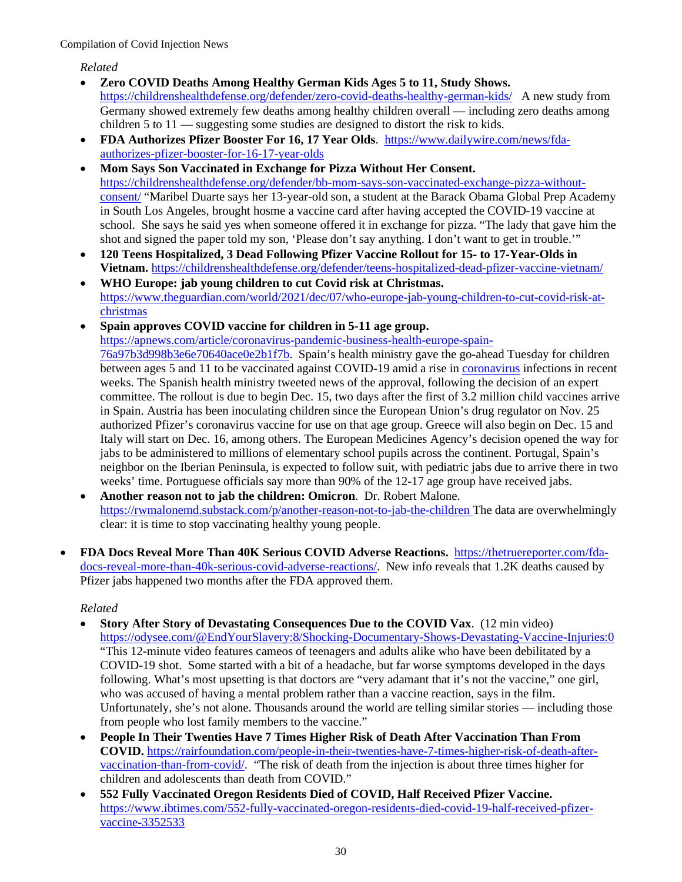*Related*

- **Zero COVID Deaths Among Healthy German Kids Ages 5 to 11, Study Shows.** https://childrenshealthdefense.org/defender/zero-covid-deaths-healthy-german-kids/ A new study from Germany showed extremely few deaths among healthy children overall — including zero deaths among children 5 to 11 — suggesting some studies are designed to distort the risk to kids.
- **FDA Authorizes Pfizer Booster For 16, 17 Year Olds**. https://www.dailywire.com/news/fda-authorizes-pfizer-booster-for-16-17-year-olds
- **Mom Says Son Vaccinated in Exchange for Pizza Without Her Consent.** https://childrenshealthdefense.org/defender/bb-mom-says-son-vaccinated-exchange-pizza-without-consent/ "Maribel Duarte says her 13-year-old son, a student at the Barack Obama Global Prep Academy in South Los Angeles, brought hosme a vaccine card after having accepted the COVID-19 vaccine at school. She says he said yes when someone offered it in exchange for pizza. "The lady that gave him the shot and signed the paper told my son, 'Please don't say anything. I don't want to get in trouble.'"
- **120 Teens Hospitalized, 3 Dead Following Pfizer Vaccine Rollout for 15- to 17-Year-Olds in Vietnam.** https://childrenshealthdefense.org/defender/teens-hospitalized-dead-pfizer-vaccine-vietnam/
- **WHO Europe: jab young children to cut Covid risk at Christmas.** https://www.theguardian.com/world/2021/dec/07/who-europe-jab-young-children-to-cut-covid-risk-at-christmas
- **Spain approves COVID vaccine for children in 5-11 age group.** https://apnews.com/article/coronavirus-pandemic-business-health-europe-spain-76a97b3d998b3e6e70640ace0e2b1f7b. Spain's health ministry gave the go-ahead Tuesday for children between ages 5 and 11 to be vaccinated against COVID-19 amid a rise in coronavirus infections in recent weeks. The Spanish health ministry tweeted news of the approval, following the decision of an expert committee. The rollout is due to begin Dec. 15, two days after the first of 3.2 million child vaccines arrive in Spain. Austria has been inoculating children since the European Union's drug regulator on Nov. 25 authorized Pfizer's coronavirus vaccine for use on that age group. Greece will also begin on Dec. 15 and Italy will start on Dec. 16, among others. The European Medicines Agency's decision opened the way for jabs to be administered to millions of elementary school pupils across the continent. Portugal, Spain's neighbor on the Iberian Peninsula, is expected to follow suit, with pediatric jabs due to arrive there in two weeks' time. Portuguese officials say more than 90% of the 12-17 age group have received jabs.
- **Another reason not to jab the children: Omicron**. Dr. Robert Malone. https://rwmalonemd.substack.com/p/another-reason-not-to-jab-the-children The data are overwhelmingly clear: it is time to stop vaccinating healthy young people.

- **FDA Docs Reveal More Than 40K Serious COVID Adverse Reactions.** https://thetruereporter.com/fda-docs-reveal-more-than-40k-serious-covid-adverse-reactions/. New info reveals that 1.2K deaths caused by Pfizer jabs happened two months after the FDA approved them.

  *Related*

  - **Story After Story of Devastating Consequences Due to the COVID Vax**. (12 min video) https://odysee.com/@EndYourSlavery:8/Shocking-Documentary-Shows-Devastating-Vaccine-Injuries:0 "This 12-minute video features cameos of teenagers and adults alike who have been debilitated by a COVID-19 shot. Some started with a bit of a headache, but far worse symptoms developed in the days following. What's most upsetting is that doctors are "very adamant that it's not the vaccine," one girl, who was accused of having a mental problem rather than a vaccine reaction, says in the film. Unfortunately, she's not alone. Thousands around the world are telling similar stories — including those from people who lost family members to the vaccine."
  - **People In Their Twenties Have 7 Times Higher Risk of Death After Vaccination Than From COVID.** https://rairfoundation.com/people-in-their-twenties-have-7-times-higher-risk-of-death-after-vaccination-than-from-covid/. "The risk of death from the injection is about three times higher for children and adolescents than death from COVID."
  - **552 Fully Vaccinated Oregon Residents Died of COVID, Half Received Pfizer Vaccine.** https://www.ibtimes.com/552-fully-vaccinated-oregon-residents-died-covid-19-half-received-pfizer-vaccine-3352533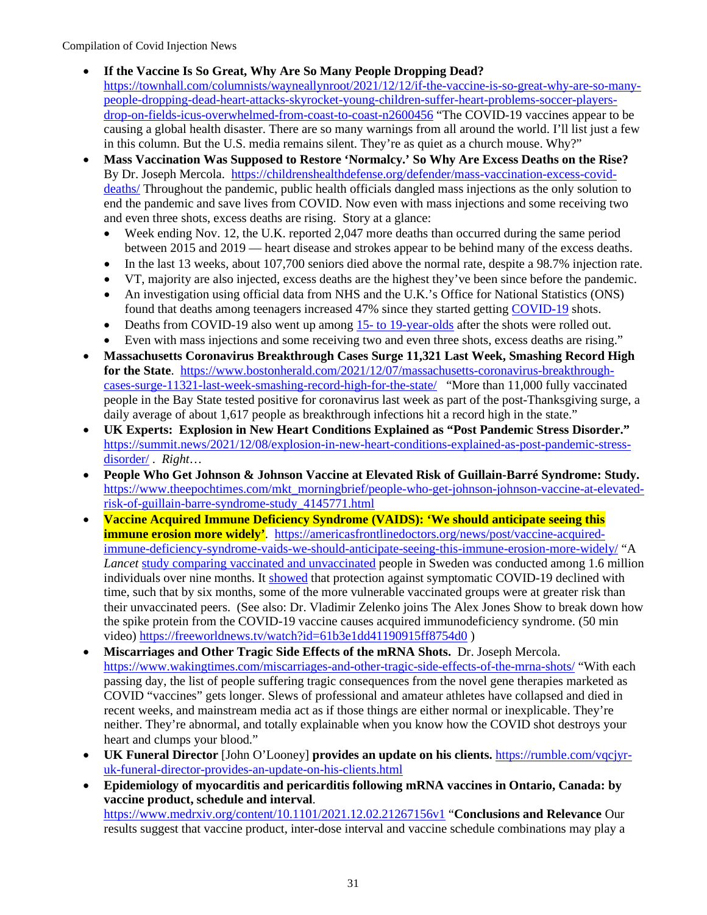- **If the Vaccine Is So Great, Why Are So Many People Dropping Dead?** https://townhall.com/columnists/wayneallynroot/2021/12/12/if-the-vaccine-is-so-great-why-are-so-many-people-dropping-dead-heart-attacks-skyrocket-young-children-suffer-heart-problems-soccer-players-drop-on-fields-icus-overwhelmed-from-coast-to-coast-n2600456 "The COVID-19 vaccines appear to be causing a global health disaster. There are so many warnings from all around the world. I'll list just a few in this column. But the U.S. media remains silent. They're as quiet as a church mouse. Why?"
- **Mass Vaccination Was Supposed to Restore 'Normalcy.' So Why Are Excess Deaths on the Rise?** By Dr. Joseph Mercola. https://childrenshealthdefense.org/defender/mass-vaccination-excess-covid-deaths/ Throughout the pandemic, public health officials dangled mass injections as the only solution to end the pandemic and save lives from COVID. Now even with mass injections and some receiving two and even three shots, excess deaths are rising. Story at a glance:
  - Week ending Nov. 12, the U.K. reported 2,047 more deaths than occurred during the same period between 2015 and 2019 — heart disease and strokes appear to be behind many of the excess deaths.
  - In the last 13 weeks, about 107,700 seniors died above the normal rate, despite a 98.7% injection rate.
  - VT, majority are also injected, excess deaths are the highest they've been since before the pandemic.
  - An investigation using official data from NHS and the U.K.'s Office for National Statistics (ONS) found that deaths among teenagers increased 47% since they started getting COVID-19 shots.
  - Deaths from COVID-19 also went up among 15- to 19-year-olds after the shots were rolled out.
  - Even with mass injections and some receiving two and even three shots, excess deaths are rising."
- **Massachusetts Coronavirus Breakthrough Cases Surge 11,321 Last Week, Smashing Record High for the State**. https://www.bostonherald.com/2021/12/07/massachusetts-coronavirus-breakthrough-cases-surge-11321-last-week-smashing-record-high-for-the-state/ "More than 11,000 fully vaccinated people in the Bay State tested positive for coronavirus last week as part of the post-Thanksgiving surge, a daily average of about 1,617 people as breakthrough infections hit a record high in the state."
- **UK Experts: Explosion in New Heart Conditions Explained as "Post Pandemic Stress Disorder."** https://summit.news/2021/12/08/explosion-in-new-heart-conditions-explained-as-post-pandemic-stress-disorder/ . *Right…*
- **People Who Get Johnson & Johnson Vaccine at Elevated Risk of Guillain-Barré Syndrome: Study.** https://www.theepochtimes.com/mkt_morningbrief/people-who-get-johnson-johnson-vaccine-at-elevated-risk-of-guillain-barre-syndrome-study_4145771.html
- **Vaccine Acquired Immune Deficiency Syndrome (VAIDS): 'We should anticipate seeing this immune erosion more widely'**. https://americasfrontlinedoctors.org/news/post/vaccine-acquired-immune-deficiency-syndrome-vaids-we-should-anticipate-seeing-this-immune-erosion-more-widely/ "A *Lancet* study comparing vaccinated and unvaccinated people in Sweden was conducted among 1.6 million individuals over nine months. It showed that protection against symptomatic COVID-19 declined with time, such that by six months, some of the more vulnerable vaccinated groups were at greater risk than their unvaccinated peers. (See also: Dr. Vladimir Zelenko joins The Alex Jones Show to break down how the spike protein from the COVID-19 vaccine causes acquired immunodeficiency syndrome. (50 min video) https://freeworldnews.tv/watch?id=61b3e1dd41190915ff8754d0 )
- **Miscarriages and Other Tragic Side Effects of the mRNA Shots.** Dr. Joseph Mercola. https://www.wakingtimes.com/miscarriages-and-other-tragic-side-effects-of-the-mrna-shots/ "With each passing day, the list of people suffering tragic consequences from the novel gene therapies marketed as COVID "vaccines" gets longer. Slews of professional and amateur athletes have collapsed and died in recent weeks, and mainstream media act as if those things are either normal or inexplicable. They're neither. They're abnormal, and totally explainable when you know how the COVID shot destroys your heart and clumps your blood."
- **UK Funeral Director** [John O'Looney] **provides an update on his clients.** https://rumble.com/vqcjyr-uk-funeral-director-provides-an-update-on-his-clients.html
- **Epidemiology of myocarditis and pericarditis following mRNA vaccines in Ontario, Canada: by vaccine product, schedule and interval**. https://www.medrxiv.org/content/10.1101/2021.12.02.21267156v1 "**Conclusions and Relevance** Our results suggest that vaccine product, inter-dose interval and vaccine schedule combinations may play a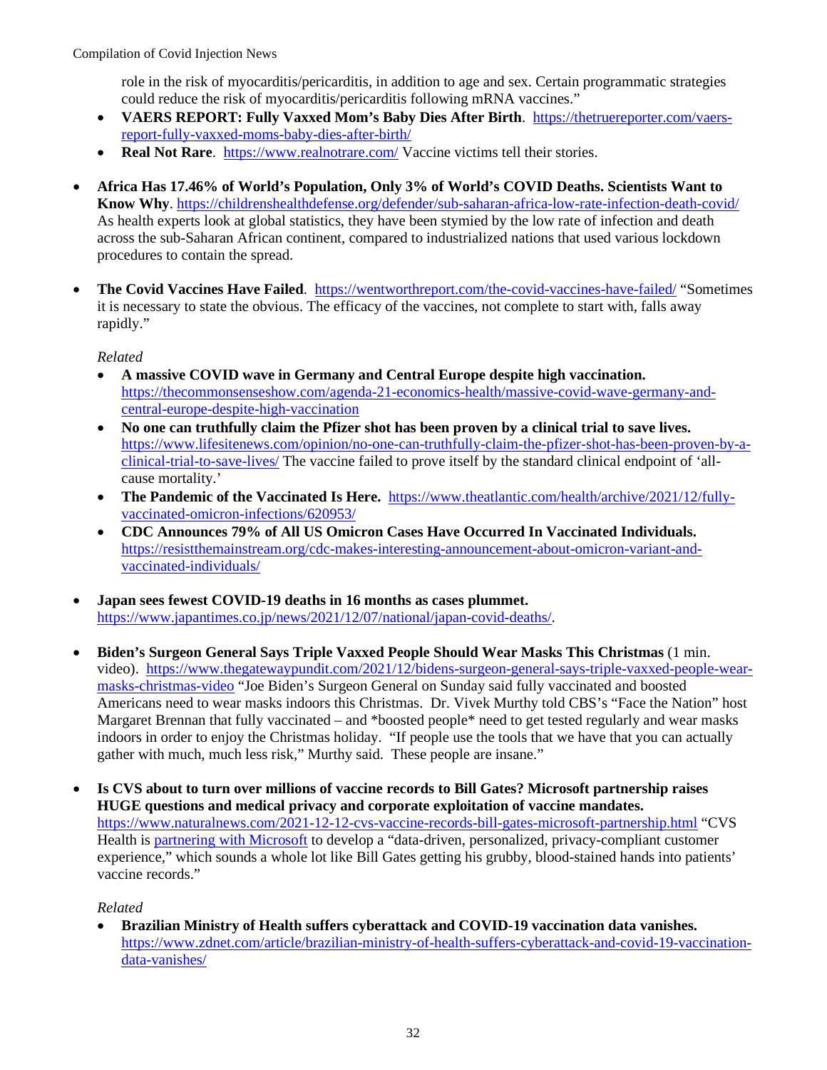role in the risk of myocarditis/pericarditis, in addition to age and sex. Certain programmatic strategies could reduce the risk of myocarditis/pericarditis following mRNA vaccines."

  - **VAERS REPORT: Fully Vaxxed Mom's Baby Dies After Birth**. https://thetruereporter.com/vaers-report-fully-vaxxed-moms-baby-dies-after-birth/
  - **Real Not Rare**. https://www.realnotrare.com/ Vaccine victims tell their stories.

- **Africa Has 17.46% of World's Population, Only 3% of World's COVID Deaths. Scientists Want to Know Why**. https://childrenshealthdefense.org/defender/sub-saharan-africa-low-rate-infection-death-covid/ As health experts look at global statistics, they have been stymied by the low rate of infection and death across the sub-Saharan African continent, compared to industrialized nations that used various lockdown procedures to contain the spread.

- **The Covid Vaccines Have Failed**. https://wentworthreport.com/the-covid-vaccines-have-failed/ "Sometimes it is necessary to state the obvious. The efficacy of the vaccines, not complete to start with, falls away rapidly."

  *Related*

  - **A massive COVID wave in Germany and Central Europe despite high vaccination.** https://thecommonsenseshow.com/agenda-21-economics-health/massive-covid-wave-germany-and-central-europe-despite-high-vaccination
  - **No one can truthfully claim the Pfizer shot has been proven by a clinical trial to save lives.** https://www.lifesitenews.com/opinion/no-one-can-truthfully-claim-the-pfizer-shot-has-been-proven-by-a-clinical-trial-to-save-lives/ The vaccine failed to prove itself by the standard clinical endpoint of 'all-cause mortality.'
  - **The Pandemic of the Vaccinated Is Here.** https://www.theatlantic.com/health/archive/2021/12/fully-vaccinated-omicron-infections/620953/
  - **CDC Announces 79% of All US Omicron Cases Have Occurred In Vaccinated Individuals.** https://resistthemainstream.org/cdc-makes-interesting-announcement-about-omicron-variant-and-vaccinated-individuals/

- **Japan sees fewest COVID-19 deaths in 16 months as cases plummet.** https://www.japantimes.co.jp/news/2021/12/07/national/japan-covid-deaths/.

- **Biden's Surgeon General Says Triple Vaxxed People Should Wear Masks This Christmas** (1 min. video). https://www.thegatewaypundit.com/2021/12/bidens-surgeon-general-says-triple-vaxxed-people-wear-masks-christmas-video "Joe Biden's Surgeon General on Sunday said fully vaccinated and boosted Americans need to wear masks indoors this Christmas. Dr. Vivek Murthy told CBS's "Face the Nation" host Margaret Brennan that fully vaccinated – and *boosted people* need to get tested regularly and wear masks indoors in order to enjoy the Christmas holiday. "If people use the tools that we have that you can actually gather with much, much less risk," Murthy said. These people are insane."

- **Is CVS about to turn over millions of vaccine records to Bill Gates? Microsoft partnership raises HUGE questions and medical privacy and corporate exploitation of vaccine mandates.** https://www.naturalnews.com/2021-12-12-cvs-vaccine-records-bill-gates-microsoft-partnership.html "CVS Health is partnering with Microsoft to develop a "data-driven, personalized, privacy-compliant customer experience," which sounds a whole lot like Bill Gates getting his grubby, blood-stained hands into patients' vaccine records."

  *Related*

  - **Brazilian Ministry of Health suffers cyberattack and COVID-19 vaccination data vanishes.** https://www.zdnet.com/article/brazilian-ministry-of-health-suffers-cyberattack-and-covid-19-vaccination-data-vanishes/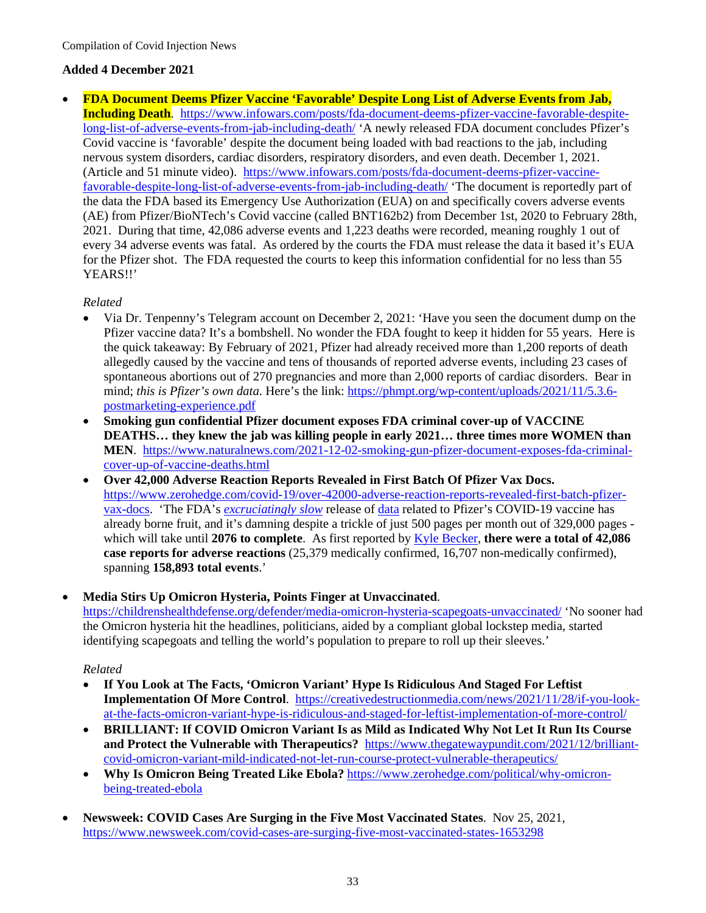**Added 4 December 2021**

- **FDA Document Deems Pfizer Vaccine 'Favorable' Despite Long List of Adverse Events from Jab, Including Death**. https://www.infowars.com/posts/fda-document-deems-pfizer-vaccine-favorable-despite-long-list-of-adverse-events-from-jab-including-death/ 'A newly released FDA document concludes Pfizer's Covid vaccine is 'favorable' despite the document being loaded with bad reactions to the jab, including nervous system disorders, cardiac disorders, respiratory disorders, and even death. December 1, 2021. (Article and 51 minute video). https://www.infowars.com/posts/fda-document-deems-pfizer-vaccine-favorable-despite-long-list-of-adverse-events-from-jab-including-death/ 'The document is reportedly part of the data the FDA based its Emergency Use Authorization (EUA) on and specifically covers adverse events (AE) from Pfizer/BioNTech's Covid vaccine (called BNT162b2) from December 1st, 2020 to February 28th, 2021. During that time, 42,086 adverse events and 1,223 deaths were recorded, meaning roughly 1 out of every 34 adverse events was fatal. As ordered by the courts the FDA must release the data it based it's EUA for the Pfizer shot. The FDA requested the courts to keep this information confidential for no less than 55 YEARS!!'

  *Related*

  - Via Dr. Tenpenny's Telegram account on December 2, 2021: 'Have you seen the document dump on the Pfizer vaccine data? It's a bombshell. No wonder the FDA fought to keep it hidden for 55 years. Here is the quick takeaway: By February of 2021, Pfizer had already received more than 1,200 reports of death allegedly caused by the vaccine and tens of thousands of reported adverse events, including 23 cases of spontaneous abortions out of 270 pregnancies and more than 2,000 reports of cardiac disorders. Bear in mind; *this is Pfizer's own data*. Here's the link: https://phmpt.org/wp-content/uploads/2021/11/5.3.6-postmarketing-experience.pdf
  - **Smoking gun confidential Pfizer document exposes FDA criminal cover-up of VACCINE DEATHS… they knew the jab was killing people in early 2021… three times more WOMEN than MEN**. https://www.naturalnews.com/2021-12-02-smoking-gun-pfizer-document-exposes-fda-criminal-cover-up-of-vaccine-deaths.html
  - **Over 42,000 Adverse Reaction Reports Revealed in First Batch Of Pfizer Vax Docs.** https://www.zerohedge.com/covid-19/over-42000-adverse-reaction-reports-revealed-first-batch-pfizer-vax-docs. 'The FDA's *excruciatingly slow* release of data related to Pfizer's COVID-19 vaccine has already borne fruit, and it's damning despite a trickle of just 500 pages per month out of 329,000 pages - which will take until **2076 to complete**. As first reported by Kyle Becker, **there were a total of 42,086 case reports for adverse reactions** (25,379 medically confirmed, 16,707 non-medically confirmed), spanning **158,893 total events**.'

- **Media Stirs Up Omicron Hysteria, Points Finger at Unvaccinated**. https://childrenshealthdefense.org/defender/media-omicron-hysteria-scapegoats-unvaccinated/ 'No sooner had the Omicron hysteria hit the headlines, politicians, aided by a compliant global lockstep media, started identifying scapegoats and telling the world's population to prepare to roll up their sleeves.'

  *Related*

  - **If You Look at The Facts, 'Omicron Variant' Hype Is Ridiculous And Staged For Leftist Implementation Of More Control**. https://creativedestructionmedia.com/news/2021/11/28/if-you-look-at-the-facts-omicron-variant-hype-is-ridiculous-and-staged-for-leftist-implementation-of-more-control/
  - **BRILLIANT: If COVID Omicron Variant Is as Mild as Indicated Why Not Let It Run Its Course and Protect the Vulnerable with Therapeutics?** https://www.thegatewaypundit.com/2021/12/brilliant-covid-omicron-variant-mild-indicated-not-let-run-course-protect-vulnerable-therapeutics/
  - **Why Is Omicron Being Treated Like Ebola?** https://www.zerohedge.com/political/why-omicron-being-treated-ebola

- **Newsweek: COVID Cases Are Surging in the Five Most Vaccinated States**. Nov 25, 2021, https://www.newsweek.com/covid-cases-are-surging-five-most-vaccinated-states-1653298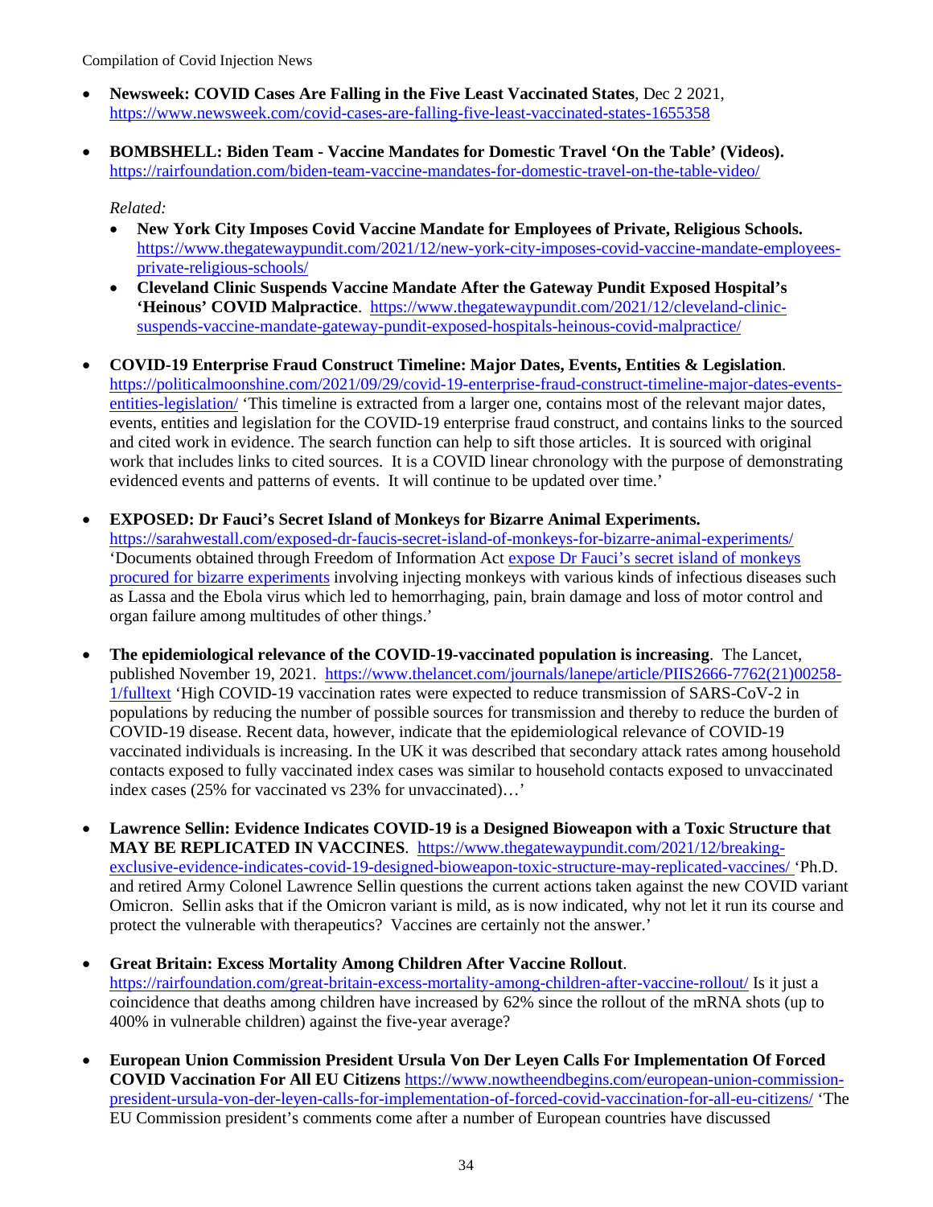- **Newsweek: COVID Cases Are Falling in the Five Least Vaccinated States**, Dec 2 2021, https://www.newsweek.com/covid-cases-are-falling-five-least-vaccinated-states-1655358

- **BOMBSHELL: Biden Team - Vaccine Mandates for Domestic Travel 'On the Table' (Videos).** https://rairfoundation.com/biden-team-vaccine-mandates-for-domestic-travel-on-the-table-video/

  *Related:*
  - **New York City Imposes Covid Vaccine Mandate for Employees of Private, Religious Schools.** https://www.thegatewaypundit.com/2021/12/new-york-city-imposes-covid-vaccine-mandate-employees-private-religious-schools/
  - **Cleveland Clinic Suspends Vaccine Mandate After the Gateway Pundit Exposed Hospital's 'Heinous' COVID Malpractice**. https://www.thegatewaypundit.com/2021/12/cleveland-clinic-suspends-vaccine-mandate-gateway-pundit-exposed-hospitals-heinous-covid-malpractice/

- **COVID-19 Enterprise Fraud Construct Timeline: Major Dates, Events, Entities & Legislation**. https://politicalmoonshine.com/2021/09/29/covid-19-enterprise-fraud-construct-timeline-major-dates-events-entities-legislation/ 'This timeline is extracted from a larger one, contains most of the relevant major dates, events, entities and legislation for the COVID-19 enterprise fraud construct, and contains links to the sourced and cited work in evidence. The search function can help to sift those articles. It is sourced with original work that includes links to cited sources. It is a COVID linear chronology with the purpose of demonstrating evidenced events and patterns of events. It will continue to be updated over time.'

- **EXPOSED: Dr Fauci's Secret Island of Monkeys for Bizarre Animal Experiments.** https://sarahwestall.com/exposed-dr-faucis-secret-island-of-monkeys-for-bizarre-animal-experiments/ 'Documents obtained through Freedom of Information Act expose Dr Fauci's secret island of monkeys procured for bizarre experiments involving injecting monkeys with various kinds of infectious diseases such as Lassa and the Ebola virus which led to hemorrhaging, pain, brain damage and loss of motor control and organ failure among multitudes of other things.'

- **The epidemiological relevance of the COVID-19-vaccinated population is increasing**. The Lancet, published November 19, 2021. https://www.thelancet.com/journals/lanepe/article/PIIS2666-7762(21)00258-1/fulltext 'High COVID-19 vaccination rates were expected to reduce transmission of SARS-CoV-2 in populations by reducing the number of possible sources for transmission and thereby to reduce the burden of COVID-19 disease. Recent data, however, indicate that the epidemiological relevance of COVID-19 vaccinated individuals is increasing. In the UK it was described that secondary attack rates among household contacts exposed to fully vaccinated index cases was similar to household contacts exposed to unvaccinated index cases (25% for vaccinated vs 23% for unvaccinated)…'

- **Lawrence Sellin: Evidence Indicates COVID-19 is a Designed Bioweapon with a Toxic Structure that MAY BE REPLICATED IN VACCINES**. https://www.thegatewaypundit.com/2021/12/breaking-exclusive-evidence-indicates-covid-19-designed-bioweapon-toxic-structure-may-replicated-vaccines/ 'Ph.D. and retired Army Colonel Lawrence Sellin questions the current actions taken against the new COVID variant Omicron. Sellin asks that if the Omicron variant is mild, as is now indicated, why not let it run its course and protect the vulnerable with therapeutics? Vaccines are certainly not the answer.'

- **Great Britain: Excess Mortality Among Children After Vaccine Rollout**. https://rairfoundation.com/great-britain-excess-mortality-among-children-after-vaccine-rollout/ Is it just a coincidence that deaths among children have increased by 62% since the rollout of the mRNA shots (up to 400% in vulnerable children) against the five-year average?

- **European Union Commission President Ursula Von Der Leyen Calls For Implementation Of Forced COVID Vaccination For All EU Citizens** https://www.nowtheendbegins.com/european-union-commission-president-ursula-von-der-leyen-calls-for-implementation-of-forced-covid-vaccination-for-all-eu-citizens/ 'The EU Commission president's comments come after a number of European countries have discussed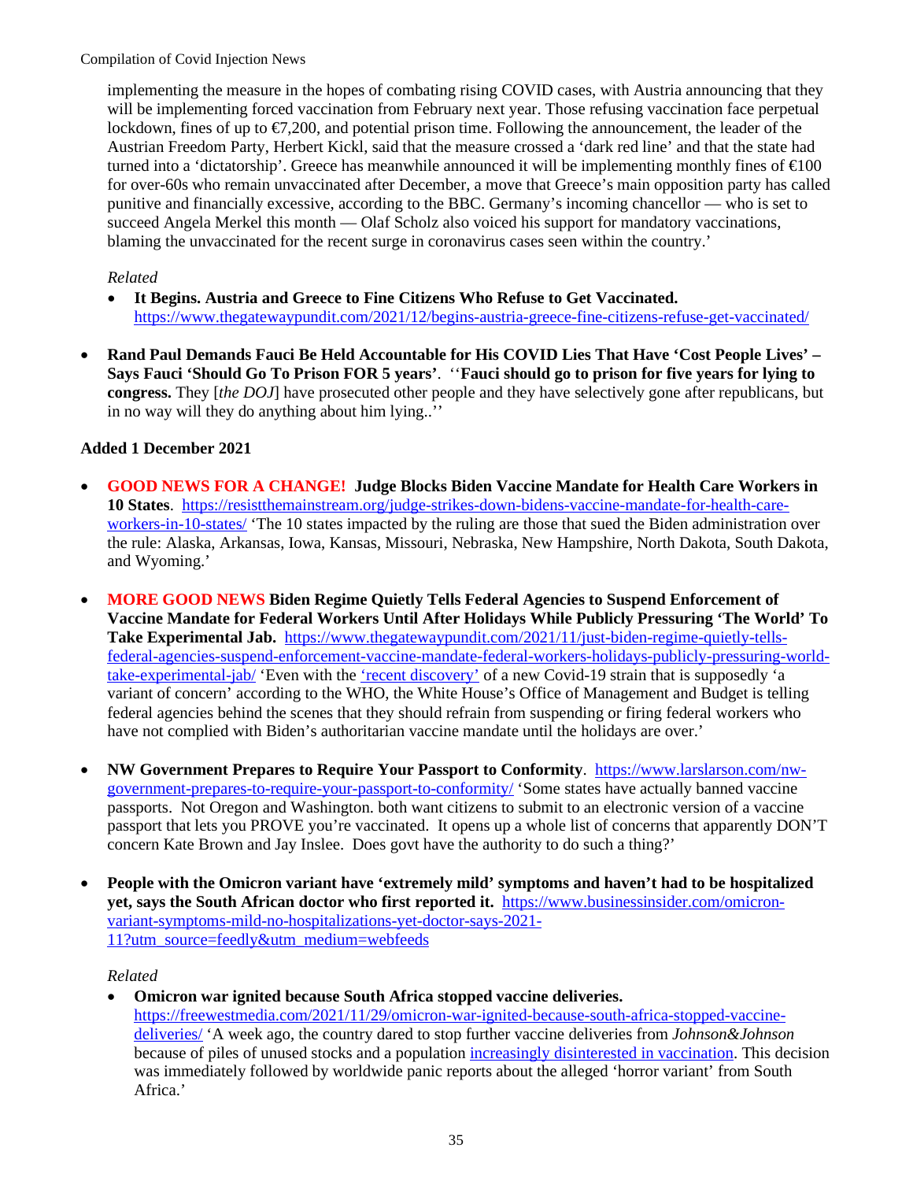implementing the measure in the hopes of combating rising COVID cases, with Austria announcing that they will be implementing forced vaccination from February next year. Those refusing vaccination face perpetual lockdown, fines of up to €7,200, and potential prison time. Following the announcement, the leader of the Austrian Freedom Party, Herbert Kickl, said that the measure crossed a 'dark red line' and that the state had turned into a 'dictatorship'. Greece has meanwhile announced it will be implementing monthly fines of €100 for over-60s who remain unvaccinated after December, a move that Greece's main opposition party has called punitive and financially excessive, according to the BBC. Germany's incoming chancellor — who is set to succeed Angela Merkel this month — Olaf Scholz also voiced his support for mandatory vaccinations, blaming the unvaccinated for the recent surge in coronavirus cases seen within the country.'

*Related*

- **It Begins. Austria and Greece to Fine Citizens Who Refuse to Get Vaccinated.** https://www.thegatewaypundit.com/2021/12/begins-austria-greece-fine-citizens-refuse-get-vaccinated/

- **Rand Paul Demands Fauci Be Held Accountable for His COVID Lies That Have 'Cost People Lives' – Says Fauci 'Should Go To Prison FOR 5 years'**. ''**Fauci should go to prison for five years for lying to congress.** They [*the DOJ*] have prosecuted other people and they have selectively gone after republicans, but in no way will they do anything about him lying..''

**Added 1 December 2021**

- **GOOD NEWS FOR A CHANGE! Judge Blocks Biden Vaccine Mandate for Health Care Workers in 10 States**. https://resistthemainstream.org/judge-strikes-down-bidens-vaccine-mandate-for-health-care-workers-in-10-states/ 'The 10 states impacted by the ruling are those that sued the Biden administration over the rule: Alaska, Arkansas, Iowa, Kansas, Missouri, Nebraska, New Hampshire, North Dakota, South Dakota, and Wyoming.'

- **MORE GOOD NEWS Biden Regime Quietly Tells Federal Agencies to Suspend Enforcement of Vaccine Mandate for Federal Workers Until After Holidays While Publicly Pressuring 'The World' To Take Experimental Jab.** https://www.thegatewaypundit.com/2021/11/just-biden-regime-quietly-tells-federal-agencies-suspend-enforcement-vaccine-mandate-federal-workers-holidays-publicly-pressuring-world-take-experimental-jab/ 'Even with the 'recent discovery' of a new Covid-19 strain that is supposedly 'a variant of concern' according to the WHO, the White House's Office of Management and Budget is telling federal agencies behind the scenes that they should refrain from suspending or firing federal workers who have not complied with Biden's authoritarian vaccine mandate until the holidays are over.'

- **NW Government Prepares to Require Your Passport to Conformity**. https://www.larslarson.com/nw-government-prepares-to-require-your-passport-to-conformity/ 'Some states have actually banned vaccine passports. Not Oregon and Washington. both want citizens to submit to an electronic version of a vaccine passport that lets you PROVE you're vaccinated. It opens up a whole list of concerns that apparently DON'T concern Kate Brown and Jay Inslee. Does govt have the authority to do such a thing?'

- **People with the Omicron variant have 'extremely mild' symptoms and haven't had to be hospitalized yet, says the South African doctor who first reported it.** https://www.businessinsider.com/omicron-variant-symptoms-mild-no-hospitalizations-yet-doctor-says-2021-11?utm_source=feedly&utm_medium=webfeeds

  *Related*

  - **Omicron war ignited because South Africa stopped vaccine deliveries.** https://freewestmedia.com/2021/11/29/omicron-war-ignited-because-south-africa-stopped-vaccine-deliveries/ 'A week ago, the country dared to stop further vaccine deliveries from *Johnson&Johnson* because of piles of unused stocks and a population increasingly disinterested in vaccination. This decision was immediately followed by worldwide panic reports about the alleged 'horror variant' from South Africa.'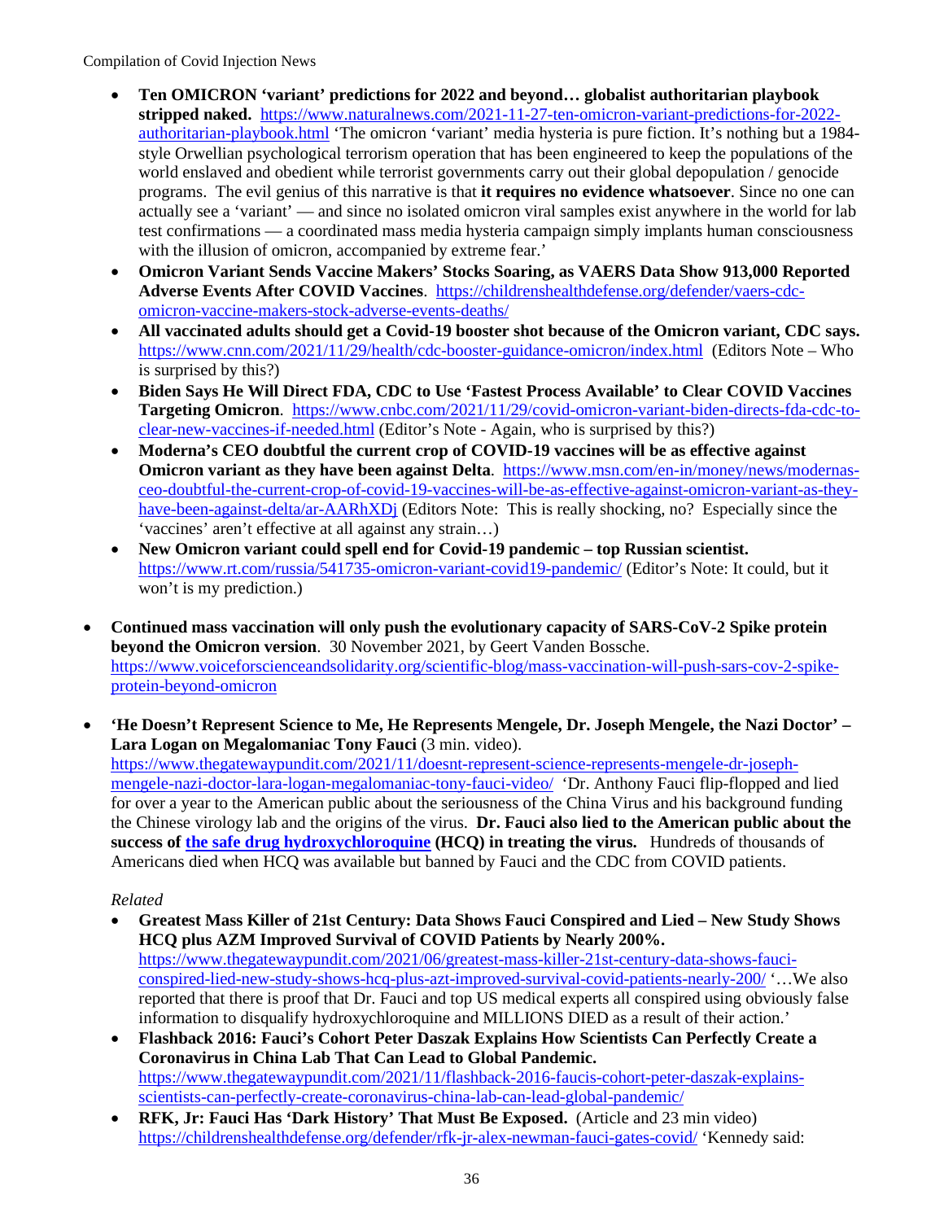- **Ten OMICRON 'variant' predictions for 2022 and beyond… globalist authoritarian playbook stripped naked.** https://www.naturalnews.com/2021-11-27-ten-omicron-variant-predictions-for-2022-authoritarian-playbook.html 'The omicron 'variant' media hysteria is pure fiction. It's nothing but a 1984-style Orwellian psychological terrorism operation that has been engineered to keep the populations of the world enslaved and obedient while terrorist governments carry out their global depopulation / genocide programs. The evil genius of this narrative is that **it requires no evidence whatsoever**. Since no one can actually see a 'variant' — and since no isolated omicron viral samples exist anywhere in the world for lab test confirmations — a coordinated mass media hysteria campaign simply implants human consciousness with the illusion of omicron, accompanied by extreme fear.'
- **Omicron Variant Sends Vaccine Makers' Stocks Soaring, as VAERS Data Show 913,000 Reported Adverse Events After COVID Vaccines**. https://childrenshealthdefense.org/defender/vaers-cdc-omicron-vaccine-makers-stock-adverse-events-deaths/
- **All vaccinated adults should get a Covid-19 booster shot because of the Omicron variant, CDC says.** https://www.cnn.com/2021/11/29/health/cdc-booster-guidance-omicron/index.html (Editors Note – Who is surprised by this?)
- **Biden Says He Will Direct FDA, CDC to Use 'Fastest Process Available' to Clear COVID Vaccines Targeting Omicron**. https://www.cnbc.com/2021/11/29/covid-omicron-variant-biden-directs-fda-cdc-to-clear-new-vaccines-if-needed.html (Editor's Note - Again, who is surprised by this?)
- **Moderna's CEO doubtful the current crop of COVID-19 vaccines will be as effective against Omicron variant as they have been against Delta**. https://www.msn.com/en-in/money/news/modernas-ceo-doubtful-the-current-crop-of-covid-19-vaccines-will-be-as-effective-against-omicron-variant-as-they-have-been-against-delta/ar-AARhXDj (Editors Note: This is really shocking, no? Especially since the 'vaccines' aren't effective at all against any strain…)
- **New Omicron variant could spell end for Covid-19 pandemic – top Russian scientist.** https://www.rt.com/russia/541735-omicron-variant-covid19-pandemic/ (Editor's Note: It could, but it won't is my prediction.)

- **Continued mass vaccination will only push the evolutionary capacity of SARS-CoV-2 Spike protein beyond the Omicron version**. 30 November 2021, by Geert Vanden Bossche. https://www.voiceforscienceandsolidarity.org/scientific-blog/mass-vaccination-will-push-sars-cov-2-spike-protein-beyond-omicron

- **'He Doesn't Represent Science to Me, He Represents Mengele, Dr. Joseph Mengele, the Nazi Doctor' – Lara Logan on Megalomaniac Tony Fauci** (3 min. video). https://www.thegatewaypundit.com/2021/11/doesnt-represent-science-represents-mengele-dr-joseph-mengele-nazi-doctor-lara-logan-megalomaniac-tony-fauci-video/ 'Dr. Anthony Fauci flip-flopped and lied for over a year to the American public about the seriousness of the China Virus and his background funding the Chinese virology lab and the origins of the virus. **Dr. Fauci also lied to the American public about the success of the safe drug hydroxychloroquine (HCQ) in treating the virus.** Hundreds of thousands of Americans died when HCQ was available but banned by Fauci and the CDC from COVID patients.

  *Related*

  - **Greatest Mass Killer of 21st Century: Data Shows Fauci Conspired and Lied – New Study Shows HCQ plus AZM Improved Survival of COVID Patients by Nearly 200%.** https://www.thegatewaypundit.com/2021/06/greatest-mass-killer-21st-century-data-shows-fauci-conspired-lied-new-study-shows-hcq-plus-azt-improved-survival-covid-patients-nearly-200/ '…We also reported that there is proof that Dr. Fauci and top US medical experts all conspired using obviously false information to disqualify hydroxychloroquine and MILLIONS DIED as a result of their action.'
  - **Flashback 2016: Fauci's Cohort Peter Daszak Explains How Scientists Can Perfectly Create a Coronavirus in China Lab That Can Lead to Global Pandemic.** https://www.thegatewaypundit.com/2021/11/flashback-2016-faucis-cohort-peter-daszak-explains-scientists-can-perfectly-create-coronavirus-china-lab-can-lead-global-pandemic/
  - **RFK, Jr: Fauci Has 'Dark History' That Must Be Exposed.** (Article and 23 min video) https://childrenshealthdefense.org/defender/rfk-jr-alex-newman-fauci-gates-covid/ 'Kennedy said: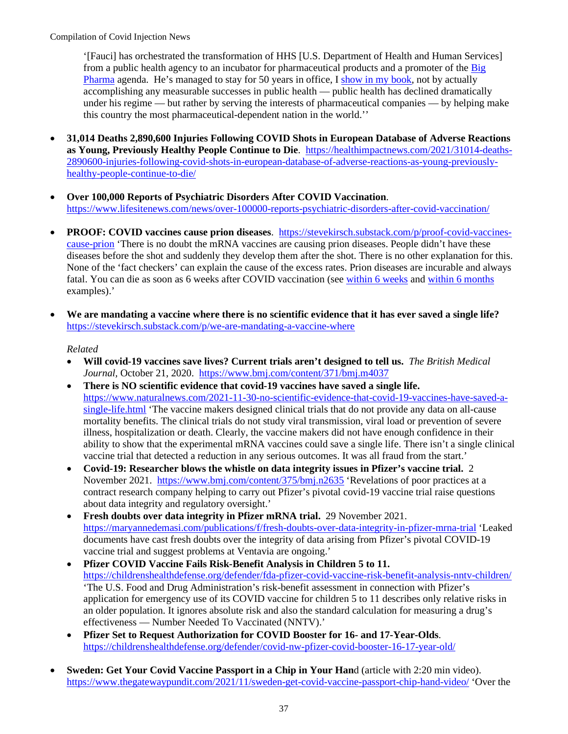'[Fauci] has orchestrated the transformation of HHS [U.S. Department of Health and Human Services] from a public health agency to an incubator for pharmaceutical products and a promoter of the Big Pharma agenda. He's managed to stay for 50 years in office, I show in my book, not by actually accomplishing any measurable successes in public health — public health has declined dramatically under his regime — but rather by serving the interests of pharmaceutical companies — by helping make this country the most pharmaceutical-dependent nation in the world.''

- **31,014 Deaths 2,890,600 Injuries Following COVID Shots in European Database of Adverse Reactions as Young, Previously Healthy People Continue to Die**. https://healthimpactnews.com/2021/31014-deaths-2890600-injuries-following-covid-shots-in-european-database-of-adverse-reactions-as-young-previously-healthy-people-continue-to-die/

- **Over 100,000 Reports of Psychiatric Disorders After COVID Vaccination**. https://www.lifesitenews.com/news/over-100000-reports-psychiatric-disorders-after-covid-vaccination/

- **PROOF: COVID vaccines cause prion diseases**. https://stevekirsch.substack.com/p/proof-covid-vaccines-cause-prion 'There is no doubt the mRNA vaccines are causing prion diseases. People didn't have these diseases before the shot and suddenly they develop them after the shot. There is no other explanation for this. None of the 'fact checkers' can explain the cause of the excess rates. Prion diseases are incurable and always fatal. You can die as soon as 6 weeks after COVID vaccination (see within 6 weeks and within 6 months examples).'

- **We are mandating a vaccine where there is no scientific evidence that it has ever saved a single life?** https://stevekirsch.substack.com/p/we-are-mandating-a-vaccine-where

  *Related*
  - **Will covid-19 vaccines save lives? Current trials aren't designed to tell us.** *The British Medical Journal*, October 21, 2020. https://www.bmj.com/content/371/bmj.m4037
  - **There is NO scientific evidence that covid-19 vaccines have saved a single life.** https://www.naturalnews.com/2021-11-30-no-scientific-evidence-that-covid-19-vaccines-have-saved-a-single-life.html 'The vaccine makers designed clinical trials that do not provide any data on all-cause mortality benefits. The clinical trials do not study viral transmission, viral load or prevention of severe illness, hospitalization or death. Clearly, the vaccine makers did not have enough confidence in their ability to show that the experimental mRNA vaccines could save a single life. There isn't a single clinical vaccine trial that detected a reduction in any serious outcomes. It was all fraud from the start.'
  - **Covid-19: Researcher blows the whistle on data integrity issues in Pfizer's vaccine trial.** 2 November 2021. https://www.bmj.com/content/375/bmj.n2635 'Revelations of poor practices at a contract research company helping to carry out Pfizer's pivotal covid-19 vaccine trial raise questions about data integrity and regulatory oversight.'
  - **Fresh doubts over data integrity in Pfizer mRNA trial.** 29 November 2021. https://maryannedemasi.com/publications/f/fresh-doubts-over-data-integrity-in-pfizer-mrna-trial 'Leaked documents have cast fresh doubts over the integrity of data arising from Pfizer's pivotal COVID-19 vaccine trial and suggest problems at Ventavia are ongoing.'
  - **Pfizer COVID Vaccine Fails Risk-Benefit Analysis in Children 5 to 11.** https://childrenshealthdefense.org/defender/fda-pfizer-covid-vaccine-risk-benefit-analysis-nntv-children/ 'The U.S. Food and Drug Administration's risk-benefit assessment in connection with Pfizer's application for emergency use of its COVID vaccine for children 5 to 11 describes only relative risks in an older population. It ignores absolute risk and also the standard calculation for measuring a drug's effectiveness — Number Needed To Vaccinated (NNTV).'
  - **Pfizer Set to Request Authorization for COVID Booster for 16- and 17-Year-Olds**. https://childrenshealthdefense.org/defender/covid-nw-pfizer-covid-booster-16-17-year-old/

- **Sweden: Get Your Covid Vaccine Passport in a Chip in Your Han**d (article with 2:20 min video). https://www.thegatewaypundit.com/2021/11/sweden-get-covid-vaccine-passport-chip-hand-video/ 'Over the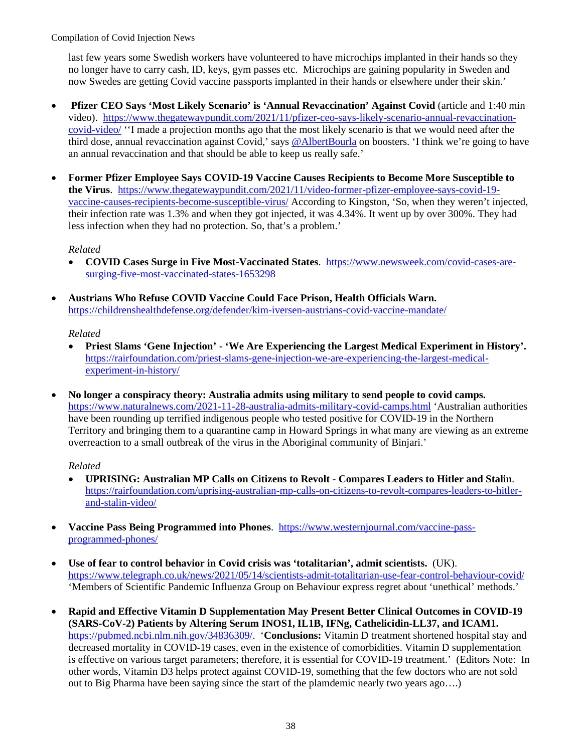last few years some Swedish workers have volunteered to have microchips implanted in their hands so they no longer have to carry cash, ID, keys, gym passes etc. Microchips are gaining popularity in Sweden and now Swedes are getting Covid vaccine passports implanted in their hands or elsewhere under their skin.'

- **Pfizer CEO Says 'Most Likely Scenario' is 'Annual Revaccination' Against Covid** (article and 1:40 min video). https://www.thegatewaypundit.com/2021/11/pfizer-ceo-says-likely-scenario-annual-revaccination-covid-video/ ''I made a projection months ago that the most likely scenario is that we would need after the third dose, annual revaccination against Covid,' says @AlbertBourla on boosters. 'I think we're going to have an annual revaccination and that should be able to keep us really safe.'

- **Former Pfizer Employee Says COVID-19 Vaccine Causes Recipients to Become More Susceptible to the Virus**. https://www.thegatewaypundit.com/2021/11/video-former-pfizer-employee-says-covid-19-vaccine-causes-recipients-become-susceptible-virus/ According to Kingston, 'So, when they weren't injected, their infection rate was 1.3% and when they got injected, it was 4.34%. It went up by over 300%. They had less infection when they had no protection. So, that's a problem.'

  *Related*
  - **COVID Cases Surge in Five Most-Vaccinated States**. https://www.newsweek.com/covid-cases-are-surging-five-most-vaccinated-states-1653298

- **Austrians Who Refuse COVID Vaccine Could Face Prison, Health Officials Warn.** https://childrenshealthdefense.org/defender/kim-iversen-austrians-covid-vaccine-mandate/

  *Related*
  - **Priest Slams 'Gene Injection' - 'We Are Experiencing the Largest Medical Experiment in History'.** https://rairfoundation.com/priest-slams-gene-injection-we-are-experiencing-the-largest-medical-experiment-in-history/

- **No longer a conspiracy theory: Australia admits using military to send people to covid camps.** https://www.naturalnews.com/2021-11-28-australia-admits-military-covid-camps.html 'Australian authorities have been rounding up terrified indigenous people who tested positive for COVID-19 in the Northern Territory and bringing them to a quarantine camp in Howard Springs in what many are viewing as an extreme overreaction to a small outbreak of the virus in the Aboriginal community of Binjari.'

  *Related*
  - **UPRISING: Australian MP Calls on Citizens to Revolt - Compares Leaders to Hitler and Stalin**. https://rairfoundation.com/uprising-australian-mp-calls-on-citizens-to-revolt-compares-leaders-to-hitler-and-stalin-video/

- **Vaccine Pass Being Programmed into Phones**. https://www.westernjournal.com/vaccine-pass-programmed-phones/

- **Use of fear to control behavior in Covid crisis was 'totalitarian', admit scientists.** (UK). https://www.telegraph.co.uk/news/2021/05/14/scientists-admit-totalitarian-use-fear-control-behaviour-covid/ 'Members of Scientific Pandemic Influenza Group on Behaviour express regret about 'unethical' methods.'

- **Rapid and Effective Vitamin D Supplementation May Present Better Clinical Outcomes in COVID-19 (SARS-CoV-2) Patients by Altering Serum INOS1, IL1B, IFNg, Cathelicidin-LL37, and ICAM1.** https://pubmed.ncbi.nlm.nih.gov/34836309/. '**Conclusions:** Vitamin D treatment shortened hospital stay and decreased mortality in COVID-19 cases, even in the existence of comorbidities. Vitamin D supplementation is effective on various target parameters; therefore, it is essential for COVID-19 treatment.' (Editors Note: In other words, Vitamin D3 helps protect against COVID-19, something that the few doctors who are not sold out to Big Pharma have been saying since the start of the plamdemic nearly two years ago….)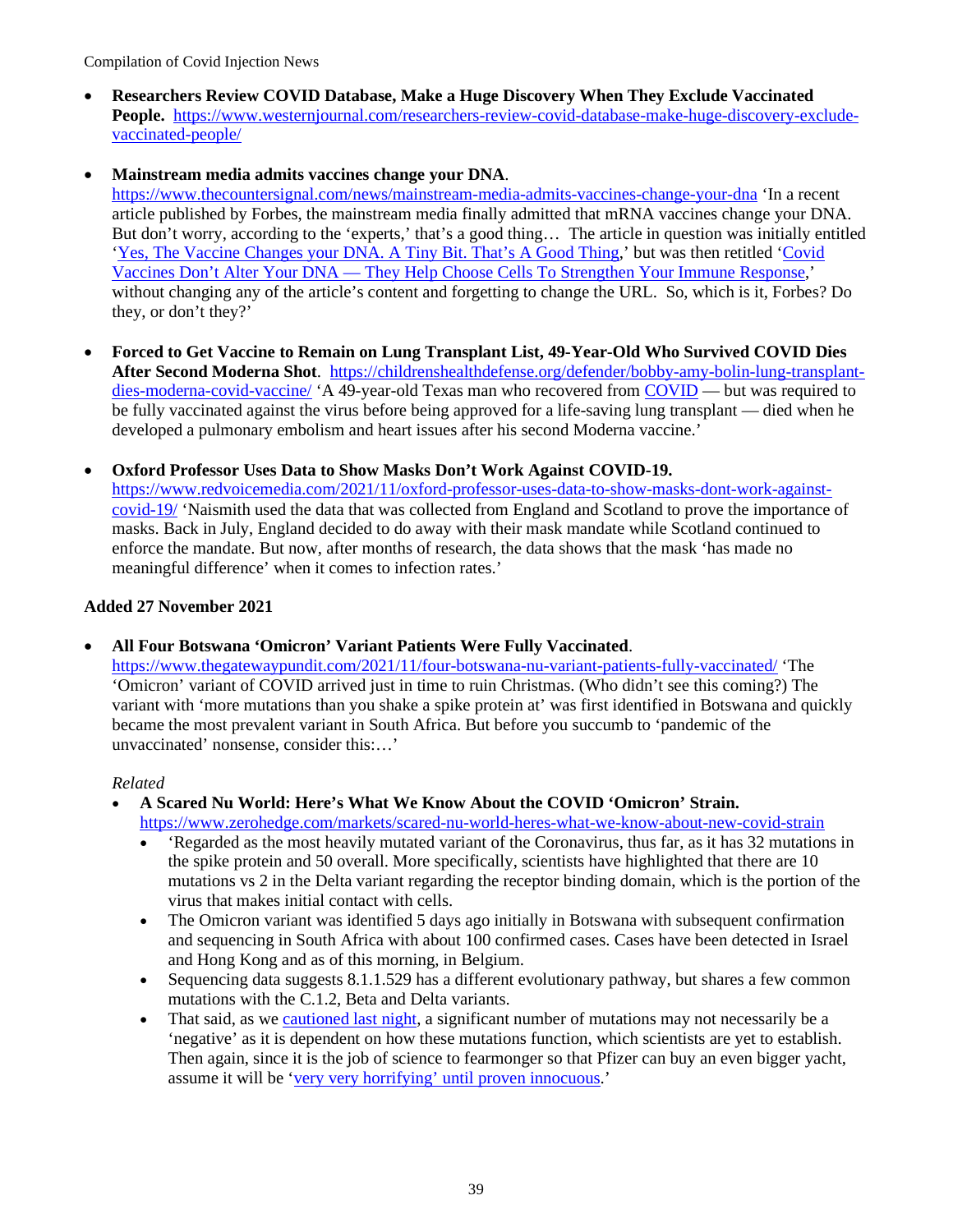- **Researchers Review COVID Database, Make a Huge Discovery When They Exclude Vaccinated People.** [https://www.westernjournal.com/researchers-review-covid-database-make-huge-discovery-exclude-vaccinated-people/](https://www.westernjournal.com/researchers-review-covid-database-make-huge-discovery-exclude-vaccinated-people/)

- **Mainstream media admits vaccines change your DNA**. [https://www.thecountersignal.com/news/mainstream-media-admits-vaccines-change-your-dna](https://www.thecountersignal.com/news/mainstream-media-admits-vaccines-change-your-dna) 'In a recent article published by Forbes, the mainstream media finally admitted that mRNA vaccines change your DNA. But don't worry, according to the 'experts,' that's a good thing… The article in question was initially entitled '[Yes, The Vaccine Changes your DNA. A Tiny Bit. That's A Good Thing](),' but was then retitled '[Covid Vaccines Don't Alter Your DNA — They Help Choose Cells To Strengthen Your Immune Response](),' without changing any of the article's content and forgetting to change the URL. So, which is it, Forbes? Do they, or don't they?'

- **Forced to Get Vaccine to Remain on Lung Transplant List, 49-Year-Old Who Survived COVID Dies After Second Moderna Shot**. [https://childrenshealthdefense.org/defender/bobby-amy-bolin-lung-transplant-dies-moderna-covid-vaccine/](https://childrenshealthdefense.org/defender/bobby-amy-bolin-lung-transplant-dies-moderna-covid-vaccine/) 'A 49-year-old Texas man who recovered from [COVID]() — but was required to be fully vaccinated against the virus before being approved for a life-saving lung transplant — died when he developed a pulmonary embolism and heart issues after his second Moderna vaccine.'

- **Oxford Professor Uses Data to Show Masks Don't Work Against COVID-19.** [https://www.redvoicemedia.com/2021/11/oxford-professor-uses-data-to-show-masks-dont-work-against-covid-19/](https://www.redvoicemedia.com/2021/11/oxford-professor-uses-data-to-show-masks-dont-work-against-covid-19/) 'Naismith used the data that was collected from England and Scotland to prove the importance of masks. Back in July, England decided to do away with their mask mandate while Scotland continued to enforce the mandate. But now, after months of research, the data shows that the mask 'has made no meaningful difference' when it comes to infection rates.'

**Added 27 November 2021**

- **All Four Botswana 'Omicron' Variant Patients Were Fully Vaccinated**. [https://www.thegatewaypundit.com/2021/11/four-botswana-nu-variant-patients-fully-vaccinated/](https://www.thegatewaypundit.com/2021/11/four-botswana-nu-variant-patients-fully-vaccinated/) 'The 'Omicron' variant of COVID arrived just in time to ruin Christmas. (Who didn't see this coming?) The variant with 'more mutations than you shake a spike protein at' was first identified in Botswana and quickly became the most prevalent variant in South Africa. But before you succumb to 'pandemic of the unvaccinated' nonsense, consider this:…'

  *Related*

  - **A Scared Nu World: Here's What We Know About the COVID 'Omicron' Strain.** [https://www.zerohedge.com/markets/scared-nu-world-heres-what-we-know-about-new-covid-strain](https://www.zerohedge.com/markets/scared-nu-world-heres-what-we-know-about-new-covid-strain)
    - 'Regarded as the most heavily mutated variant of the Coronavirus, thus far, as it has 32 mutations in the spike protein and 50 overall. More specifically, scientists have highlighted that there are 10 mutations vs 2 in the Delta variant regarding the receptor binding domain, which is the portion of the virus that makes initial contact with cells.
    - The Omicron variant was identified 5 days ago initially in Botswana with subsequent confirmation and sequencing in South Africa with about 100 confirmed cases. Cases have been detected in Israel and Hong Kong and as of this morning, in Belgium.
    - Sequencing data suggests 8.1.1.529 has a different evolutionary pathway, but shares a few common mutations with the C.1.2, Beta and Delta variants.
    - That said, as we [cautioned last night](), a significant number of mutations may not necessarily be a 'negative' as it is dependent on how these mutations function, which scientists are yet to establish. Then again, since it is the job of science to fearmonger so that Pfizer can buy an even bigger yacht, assume it will be '[very very horrifying' until proven innocuous]().'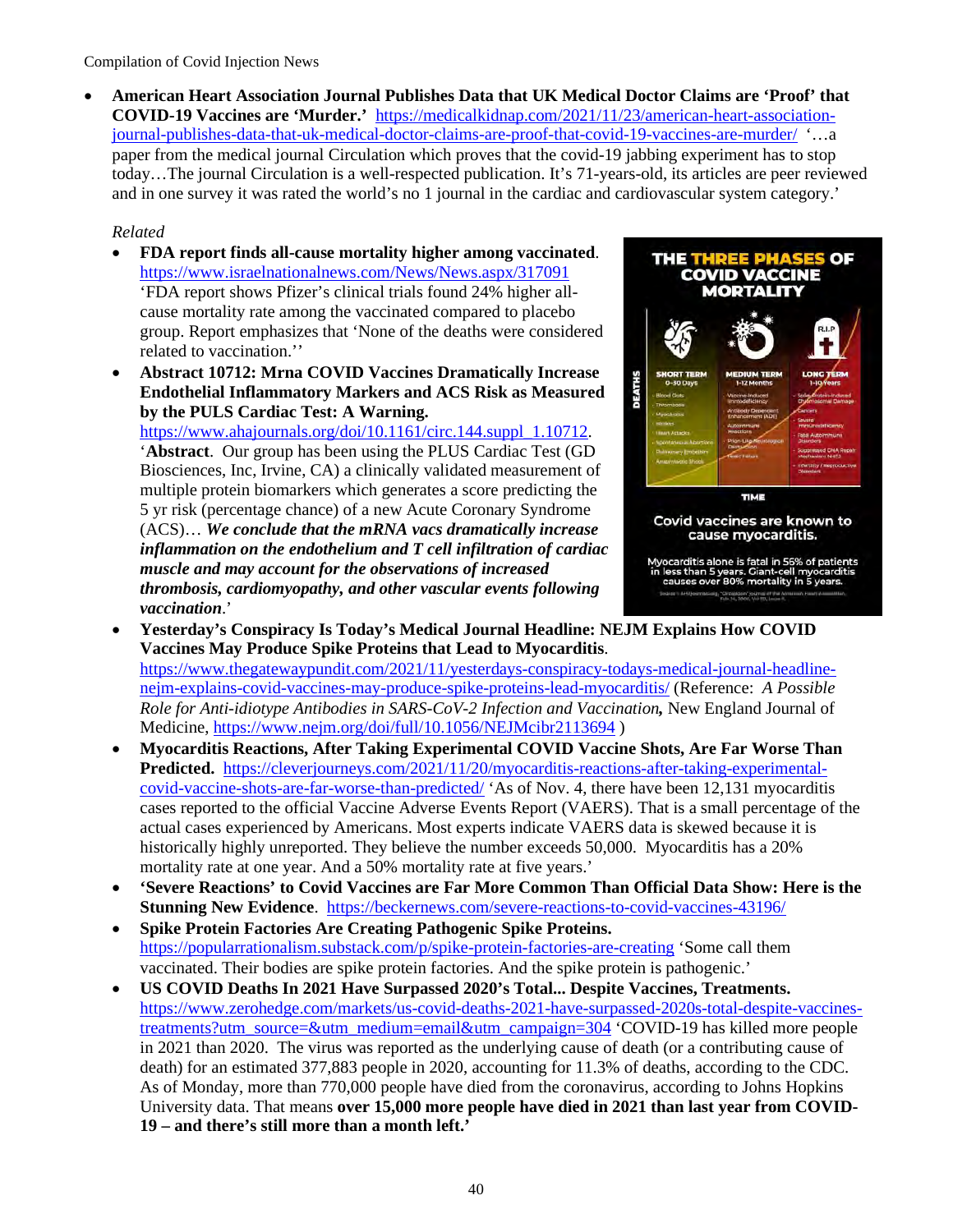- **American Heart Association Journal Publishes Data that UK Medical Doctor Claims are 'Proof' that COVID-19 Vaccines are 'Murder.'** https://medicalkidnap.com/2021/11/23/american-heart-association-journal-publishes-data-that-uk-medical-doctor-claims-are-proof-that-covid-19-vaccines-are-murder/ '…a paper from the medical journal Circulation which proves that the covid-19 jabbing experiment has to stop today…The journal Circulation is a well-respected publication. It's 71-years-old, its articles are peer reviewed and in one survey it was rated the world's no 1 journal in the cardiac and cardiovascular system category.'

  *Related*

  - **FDA report finds all-cause mortality higher among vaccinated**. https://www.israelnationalnews.com/News/News.aspx/317091 'FDA report shows Pfizer's clinical trials found 24% higher all-cause mortality rate among the vaccinated compared to placebo group. Report emphasizes that 'None of the deaths were considered related to vaccination.''
  - **Abstract 10712: Mrna COVID Vaccines Dramatically Increase Endothelial Inflammatory Markers and ACS Risk as Measured by the PULS Cardiac Test: A Warning.** https://www.ahajournals.org/doi/10.1161/circ.144.suppl_1.10712. '**Abstract**. Our group has been using the PLUS Cardiac Test (GD Biosciences, Inc, Irvine, CA) a clinically validated measurement of multiple protein biomarkers which generates a score predicting the 5 yr risk (percentage chance) of a new Acute Coronary Syndrome (ACS)… ***We conclude that the mRNA vacs dramatically increase inflammation on the endothelium and T cell infiltration of cardiac muscle and may account for the observations of increased thrombosis, cardiomyopathy, and other vascular events following vaccination***.'
  - **Yesterday's Conspiracy Is Today's Medical Journal Headline: NEJM Explains How COVID Vaccines May Produce Spike Proteins that Lead to Myocarditis**. https://www.thegatewaypundit.com/2021/11/yesterdays-conspiracy-todays-medical-journal-headline-nejm-explains-covid-vaccines-may-produce-spike-proteins-lead-myocarditis/ (Reference: *A Possible Role for Anti-idiotype Antibodies in SARS-CoV-2 Infection and Vaccination,* New England Journal of Medicine, https://www.nejm.org/doi/full/10.1056/NEJMcibr2113694 )
  - **Myocarditis Reactions, After Taking Experimental COVID Vaccine Shots, Are Far Worse Than Predicted.** https://cleverjourneys.com/2021/11/20/myocarditis-reactions-after-taking-experimental-covid-vaccine-shots-are-far-worse-than-predicted/ 'As of Nov. 4, there have been 12,131 myocarditis cases reported to the official Vaccine Adverse Events Report (VAERS). That is a small percentage of the actual cases experienced by Americans. Most experts indicate VAERS data is skewed because it is historically highly unreported. They believe the number exceeds 50,000. Myocarditis has a 20% mortality rate at one year. And a 50% mortality rate at five years.'
  - **'Severe Reactions' to Covid Vaccines are Far More Common Than Official Data Show: Here is the Stunning New Evidence**. https://beckernews.com/severe-reactions-to-covid-vaccines-43196/
  - **Spike Protein Factories Are Creating Pathogenic Spike Proteins.** https://popularrationalism.substack.com/p/spike-protein-factories-are-creating 'Some call them vaccinated. Their bodies are spike protein factories. And the spike protein is pathogenic.'
  - **US COVID Deaths In 2021 Have Surpassed 2020's Total... Despite Vaccines, Treatments.** https://www.zerohedge.com/markets/us-covid-deaths-2021-have-surpassed-2020s-total-despite-vaccines-treatments?utm_source=&utm_medium=email&utm_campaign=304 'COVID-19 has killed more people in 2021 than 2020. The virus was reported as the underlying cause of death (or a contributing cause of death) for an estimated 377,883 people in 2020, accounting for 11.3% of deaths, according to the CDC. As of Monday, more than 770,000 people have died from the coronavirus, according to Johns Hopkins University data. That means **over 15,000 more people have died in 2021 than last year from COVID-19 – and there's still more than a month left.'**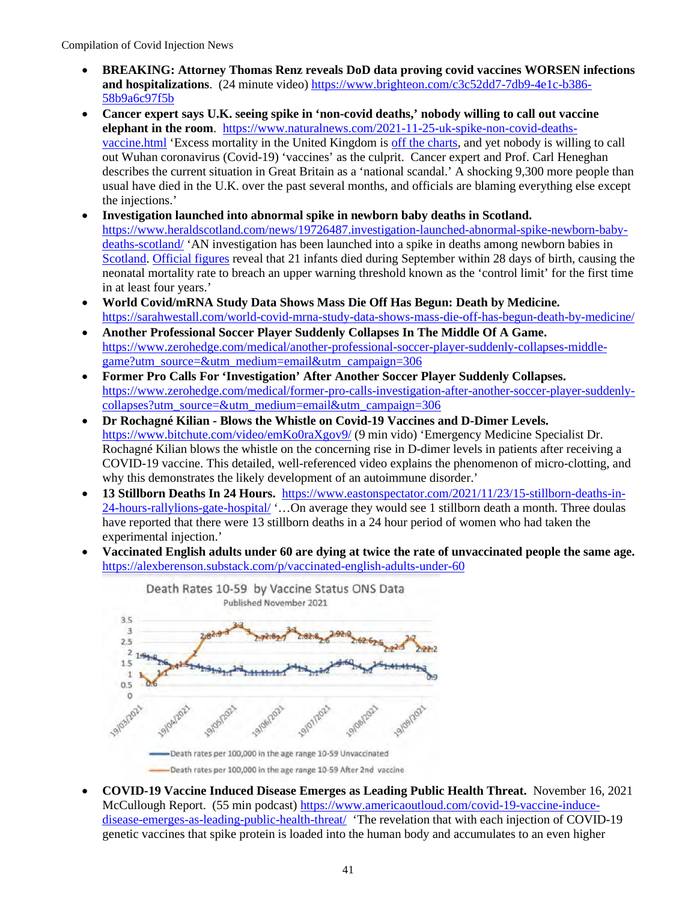- **BREAKING: Attorney Thomas Renz reveals DoD data proving covid vaccines WORSEN infections and hospitalizations**. (24 minute video) https://www.brighteon.com/c3c52dd7-7db9-4e1c-b386-58b9a6c97f5b
- **Cancer expert says U.K. seeing spike in 'non-covid deaths,' nobody willing to call out vaccine elephant in the room**. https://www.naturalnews.com/2021-11-25-uk-spike-non-covid-deaths-vaccine.html 'Excess mortality in the United Kingdom is off the charts, and yet nobody is willing to call out Wuhan coronavirus (Covid-19) 'vaccines' as the culprit. Cancer expert and Prof. Carl Heneghan describes the current situation in Great Britain as a 'national scandal.' A shocking 9,300 more people than usual have died in the U.K. over the past several months, and officials are blaming everything else except the injections.'
- **Investigation launched into abnormal spike in newborn baby deaths in Scotland.** https://www.heraldscotland.com/news/19726487.investigation-launched-abnormal-spike-newborn-baby-deaths-scotland/ 'AN investigation has been launched into a spike in deaths among newborn babies in Scotland. Official figures reveal that 21 infants died during September within 28 days of birth, causing the neonatal mortality rate to breach an upper warning threshold known as the 'control limit' for the first time in at least four years.'
- **World Covid/mRNA Study Data Shows Mass Die Off Has Begun: Death by Medicine.** https://sarahwestall.com/world-covid-mrna-study-data-shows-mass-die-off-has-begun-death-by-medicine/
- **Another Professional Soccer Player Suddenly Collapses In The Middle Of A Game.** https://www.zerohedge.com/medical/another-professional-soccer-player-suddenly-collapses-middle-game?utm_source=&utm_medium=email&utm_campaign=306
- **Former Pro Calls For 'Investigation' After Another Soccer Player Suddenly Collapses.** https://www.zerohedge.com/medical/former-pro-calls-investigation-after-another-soccer-player-suddenly-collapses?utm_source=&utm_medium=email&utm_campaign=306
- **Dr Rochagné Kilian - Blows the Whistle on Covid-19 Vaccines and D-Dimer Levels.** https://www.bitchute.com/video/emKo0raXgov9/ (9 min vid) 'Emergency Medicine Specialist Dr. Rochagné Kilian blows the whistle on the concerning rise in D-dimer levels in patients after receiving a COVID-19 vaccine. This detailed, well-referenced video explains the phenomenon of micro-clotting, and why this demonstrates the likely development of an autoimmune disorder.'
- **13 Stillborn Deaths In 24 Hours.** https://www.eastonspectator.com/2021/11/23/15-stillborn-deaths-in-24-hours-rallylions-gate-hospital/ '…On average they would see 1 stillborn death a month. Three doulas have reported that there were 13 stillborn deaths in a 24 hour period of women who had taken the experimental injection.'
- **Vaccinated English adults under 60 are dying at twice the rate of unvaccinated people the same age.** https://alexberenson.substack.com/p/vaccinated-english-adults-under-60

  Death Rates 10-59 by Vaccine Status ONS Data
  Published November 2021

  Death rates per 100,000 in the age range 10-59 Unvaccinated
  Death rates per 100,000 in the age range 10-59 After 2nd vaccine

- **COVID-19 Vaccine Induced Disease Emerges as Leading Public Health Threat.** November 16, 2021 McCullough Report. (55 min podcast) https://www.americaoutloud.com/covid-19-vaccine-induce-disease-emerges-as-leading-public-health-threat/ 'The revelation that with each injection of COVID-19 genetic vaccines that spike protein is loaded into the human body and accumulates to an even higher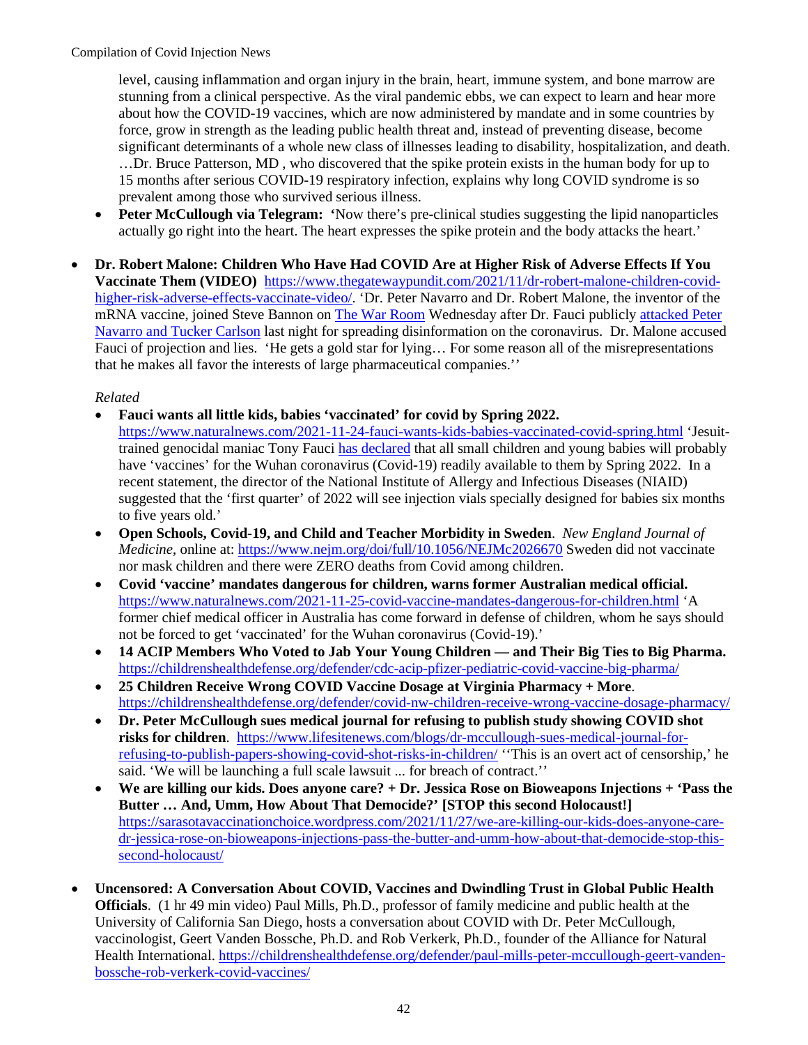level, causing inflammation and organ injury in the brain, heart, immune system, and bone marrow are stunning from a clinical perspective. As the viral pandemic ebbs, we can expect to learn and hear more about how the COVID-19 vaccines, which are now administered by mandate and in some countries by force, grow in strength as the leading public health threat and, instead of preventing disease, become significant determinants of a whole new class of illnesses leading to disability, hospitalization, and death. …Dr. Bruce Patterson, MD , who discovered that the spike protein exists in the human body for up to 15 months after serious COVID-19 respiratory infection, explains why long COVID syndrome is so prevalent among those who survived serious illness.

- **Peter McCullough via Telegram: '**Now there's pre-clinical studies suggesting the lipid nanoparticles actually go right into the heart. The heart expresses the spike protein and the body attacks the heart.'

- **Dr. Robert Malone: Children Who Have Had COVID Are at Higher Risk of Adverse Effects If You Vaccinate Them (VIDEO)** https://www.thegatewaypundit.com/2021/11/dr-robert-malone-children-covid-higher-risk-adverse-effects-vaccinate-video/. 'Dr. Peter Navarro and Dr. Robert Malone, the inventor of the mRNA vaccine, joined Steve Bannon on The War Room Wednesday after Dr. Fauci publicly attacked Peter Navarro and Tucker Carlson last night for spreading disinformation on the coronavirus. Dr. Malone accused Fauci of projection and lies. 'He gets a gold star for lying… For some reason all of the misrepresentations that he makes all favor the interests of large pharmaceutical companies.''

  *Related*

  - **Fauci wants all little kids, babies 'vaccinated' for covid by Spring 2022.** https://www.naturalnews.com/2021-11-24-fauci-wants-kids-babies-vaccinated-covid-spring.html 'Jesuit-trained genocidal maniac Tony Fauci has declared that all small children and young babies will probably have 'vaccines' for the Wuhan coronavirus (Covid-19) readily available to them by Spring 2022. In a recent statement, the director of the National Institute of Allergy and Infectious Diseases (NIAID) suggested that the 'first quarter' of 2022 will see injection vials specially designed for babies six months to five years old.'
  - **Open Schools, Covid-19, and Child and Teacher Morbidity in Sweden**. *New England Journal of Medicine*, online at: https://www.nejm.org/doi/full/10.1056/NEJMc2026670 Sweden did not vaccinate nor mask children and there were ZERO deaths from Covid among children.
  - **Covid 'vaccine' mandates dangerous for children, warns former Australian medical official.** https://www.naturalnews.com/2021-11-25-covid-vaccine-mandates-dangerous-for-children.html 'A former chief medical officer in Australia has come forward in defense of children, whom he says should not be forced to get 'vaccinated' for the Wuhan coronavirus (Covid-19).'
  - **14 ACIP Members Who Voted to Jab Your Young Children — and Their Big Ties to Big Pharma.** https://childrenshealthdefense.org/defender/cdc-acip-pfizer-pediatric-covid-vaccine-big-pharma/
  - **25 Children Receive Wrong COVID Vaccine Dosage at Virginia Pharmacy + More**. https://childrenshealthdefense.org/defender/covid-nw-children-receive-wrong-vaccine-dosage-pharmacy/
  - **Dr. Peter McCullough sues medical journal for refusing to publish study showing COVID shot risks for children**. https://www.lifesitenews.com/blogs/dr-mccullough-sues-medical-journal-for-refusing-to-publish-papers-showing-covid-shot-risks-in-children/ ''This is an overt act of censorship,' he said. 'We will be launching a full scale lawsuit ... for breach of contract.''
  - **We are killing our kids. Does anyone care? + Dr. Jessica Rose on Bioweapons Injections + 'Pass the Butter … And, Umm, How About That Democide?' [STOP this second Holocaust!]** https://sarasotavaccinationchoice.wordpress.com/2021/11/27/we-are-killing-our-kids-does-anyone-care-dr-jessica-rose-on-bioweapons-injections-pass-the-butter-and-umm-how-about-that-democide-stop-this-second-holocaust/

- **Uncensored: A Conversation About COVID, Vaccines and Dwindling Trust in Global Public Health Officials**. (1 hr 49 min video) Paul Mills, Ph.D., professor of family medicine and public health at the University of California San Diego, hosts a conversation about COVID with Dr. Peter McCullough, vaccinologist, Geert Vanden Bossche, Ph.D. and Rob Verkerk, Ph.D., founder of the Alliance for Natural Health International. https://childrenshealthdefense.org/defender/paul-mills-peter-mccullough-geert-vanden-bossche-rob-verkerk-covid-vaccines/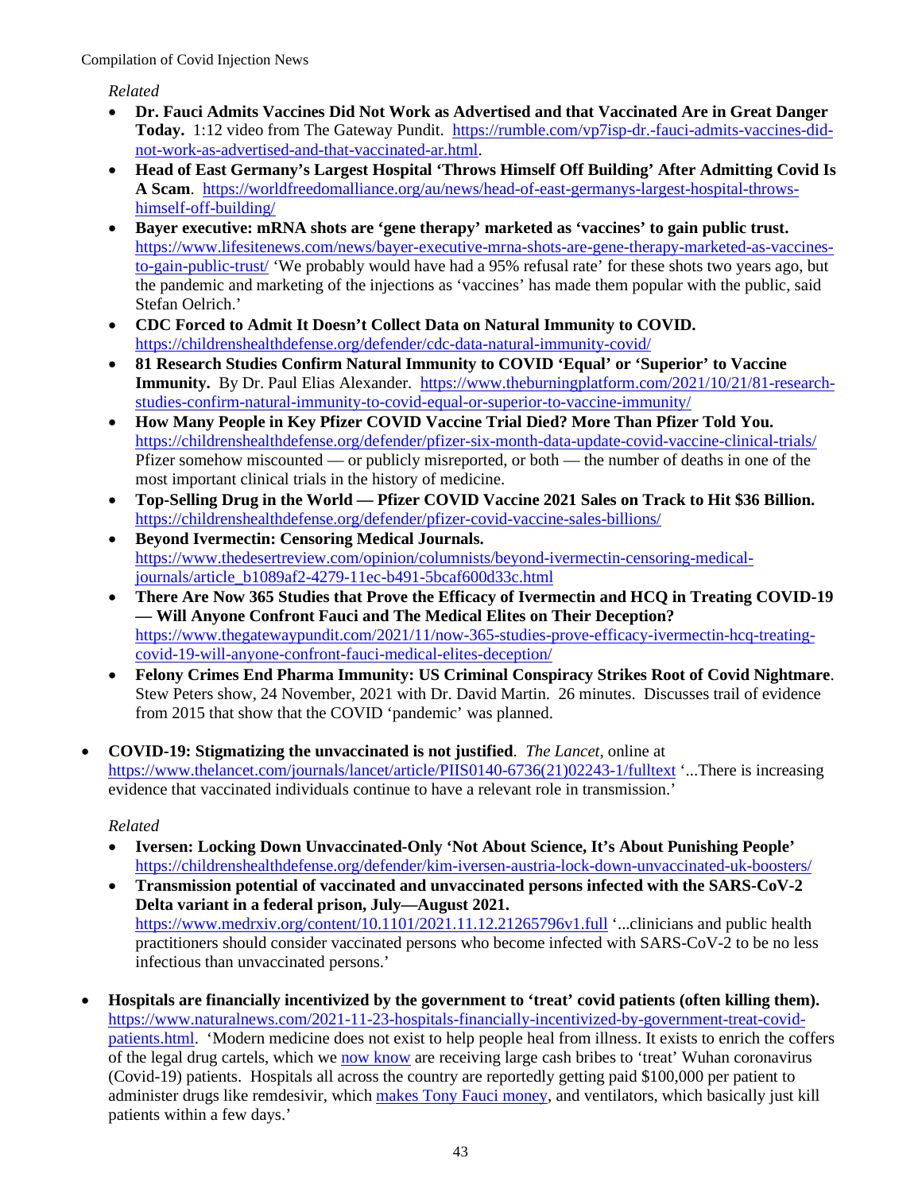*Related*

- **Dr. Fauci Admits Vaccines Did Not Work as Advertised and that Vaccinated Are in Great Danger Today.** 1:12 video from The Gateway Pundit. https://rumble.com/vp7isp-dr.-fauci-admits-vaccines-did-not-work-as-advertised-and-that-vaccinated-ar.html.
- **Head of East Germany's Largest Hospital 'Throws Himself Off Building' After Admitting Covid Is A Scam**. https://worldfreedomalliance.org/au/news/head-of-east-germanys-largest-hospital-throws-himself-off-building/
- **Bayer executive: mRNA shots are 'gene therapy' marketed as 'vaccines' to gain public trust.** https://www.lifesitenews.com/news/bayer-executive-mrna-shots-are-gene-therapy-marketed-as-vaccines-to-gain-public-trust/ 'We probably would have had a 95% refusal rate' for these shots two years ago, but the pandemic and marketing of the injections as 'vaccines' has made them popular with the public, said Stefan Oelrich.'
- **CDC Forced to Admit It Doesn't Collect Data on Natural Immunity to COVID.** https://childrenshealthdefense.org/defender/cdc-data-natural-immunity-covid/
- **81 Research Studies Confirm Natural Immunity to COVID 'Equal' or 'Superior' to Vaccine Immunity.** By Dr. Paul Elias Alexander. https://www.theburningplatform.com/2021/10/21/81-research-studies-confirm-natural-immunity-to-covid-equal-or-superior-to-vaccine-immunity/
- **How Many People in Key Pfizer COVID Vaccine Trial Died? More Than Pfizer Told You.** https://childrenshealthdefense.org/defender/pfizer-six-month-data-update-covid-vaccine-clinical-trials/ Pfizer somehow miscounted — or publicly misreported, or both — the number of deaths in one of the most important clinical trials in the history of medicine.
- **Top-Selling Drug in the World — Pfizer COVID Vaccine 2021 Sales on Track to Hit $36 Billion.** https://childrenshealthdefense.org/defender/pfizer-covid-vaccine-sales-billions/
- **Beyond Ivermectin: Censoring Medical Journals.** https://www.thedesertreview.com/opinion/columnists/beyond-ivermectin-censoring-medical-journals/article_b1089af2-4279-11ec-b491-5bcaf600d33c.html
- **There Are Now 365 Studies that Prove the Efficacy of Ivermectin and HCQ in Treating COVID-19 — Will Anyone Confront Fauci and The Medical Elites on Their Deception?** https://www.thegatewaypundit.com/2021/11/now-365-studies-prove-efficacy-ivermectin-hcq-treating-covid-19-will-anyone-confront-fauci-medical-elites-deception/
- **Felony Crimes End Pharma Immunity: US Criminal Conspiracy Strikes Root of Covid Nightmare**. Stew Peters show, 24 November, 2021 with Dr. David Martin. 26 minutes. Discusses trail of evidence from 2015 that show that the COVID 'pandemic' was planned.

- **COVID-19: Stigmatizing the unvaccinated is not justified**. *The Lancet*, online at https://www.thelancet.com/journals/lancet/article/PIIS0140-6736(21)02243-1/fulltext '...There is increasing evidence that vaccinated individuals continue to have a relevant role in transmission.'

  *Related*

  - **Iversen: Locking Down Unvaccinated-Only 'Not About Science, It's About Punishing People'** https://childrenshealthdefense.org/defender/kim-iversen-austria-lock-down-unvaccinated-uk-boosters/
  - **Transmission potential of vaccinated and unvaccinated persons infected with the SARS-CoV-2 Delta variant in a federal prison, July—August 2021.** https://www.medrxiv.org/content/10.1101/2021.11.12.21265796v1.full '...clinicians and public health practitioners should consider vaccinated persons who become infected with SARS-CoV-2 to be no less infectious than unvaccinated persons.'

- **Hospitals are financially incentivized by the government to 'treat' covid patients (often killing them).** https://www.naturalnews.com/2021-11-23-hospitals-financially-incentivized-by-government-treat-covid-patients.html. 'Modern medicine does not exist to help people heal from illness. It exists to enrich the coffers of the legal drug cartels, which we now know are receiving large cash bribes to 'treat' Wuhan coronavirus (Covid-19) patients. Hospitals all across the country are reportedly getting paid $100,000 per patient to administer drugs like remdesivir, which makes Tony Fauci money, and ventilators, which basically just kill patients within a few days.'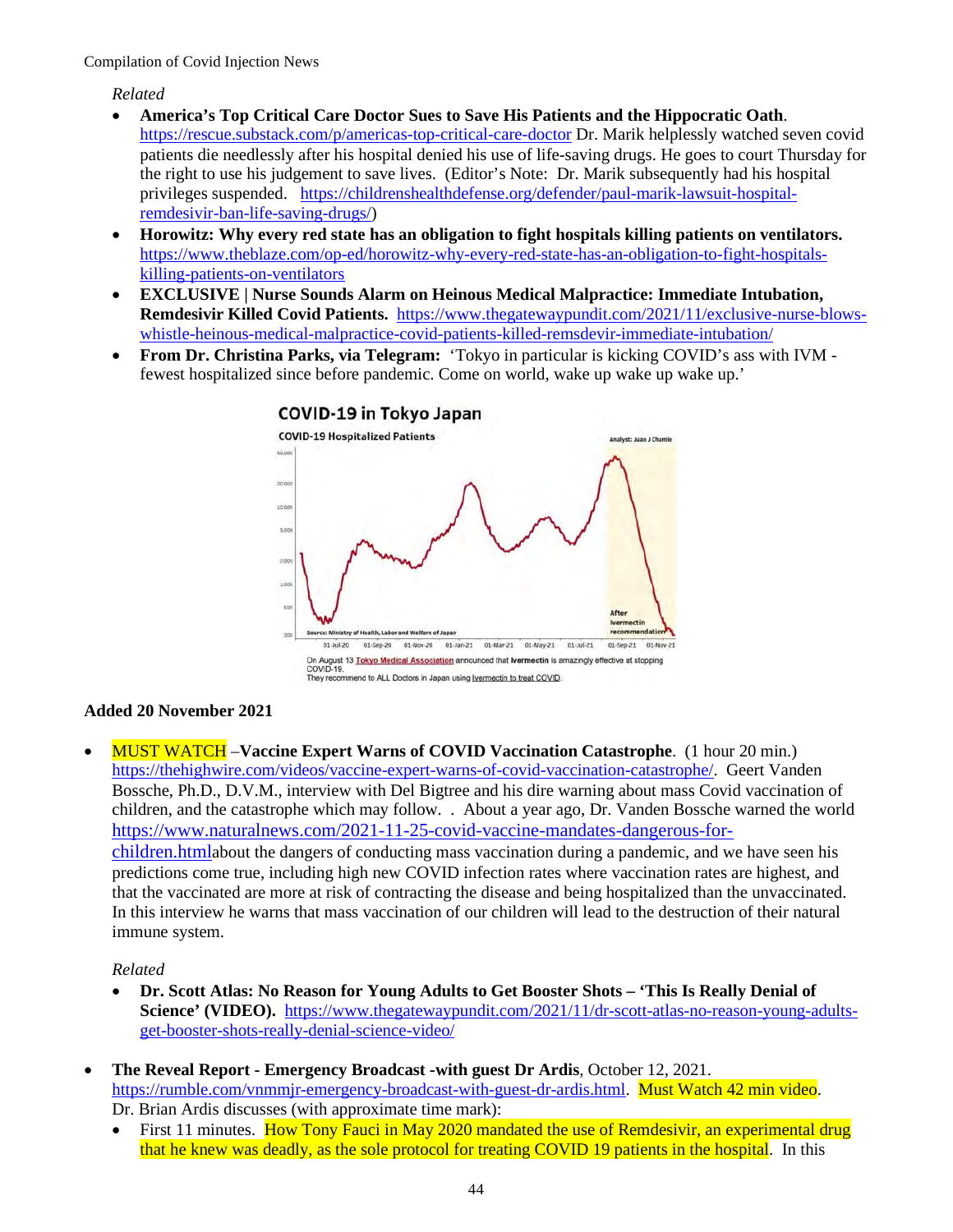*Related*

- **America's Top Critical Care Doctor Sues to Save His Patients and the Hippocratic Oath**. https://rescue.substack.com/p/americas-top-critical-care-doctor Dr. Marik helplessly watched seven covid patients die needlessly after his hospital denied his use of life-saving drugs. He goes to court Thursday for the right to use his judgement to save lives. (Editor's Note: Dr. Marik subsequently had his hospital privileges suspended. https://childrenshealthdefense.org/defender/paul-marik-lawsuit-hospital-remdesivir-ban-life-saving-drugs/)
- **Horowitz: Why every red state has an obligation to fight hospitals killing patients on ventilators.** https://www.theblaze.com/op-ed/horowitz-why-every-red-state-has-an-obligation-to-fight-hospitals-killing-patients-on-ventilators
- **EXCLUSIVE | Nurse Sounds Alarm on Heinous Medical Malpractice: Immediate Intubation, Remdesivir Killed Covid Patients.** https://www.thegatewaypundit.com/2021/11/exclusive-nurse-blows-whistle-heinous-medical-malpractice-covid-patients-killed-remsdevir-immediate-intubation/
- **From Dr. Christina Parks, via Telegram:** 'Tokyo in particular is kicking COVID's ass with IVM - fewest hospitalized since before pandemic. Come on world, wake up wake up wake up.'

COVID-19 in Tokyo Japan

COVID-19 Hospitalized Patients

On August 13 Tokyo Medical Association announced that Ivermectin is amazingly effective at stopping COVID-19.
They recommend to ALL Doctors in Japan using Ivermectin to treat COVID.

**Added 20 November 2021**

- MUST WATCH –**Vaccine Expert Warns of COVID Vaccination Catastrophe**. (1 hour 20 min.) https://thehighwire.com/videos/vaccine-expert-warns-of-covid-vaccination-catastrophe/. Geert Vanden Bossche, Ph.D., D.V.M., interview with Del Bigtree and his dire warning about mass Covid vaccination of children, and the catastrophe which may follow. . About a year ago, Dr. Vanden Bossche warned the world https://www.naturalnews.com/2021-11-25-covid-vaccine-mandates-dangerous-for-children.htmlabout the dangers of conducting mass vaccination during a pandemic, and we have seen his predictions come true, including high new COVID infection rates where vaccination rates are highest, and that the vaccinated are more at risk of contracting the disease and being hospitalized than the unvaccinated. In this interview he warns that mass vaccination of our children will lead to the destruction of their natural immune system.

  *Related*

  - **Dr. Scott Atlas: No Reason for Young Adults to Get Booster Shots – 'This Is Really Denial of Science' (VIDEO).** https://www.thegatewaypundit.com/2021/11/dr-scott-atlas-no-reason-young-adults-get-booster-shots-really-denial-science-video/

- **The Reveal Report - Emergency Broadcast -with guest Dr Ardis**, October 12, 2021. https://rumble.com/vnmmjr-emergency-broadcast-with-guest-dr-ardis.html. Must Watch 42 min video. Dr. Brian Ardis discusses (with approximate time mark):
  - First 11 minutes. How Tony Fauci in May 2020 mandated the use of Remdesivir, an experimental drug that he knew was deadly, as the sole protocol for treating COVID 19 patients in the hospital. In this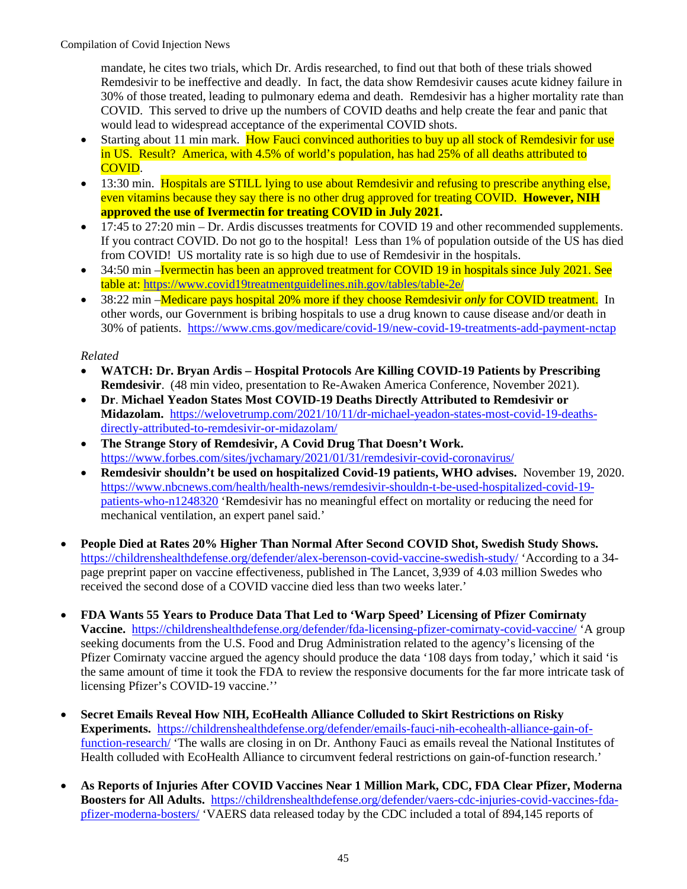mandate, he cites two trials, which Dr. Ardis researched, to find out that both of these trials showed Remdesivir to be ineffective and deadly. In fact, the data show Remdesivir causes acute kidney failure in 30% of those treated, leading to pulmonary edema and death. Remdesivir has a higher mortality rate than COVID. This served to drive up the numbers of COVID deaths and help create the fear and panic that would lead to widespread acceptance of the experimental COVID shots.

- Starting about 11 min mark. How Fauci convinced authorities to buy up all stock of Remdesivir for use in US. Result? America, with 4.5% of world's population, has had 25% of all deaths attributed to COVID.
- 13:30 min. Hospitals are STILL lying to use about Remdesivir and refusing to prescribe anything else, even vitamins because they say there is no other drug approved for treating COVID. **However, NIH approved the use of Ivermectin for treating COVID in July 2021.**
- 17:45 to 27:20 min – Dr. Ardis discusses treatments for COVID 19 and other recommended supplements. If you contract COVID. Do not go to the hospital! Less than 1% of population outside of the US has died from COVID! US mortality rate is so high due to use of Remdesivir in the hospitals.
- 34:50 min –Ivermectin has been an approved treatment for COVID 19 in hospitals since July 2021. See table at: https://www.covid19treatmentguidelines.nih.gov/tables/table-2e/
- 38:22 min –Medicare pays hospital 20% more if they choose Remdesivir *only* for COVID treatment. In other words, our Government is bribing hospitals to use a drug known to cause disease and/or death in 30% of patients. https://www.cms.gov/medicare/covid-19/new-covid-19-treatments-add-payment-nctap

*Related*

- **WATCH: Dr. Bryan Ardis – Hospital Protocols Are Killing COVID-19 Patients by Prescribing Remdesivir**. (48 min video, presentation to Re-Awaken America Conference, November 2021).
- **Dr. Michael Yeadon States Most COVID-19 Deaths Directly Attributed to Remdesivir or Midazolam.** https://welovetrump.com/2021/10/11/dr-michael-yeadon-states-most-covid-19-deaths-directly-attributed-to-remdesivir-or-midazolam/
- **The Strange Story of Remdesivir, A Covid Drug That Doesn't Work.** https://www.forbes.com/sites/jvchamary/2021/01/31/remdesivir-covid-coronavirus/
- **Remdesivir shouldn't be used on hospitalized Covid-19 patients, WHO advises.** November 19, 2020. https://www.nbcnews.com/health/health-news/remdesivir-shouldn-t-be-used-hospitalized-covid-19-patients-who-n1248320 'Remdesivir has no meaningful effect on mortality or reducing the need for mechanical ventilation, an expert panel said.'

- **People Died at Rates 20% Higher Than Normal After Second COVID Shot, Swedish Study Shows.** https://childrenshealthdefense.org/defender/alex-berenson-covid-vaccine-swedish-study/ 'According to a 34-page preprint paper on vaccine effectiveness, published in The Lancet, 3,939 of 4.03 million Swedes who received the second dose of a COVID vaccine died less than two weeks later.'

- **FDA Wants 55 Years to Produce Data That Led to 'Warp Speed' Licensing of Pfizer Comirnaty Vaccine.** https://childrenshealthdefense.org/defender/fda-licensing-pfizer-comirnaty-covid-vaccine/ 'A group seeking documents from the U.S. Food and Drug Administration related to the agency's licensing of the Pfizer Comirnaty vaccine argued the agency should produce the data '108 days from today,' which it said 'is the same amount of time it took the FDA to review the responsive documents for the far more intricate task of licensing Pfizer's COVID-19 vaccine.''

- **Secret Emails Reveal How NIH, EcoHealth Alliance Colluded to Skirt Restrictions on Risky Experiments.** https://childrenshealthdefense.org/defender/emails-fauci-nih-ecohealth-alliance-gain-of-function-research/ 'The walls are closing in on Dr. Anthony Fauci as emails reveal the National Institutes of Health colluded with EcoHealth Alliance to circumvent federal restrictions on gain-of-function research.'

- **As Reports of Injuries After COVID Vaccines Near 1 Million Mark, CDC, FDA Clear Pfizer, Moderna Boosters for All Adults.** https://childrenshealthdefense.org/defender/vaers-cdc-injuries-covid-vaccines-fda-pfizer-moderna-bosters/ 'VAERS data released today by the CDC included a total of 894,145 reports of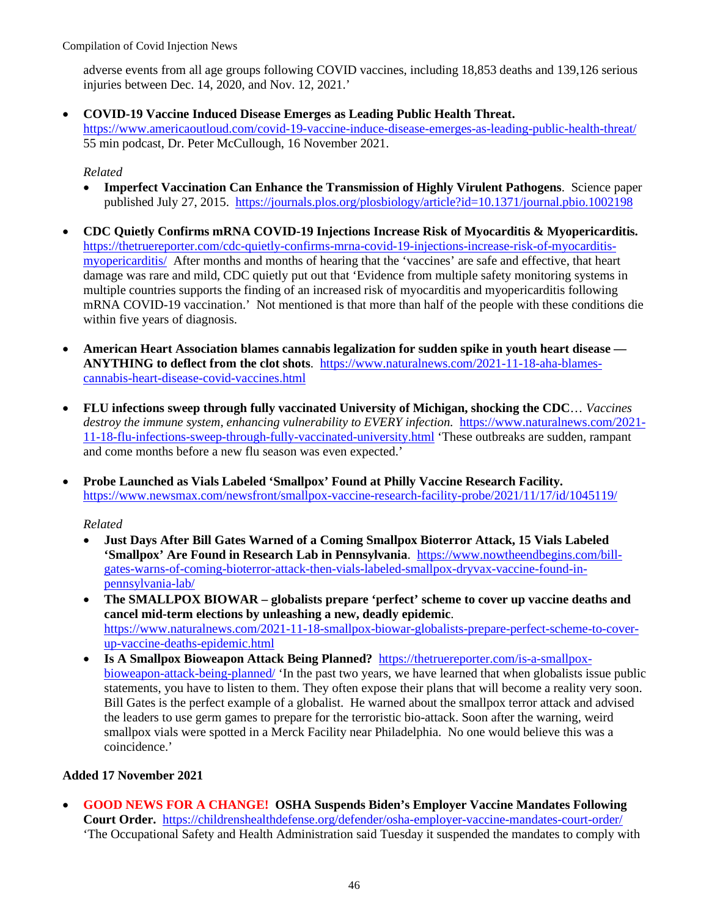adverse events from all age groups following COVID vaccines, including 18,853 deaths and 139,126 serious injuries between Dec. 14, 2020, and Nov. 12, 2021.'

- **COVID-19 Vaccine Induced Disease Emerges as Leading Public Health Threat.** https://www.americaoutloud.com/covid-19-vaccine-induce-disease-emerges-as-leading-public-health-threat/ 55 min podcast, Dr. Peter McCullough, 16 November 2021.

  *Related*
  - **Imperfect Vaccination Can Enhance the Transmission of Highly Virulent Pathogens**. Science paper published July 27, 2015. https://journals.plos.org/plosbiology/article?id=10.1371/journal.pbio.1002198

- **CDC Quietly Confirms mRNA COVID-19 Injections Increase Risk of Myocarditis & Myopericarditis.** https://thetruereporter.com/cdc-quietly-confirms-mrna-covid-19-injections-increase-risk-of-myocarditis-myopericarditis/ After months and months of hearing that the 'vaccines' are safe and effective, that heart damage was rare and mild, CDC quietly put out that 'Evidence from multiple safety monitoring systems in multiple countries supports the finding of an increased risk of myocarditis and myopericarditis following mRNA COVID-19 vaccination.' Not mentioned is that more than half of the people with these conditions die within five years of diagnosis.

- **American Heart Association blames cannabis legalization for sudden spike in youth heart disease — ANYTHING to deflect from the clot shots**. https://www.naturalnews.com/2021-11-18-aha-blames-cannabis-heart-disease-covid-vaccines.html

- **FLU infections sweep through fully vaccinated University of Michigan, shocking the CDC**… *Vaccines destroy the immune system, enhancing vulnerability to EVERY infection.* https://www.naturalnews.com/2021-11-18-flu-infections-sweep-through-fully-vaccinated-university.html 'These outbreaks are sudden, rampant and come months before a new flu season was even expected.'

- **Probe Launched as Vials Labeled 'Smallpox' Found at Philly Vaccine Research Facility.** https://www.newsmax.com/newsfront/smallpox-vaccine-research-facility-probe/2021/11/17/id/1045119/

  *Related*
  - **Just Days After Bill Gates Warned of a Coming Smallpox Bioterror Attack, 15 Vials Labeled 'Smallpox' Are Found in Research Lab in Pennsylvania**. https://www.nowtheendbegins.com/bill-gates-warns-of-coming-bioterror-attack-then-vials-labeled-smallpox-dryvax-vaccine-found-in-pennsylvania-lab/
  - **The SMALLPOX BIOWAR – globalists prepare 'perfect' scheme to cover up vaccine deaths and cancel mid-term elections by unleashing a new, deadly epidemic**. https://www.naturalnews.com/2021-11-18-smallpox-biowar-globalists-prepare-perfect-scheme-to-cover-up-vaccine-deaths-epidemic.html
  - **Is A Smallpox Bioweapon Attack Being Planned?** https://thetruereporter.com/is-a-smallpox-bioweapon-attack-being-planned/ 'In the past two years, we have learned that when globalists issue public statements, you have to listen to them. They often expose their plans that will become a reality very soon. Bill Gates is the perfect example of a globalist. He warned about the smallpox terror attack and advised the leaders to use germ games to prepare for the terroristic bio-attack. Soon after the warning, weird smallpox vials were spotted in a Merck Facility near Philadelphia. No one would believe this was a coincidence.'

**Added 17 November 2021**

- **GOOD NEWS FOR A CHANGE! OSHA Suspends Biden's Employer Vaccine Mandates Following Court Order.** https://childrenshealthdefense.org/defender/osha-employer-vaccine-mandates-court-order/ 'The Occupational Safety and Health Administration said Tuesday it suspended the mandates to comply with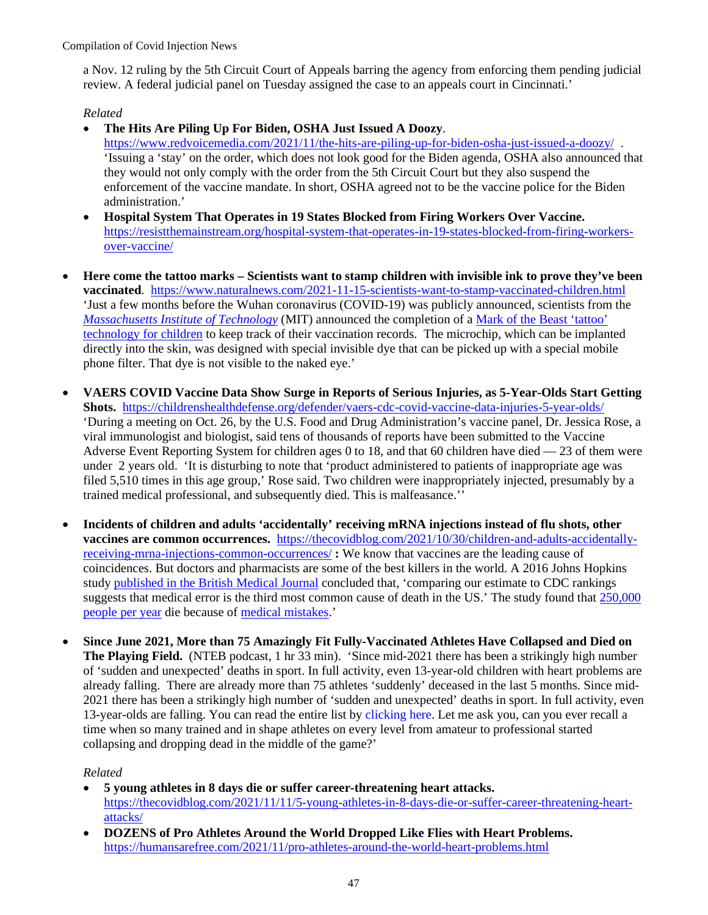a Nov. 12 ruling by the 5th Circuit Court of Appeals barring the agency from enforcing them pending judicial review. A federal judicial panel on Tuesday assigned the case to an appeals court in Cincinnati.'

*Related*

- **The Hits Are Piling Up For Biden, OSHA Just Issued A Doozy**. https://www.redvoicemedia.com/2021/11/the-hits-are-piling-up-for-biden-osha-just-issued-a-doozy/ . 'Issuing a 'stay' on the order, which does not look good for the Biden agenda, OSHA also announced that they would not only comply with the order from the 5th Circuit Court but they also suspend the enforcement of the vaccine mandate. In short, OSHA agreed not to be the vaccine police for the Biden administration.'
- **Hospital System That Operates in 19 States Blocked from Firing Workers Over Vaccine.** https://resistthemainstream.org/hospital-system-that-operates-in-19-states-blocked-from-firing-workers-over-vaccine/

- **Here come the tattoo marks – Scientists want to stamp children with invisible ink to prove they've been vaccinated**. https://www.naturalnews.com/2021-11-15-scientists-want-to-stamp-vaccinated-children.html 'Just a few months before the Wuhan coronavirus (COVID-19) was publicly announced, scientists from the *Massachusetts Institute of Technology* (MIT) announced the completion of a Mark of the Beast 'tattoo' technology for children to keep track of their vaccination records. The microchip, which can be implanted directly into the skin, was designed with special invisible dye that can be picked up with a special mobile phone filter. That dye is not visible to the naked eye.'

- **VAERS COVID Vaccine Data Show Surge in Reports of Serious Injuries, as 5-Year-Olds Start Getting Shots.** https://childrenshealthdefense.org/defender/vaers-cdc-covid-vaccine-data-injuries-5-year-olds/ 'During a meeting on Oct. 26, by the U.S. Food and Drug Administration's vaccine panel, Dr. Jessica Rose, a viral immunologist and biologist, said tens of thousands of reports have been submitted to the Vaccine Adverse Event Reporting System for children ages 0 to 18, and that 60 children have died — 23 of them were under 2 years old. 'It is disturbing to note that 'product administered to patients of inappropriate age was filed 5,510 times in this age group,' Rose said. Two children were inappropriately injected, presumably by a trained medical professional, and subsequently died. This is malfeasance.''

- **Incidents of children and adults 'accidentally' receiving mRNA injections instead of flu shots, other vaccines are common occurrences.** https://thecovidblog.com/2021/10/30/children-and-adults-accidentally-receiving-mrna-injections-common-occurrences/ **:** We know that vaccines are the leading cause of coincidences. But doctors and pharmacists are some of the best killers in the world. A 2016 Johns Hopkins study published in the British Medical Journal concluded that, 'comparing our estimate to CDC rankings suggests that medical error is the third most common cause of death in the US.' The study found that 250,000 people per year die because of medical mistakes.'

- **Since June 2021, More than 75 Amazingly Fit Fully-Vaccinated Athletes Have Collapsed and Died on The Playing Field.** (NTEB podcast, 1 hr 33 min). 'Since mid-2021 there has been a strikingly high number of 'sudden and unexpected' deaths in sport. In full activity, even 13-year-old children with heart problems are already falling. There are already more than 75 athletes 'suddenly' deceased in the last 5 months. Since mid-2021 there has been a strikingly high number of 'sudden and unexpected' deaths in sport. In full activity, even 13-year-olds are falling. You can read the entire list by clicking here. Let me ask you, can you ever recall a time when so many trained and in shape athletes on every level from amateur to professional started collapsing and dropping dead in the middle of the game?'

*Related*

- **5 young athletes in 8 days die or suffer career-threatening heart attacks.** https://thecovidblog.com/2021/11/11/5-young-athletes-in-8-days-die-or-suffer-career-threatening-heart-attacks/
- **DOZENS of Pro Athletes Around the World Dropped Like Flies with Heart Problems.** https://humansarefree.com/2021/11/pro-athletes-around-the-world-heart-problems.html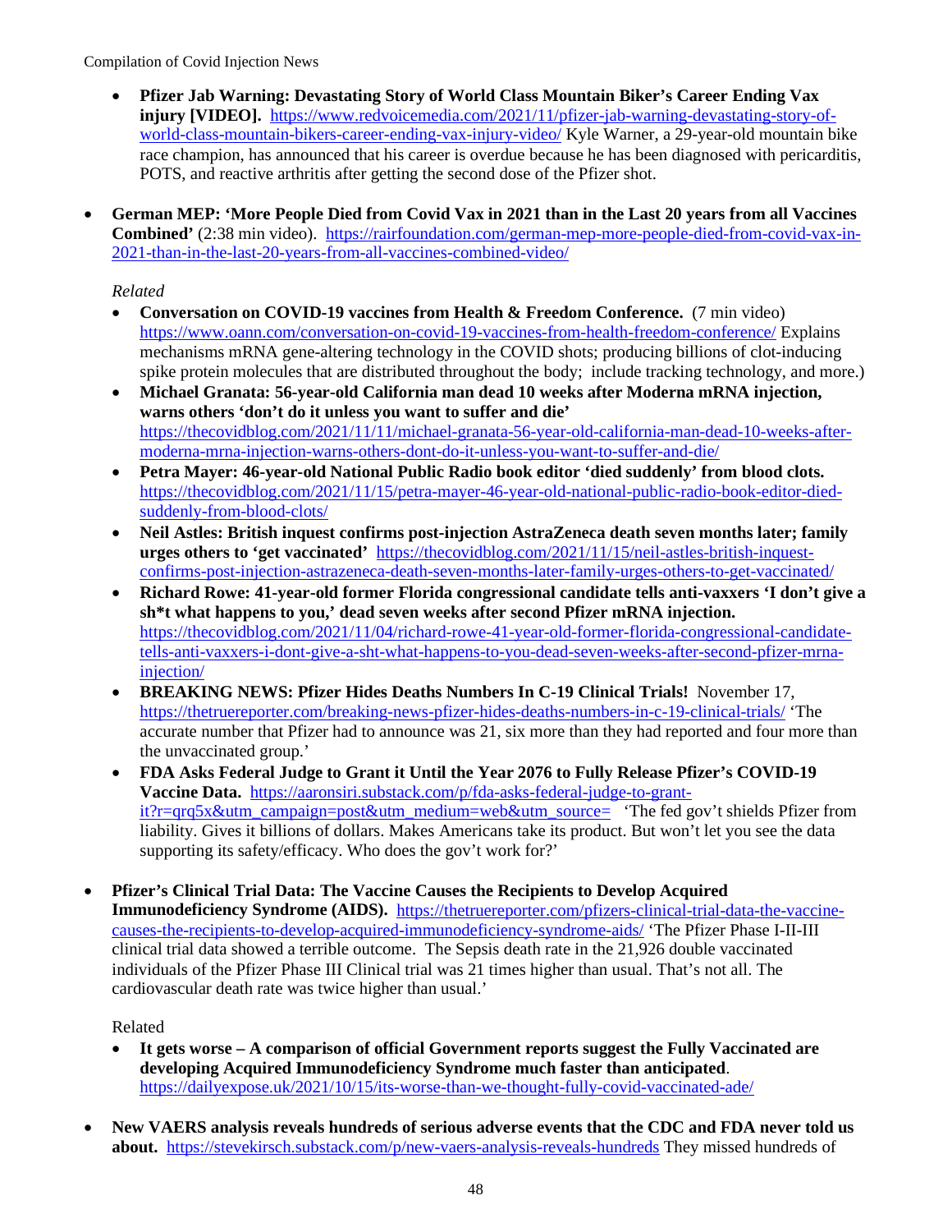- **Pfizer Jab Warning: Devastating Story of World Class Mountain Biker's Career Ending Vax injury [VIDEO].** https://www.redvoicemedia.com/2021/11/pfizer-jab-warning-devastating-story-of-world-class-mountain-bikers-career-ending-vax-injury-video/ Kyle Warner, a 29-year-old mountain bike race champion, has announced that his career is overdue because he has been diagnosed with pericarditis, POTS, and reactive arthritis after getting the second dose of the Pfizer shot.

- **German MEP: 'More People Died from Covid Vax in 2021 than in the Last 20 years from all Vaccines Combined'** (2:38 min video). https://rairfoundation.com/german-mep-more-people-died-from-covid-vax-in-2021-than-in-the-last-20-years-from-all-vaccines-combined-video/

  *Related*
  - **Conversation on COVID-19 vaccines from Health & Freedom Conference.** (7 min video) https://www.oann.com/conversation-on-covid-19-vaccines-from-health-freedom-conference/ Explains mechanisms mRNA gene-altering technology in the COVID shots; producing billions of clot-inducing spike protein molecules that are distributed throughout the body; include tracking technology, and more.)
  - **Michael Granata: 56-year-old California man dead 10 weeks after Moderna mRNA injection, warns others 'don't do it unless you want to suffer and die'** https://thecovidblog.com/2021/11/11/michael-granata-56-year-old-california-man-dead-10-weeks-after-moderna-mrna-injection-warns-others-dont-do-it-unless-you-want-to-suffer-and-die/
  - **Petra Mayer: 46-year-old National Public Radio book editor 'died suddenly' from blood clots.** https://thecovidblog.com/2021/11/15/petra-mayer-46-year-old-national-public-radio-book-editor-died-suddenly-from-blood-clots/
  - **Neil Astles: British inquest confirms post-injection AstraZeneca death seven months later; family urges others to 'get vaccinated'** https://thecovidblog.com/2021/11/15/neil-astles-british-inquest-confirms-post-injection-astrazeneca-death-seven-months-later-family-urges-others-to-get-vaccinated/
  - **Richard Rowe: 41-year-old former Florida congressional candidate tells anti-vaxxers 'I don't give a sh*t what happens to you,' dead seven weeks after second Pfizer mRNA injection.** https://thecovidblog.com/2021/11/04/richard-rowe-41-year-old-former-florida-congressional-candidate-tells-anti-vaxxers-i-dont-give-a-sht-what-happens-to-you-dead-seven-weeks-after-second-pfizer-mrna-injection/
  - **BREAKING NEWS: Pfizer Hides Deaths Numbers In C-19 Clinical Trials!** November 17, https://thetruereporter.com/breaking-news-pfizer-hides-deaths-numbers-in-c-19-clinical-trials/ 'The accurate number that Pfizer had to announce was 21, six more than they had reported and four more than the unvaccinated group.'
  - **FDA Asks Federal Judge to Grant it Until the Year 2076 to Fully Release Pfizer's COVID-19 Vaccine Data.** https://aaronsiri.substack.com/p/fda-asks-federal-judge-to-grant-it?r=qrq5x&utm_campaign=post&utm_medium=web&utm_source= 'The fed gov't shields Pfizer from liability. Gives it billions of dollars. Makes Americans take its product. But won't let you see the data supporting its safety/efficacy. Who does the gov't work for?'

- **Pfizer's Clinical Trial Data: The Vaccine Causes the Recipients to Develop Acquired Immunodeficiency Syndrome (AIDS).** https://thetruereporter.com/pfizers-clinical-trial-data-the-vaccine-causes-the-recipients-to-develop-acquired-immunodeficiency-syndrome-aids/ 'The Pfizer Phase I-II-III clinical trial data showed a terrible outcome. The Sepsis death rate in the 21,926 double vaccinated individuals of the Pfizer Phase III Clinical trial was 21 times higher than usual. That's not all. The cardiovascular death rate was twice higher than usual.'

  Related
  - **It gets worse – A comparison of official Government reports suggest the Fully Vaccinated are developing Acquired Immunodeficiency Syndrome much faster than anticipated**. https://dailyexpose.uk/2021/10/15/its-worse-than-we-thought-fully-covid-vaccinated-ade/

- **New VAERS analysis reveals hundreds of serious adverse events that the CDC and FDA never told us about.** https://stevekirsch.substack.com/p/new-vaers-analysis-reveals-hundreds They missed hundreds of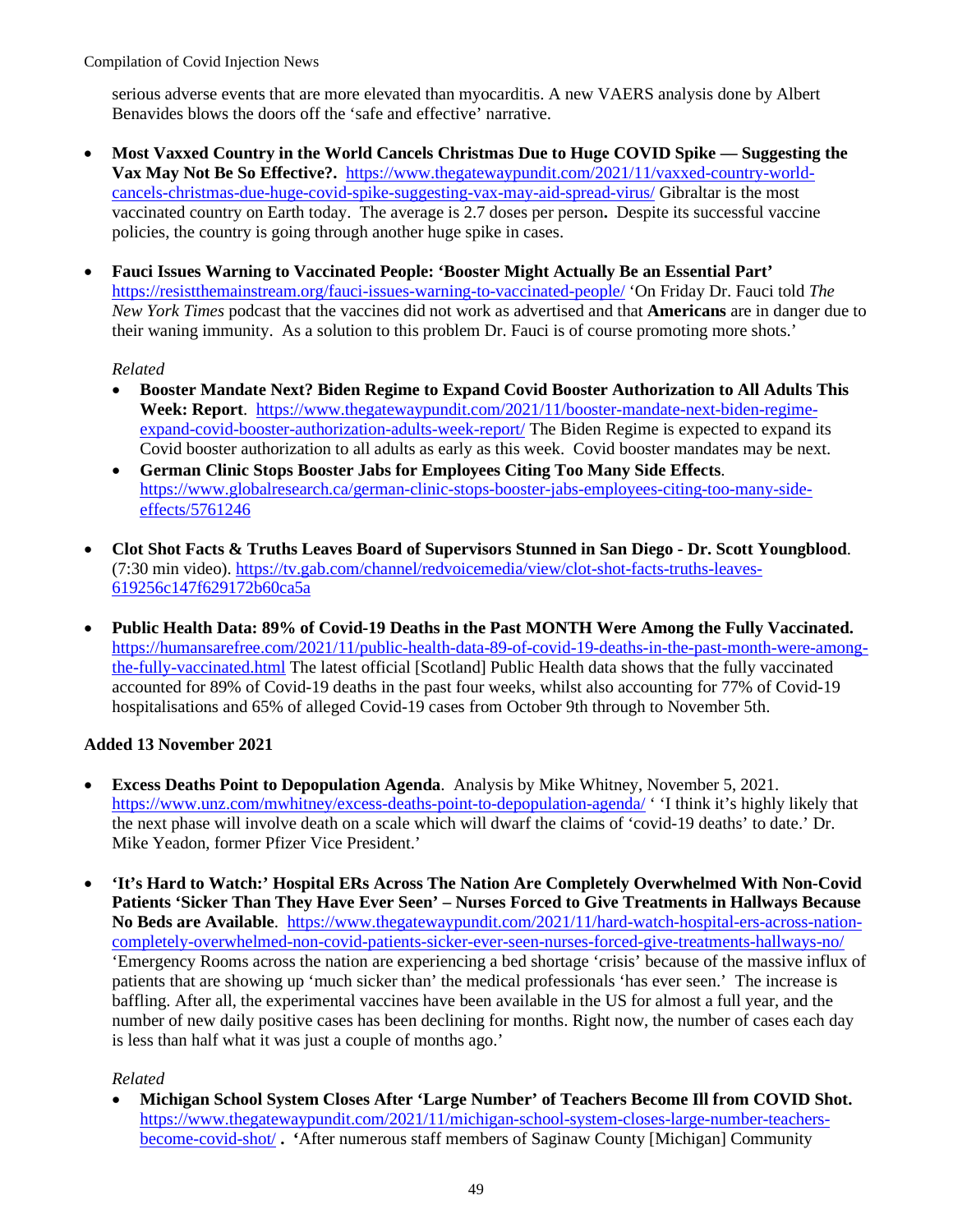serious adverse events that are more elevated than myocarditis. A new VAERS analysis done by Albert Benavides blows the doors off the 'safe and effective' narrative.

- **Most Vaxxed Country in the World Cancels Christmas Due to Huge COVID Spike — Suggesting the Vax May Not Be So Effective?.** https://www.thegatewaypundit.com/2021/11/vaxxed-country-world-cancels-christmas-due-huge-covid-spike-suggesting-vax-may-aid-spread-virus/ Gibraltar is the most vaccinated country on Earth today. The average is 2.7 doses per person**.** Despite its successful vaccine policies, the country is going through another huge spike in cases.

- **Fauci Issues Warning to Vaccinated People: 'Booster Might Actually Be an Essential Part'** https://resistthemainstream.org/fauci-issues-warning-to-vaccinated-people/ 'On Friday Dr. Fauci told *The New York Times* podcast that the vaccines did not work as advertised and that **Americans** are in danger due to their waning immunity. As a solution to this problem Dr. Fauci is of course promoting more shots.'

  *Related*
  - **Booster Mandate Next? Biden Regime to Expand Covid Booster Authorization to All Adults This Week: Report**. https://www.thegatewaypundit.com/2021/11/booster-mandate-next-biden-regime-expand-covid-booster-authorization-adults-week-report/ The Biden Regime is expected to expand its Covid booster authorization to all adults as early as this week. Covid booster mandates may be next.
  - **German Clinic Stops Booster Jabs for Employees Citing Too Many Side Effects**. https://www.globalresearch.ca/german-clinic-stops-booster-jabs-employees-citing-too-many-side-effects/5761246

- **Clot Shot Facts & Truths Leaves Board of Supervisors Stunned in San Diego - Dr. Scott Youngblood**. (7:30 min video). https://tv.gab.com/channel/redvoicemedia/view/clot-shot-facts-truths-leaves-619256c147f629172b60ca5a

- **Public Health Data: 89% of Covid-19 Deaths in the Past MONTH Were Among the Fully Vaccinated.** https://humansarefree.com/2021/11/public-health-data-89-of-covid-19-deaths-in-the-past-month-were-among-the-fully-vaccinated.html The latest official [Scotland] Public Health data shows that the fully vaccinated accounted for 89% of Covid-19 deaths in the past four weeks, whilst also accounting for 77% of Covid-19 hospitalisations and 65% of alleged Covid-19 cases from October 9th through to November 5th.

**Added 13 November 2021**

- **Excess Deaths Point to Depopulation Agenda**. Analysis by Mike Whitney, November 5, 2021. https://www.unz.com/mwhitney/excess-deaths-point-to-depopulation-agenda/ ' 'I think it's highly likely that the next phase will involve death on a scale which will dwarf the claims of 'covid-19 deaths' to date.' Dr. Mike Yeadon, former Pfizer Vice President.'

- **'It's Hard to Watch:' Hospital ERs Across The Nation Are Completely Overwhelmed With Non-Covid Patients 'Sicker Than They Have Ever Seen' – Nurses Forced to Give Treatments in Hallways Because No Beds are Available**. https://www.thegatewaypundit.com/2021/11/hard-watch-hospital-ers-across-nation-completely-overwhelmed-non-covid-patients-sicker-ever-seen-nurses-forced-give-treatments-hallways-no/ 'Emergency Rooms across the nation are experiencing a bed shortage 'crisis' because of the massive influx of patients that are showing up 'much sicker than' the medical professionals 'has ever seen.' The increase is baffling. After all, the experimental vaccines have been available in the US for almost a full year, and the number of new daily positive cases has been declining for months. Right now, the number of cases each day is less than half what it was just a couple of months ago.'

  *Related*
  - **Michigan School System Closes After 'Large Number' of Teachers Become Ill from COVID Shot.** https://www.thegatewaypundit.com/2021/11/michigan-school-system-closes-large-number-teachers-become-covid-shot/ **.** **'**After numerous staff members of Saginaw County [Michigan] Community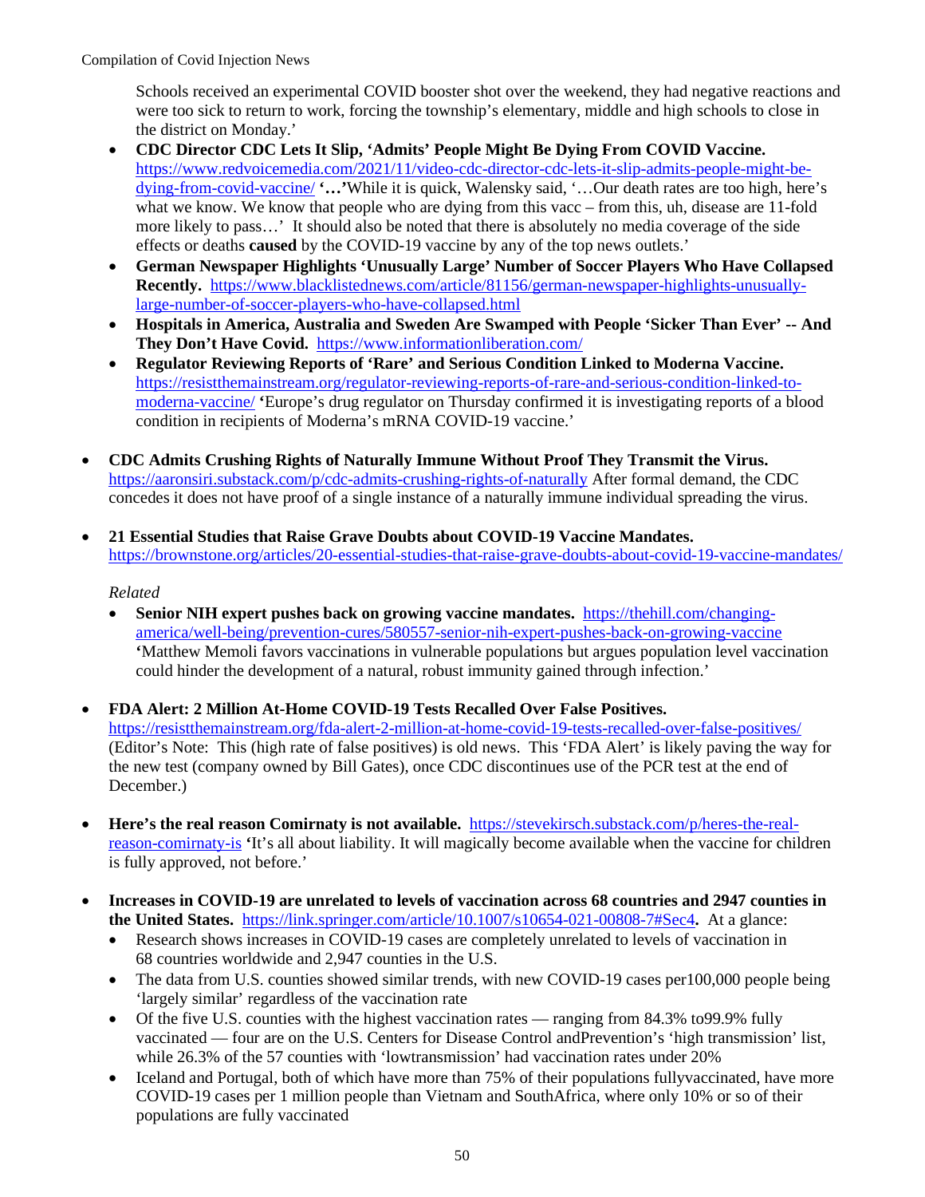Schools received an experimental COVID booster shot over the weekend, they had negative reactions and were too sick to return to work, forcing the township's elementary, middle and high schools to close in the district on Monday.'

- **CDC Director CDC Lets It Slip, 'Admits' People Might Be Dying From COVID Vaccine.** https://www.redvoicemedia.com/2021/11/video-cdc-director-cdc-lets-it-slip-admits-people-might-be-dying-from-covid-vaccine/ **'…'**While it is quick, Walensky said, '…Our death rates are too high, here's what we know. We know that people who are dying from this vacc – from this, uh, disease are 11-fold more likely to pass…' It should also be noted that there is absolutely no media coverage of the side effects or deaths **caused** by the COVID-19 vaccine by any of the top news outlets.'
- **German Newspaper Highlights 'Unusually Large' Number of Soccer Players Who Have Collapsed Recently.** https://www.blacklistednews.com/article/81156/german-newspaper-highlights-unusually-large-number-of-soccer-players-who-have-collapsed.html
- **Hospitals in America, Australia and Sweden Are Swamped with People 'Sicker Than Ever' -- And They Don't Have Covid.** https://www.informationliberation.com/
- **Regulator Reviewing Reports of 'Rare' and Serious Condition Linked to Moderna Vaccine.** https://resistthemainstream.org/regulator-reviewing-reports-of-rare-and-serious-condition-linked-to-moderna-vaccine/ **'**Europe's drug regulator on Thursday confirmed it is investigating reports of a blood condition in recipients of Moderna's mRNA COVID-19 vaccine.'

- **CDC Admits Crushing Rights of Naturally Immune Without Proof They Transmit the Virus.** https://aaronsiri.substack.com/p/cdc-admits-crushing-rights-of-naturally After formal demand, the CDC concedes it does not have proof of a single instance of a naturally immune individual spreading the virus.

- **21 Essential Studies that Raise Grave Doubts about COVID-19 Vaccine Mandates.** https://brownstone.org/articles/20-essential-studies-that-raise-grave-doubts-about-covid-19-vaccine-mandates/

  *Related*
  - **Senior NIH expert pushes back on growing vaccine mandates.** https://thehill.com/changing-america/well-being/prevention-cures/580557-senior-nih-expert-pushes-back-on-growing-vaccine **'**Matthew Memoli favors vaccinations in vulnerable populations but argues population level vaccination could hinder the development of a natural, robust immunity gained through infection.'

- **FDA Alert: 2 Million At-Home COVID-19 Tests Recalled Over False Positives.** https://resistthemainstream.org/fda-alert-2-million-at-home-covid-19-tests-recalled-over-false-positives/ (Editor's Note: This (high rate of false positives) is old news. This 'FDA Alert' is likely paving the way for the new test (company owned by Bill Gates), once CDC discontinues use of the PCR test at the end of December.)

- **Here's the real reason Comirnaty is not available.** https://stevekirsch.substack.com/p/heres-the-real-reason-comirnaty-is **'**It's all about liability. It will magically become available when the vaccine for children is fully approved, not before.'

- **Increases in COVID-19 are unrelated to levels of vaccination across 68 countries and 2947 counties in the United States.** https://link.springer.com/article/10.1007/s10654-021-00808-7#Sec4**.** At a glance:
  - Research shows increases in COVID-19 cases are completely unrelated to levels of vaccination in 68 countries worldwide and 2,947 counties in the U.S.
  - The data from U.S. counties showed similar trends, with new COVID-19 cases per100,000 people being 'largely similar' regardless of the vaccination rate
  - Of the five U.S. counties with the highest vaccination rates — ranging from 84.3% to99.9% fully vaccinated — four are on the U.S. Centers for Disease Control andPrevention's 'high transmission' list, while 26.3% of the 57 counties with 'lowtransmission' had vaccination rates under 20%
  - Iceland and Portugal, both of which have more than 75% of their populations fullyvaccinated, have more COVID-19 cases per 1 million people than Vietnam and SouthAfrica, where only 10% or so of their populations are fully vaccinated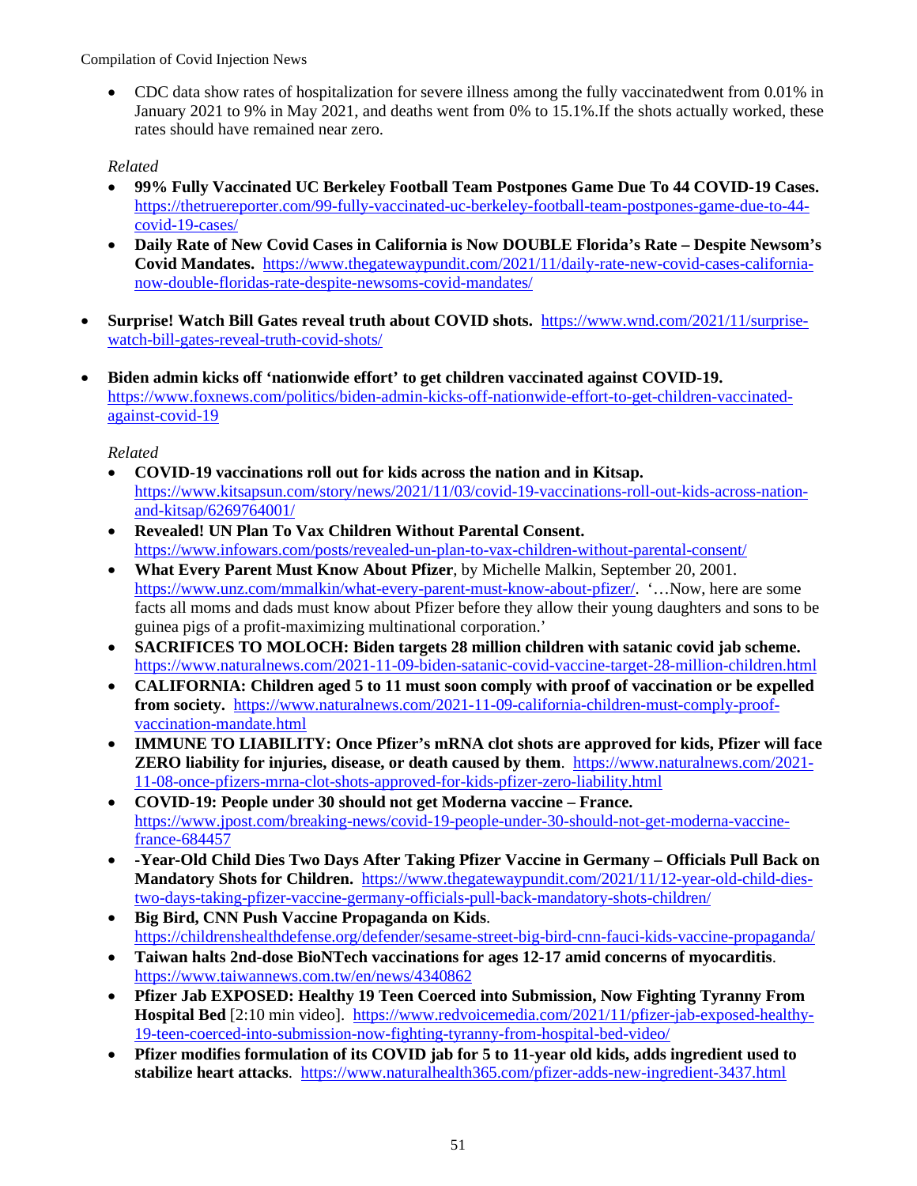- CDC data show rates of hospitalization for severe illness among the fully vaccinatedwent from 0.01% in January 2021 to 9% in May 2021, and deaths went from 0% to 15.1%.If the shots actually worked, these rates should have remained near zero.

  *Related*
  - **99% Fully Vaccinated UC Berkeley Football Team Postpones Game Due To 44 COVID-19 Cases.** https://thetruereporter.com/99-fully-vaccinated-uc-berkeley-football-team-postpones-game-due-to-44-covid-19-cases/
  - **Daily Rate of New Covid Cases in California is Now DOUBLE Florida's Rate – Despite Newsom's Covid Mandates.** https://www.thegatewaypundit.com/2021/11/daily-rate-new-covid-cases-california-now-double-floridas-rate-despite-newsoms-covid-mandates/

- **Surprise! Watch Bill Gates reveal truth about COVID shots.** https://www.wnd.com/2021/11/surprise-watch-bill-gates-reveal-truth-covid-shots/

- **Biden admin kicks off 'nationwide effort' to get children vaccinated against COVID-19.** https://www.foxnews.com/politics/biden-admin-kicks-off-nationwide-effort-to-get-children-vaccinated-against-covid-19

  *Related*
  - **COVID-19 vaccinations roll out for kids across the nation and in Kitsap.** https://www.kitsapsun.com/story/news/2021/11/03/covid-19-vaccinations-roll-out-kids-across-nation-and-kitsap/6269764001/
  - **Revealed! UN Plan To Vax Children Without Parental Consent.** https://www.infowars.com/posts/revealed-un-plan-to-vax-children-without-parental-consent/
  - **What Every Parent Must Know About Pfizer**, by Michelle Malkin, September 20, 2001. https://www.unz.com/mmalkin/what-every-parent-must-know-about-pfizer/. '…Now, here are some facts all moms and dads must know about Pfizer before they allow their young daughters and sons to be guinea pigs of a profit-maximizing multinational corporation.'
  - **SACRIFICES TO MOLOCH: Biden targets 28 million children with satanic covid jab scheme.** https://www.naturalnews.com/2021-11-09-biden-satanic-covid-vaccine-target-28-million-children.html
  - **CALIFORNIA: Children aged 5 to 11 must soon comply with proof of vaccination or be expelled from society.** https://www.naturalnews.com/2021-11-09-california-children-must-comply-proof-vaccination-mandate.html
  - **IMMUNE TO LIABILITY: Once Pfizer's mRNA clot shots are approved for kids, Pfizer will face ZERO liability for injuries, disease, or death caused by them**. https://www.naturalnews.com/2021-11-08-once-pfizers-mrna-clot-shots-approved-for-kids-pfizer-zero-liability.html
  - **COVID-19: People under 30 should not get Moderna vaccine – France.** https://www.jpost.com/breaking-news/covid-19-people-under-30-should-not-get-moderna-vaccine-france-684457
  - **-Year-Old Child Dies Two Days After Taking Pfizer Vaccine in Germany – Officials Pull Back on Mandatory Shots for Children.** https://www.thegatewaypundit.com/2021/11/12-year-old-child-dies-two-days-taking-pfizer-vaccine-germany-officials-pull-back-mandatory-shots-children/
  - **Big Bird, CNN Push Vaccine Propaganda on Kids**. https://childrenshealthdefense.org/defender/sesame-street-big-bird-cnn-fauci-kids-vaccine-propaganda/
  - **Taiwan halts 2nd-dose BioNTech vaccinations for ages 12-17 amid concerns of myocarditis**. https://www.taiwannews.com.tw/en/news/4340862
  - **Pfizer Jab EXPOSED: Healthy 19 Teen Coerced into Submission, Now Fighting Tyranny From Hospital Bed** [2:10 min video]. https://www.redvoicemedia.com/2021/11/pfizer-jab-exposed-healthy-19-teen-coerced-into-submission-now-fighting-tyranny-from-hospital-bed-video/
  - **Pfizer modifies formulation of its COVID jab for 5 to 11-year old kids, adds ingredient used to stabilize heart attacks**. https://www.naturalhealth365.com/pfizer-adds-new-ingredient-3437.html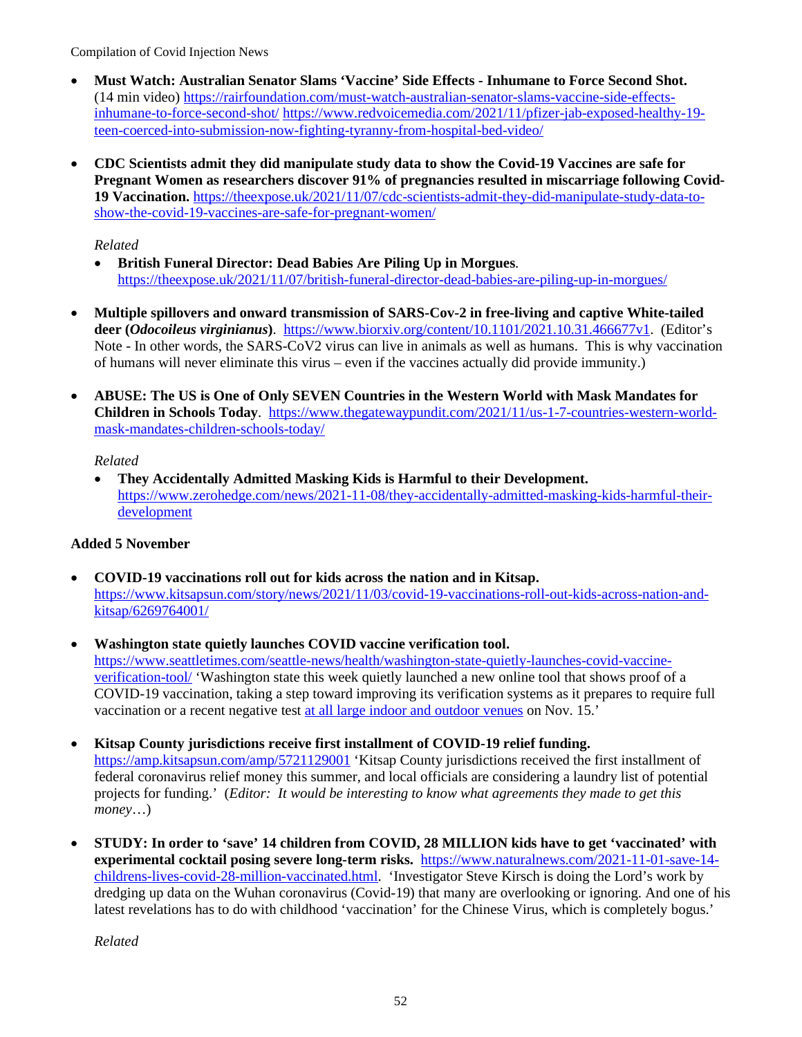- **Must Watch: Australian Senator Slams 'Vaccine' Side Effects - Inhumane to Force Second Shot.** (14 min video) https://rairfoundation.com/must-watch-australian-senator-slams-vaccine-side-effects-inhumane-to-force-second-shot/ https://www.redvoicemedia.com/2021/11/pfizer-jab-exposed-healthy-19-teen-coerced-into-submission-now-fighting-tyranny-from-hospital-bed-video/

- **CDC Scientists admit they did manipulate study data to show the Covid-19 Vaccines are safe for Pregnant Women as researchers discover 91% of pregnancies resulted in miscarriage following Covid-19 Vaccination.** https://theexpose.uk/2021/11/07/cdc-scientists-admit-they-did-manipulate-study-data-to-show-the-covid-19-vaccines-are-safe-for-pregnant-women/

  *Related*
  - **British Funeral Director: Dead Babies Are Piling Up in Morgues**. https://theexpose.uk/2021/11/07/british-funeral-director-dead-babies-are-piling-up-in-morgues/

- **Multiple spillovers and onward transmission of SARS-Cov-2 in free-living and captive White-tailed deer (*Odocoileus virginianus*)**. https://www.biorxiv.org/content/10.1101/2021.10.31.466677v1. (Editor's Note - In other words, the SARS-CoV2 virus can live in animals as well as humans. This is why vaccination of humans will never eliminate this virus – even if the vaccines actually did provide immunity.)

- **ABUSE: The US is One of Only SEVEN Countries in the Western World with Mask Mandates for Children in Schools Today**. https://www.thegatewaypundit.com/2021/11/us-1-7-countries-western-world-mask-mandates-children-schools-today/

  *Related*
  - **They Accidentally Admitted Masking Kids is Harmful to their Development.** https://www.zerohedge.com/news/2021-11-08/they-accidentally-admitted-masking-kids-harmful-their-development

**Added 5 November**

- **COVID-19 vaccinations roll out for kids across the nation and in Kitsap.** https://www.kitsapsun.com/story/news/2021/11/03/covid-19-vaccinations-roll-out-kids-across-nation-and-kitsap/6269764001/

- **Washington state quietly launches COVID vaccine verification tool.** https://www.seattletimes.com/seattle-news/health/washington-state-quietly-launches-covid-vaccine-verification-tool/ 'Washington state this week quietly launched a new online tool that shows proof of a COVID-19 vaccination, taking a step toward improving its verification systems as it prepares to require full vaccination or a recent negative test at all large indoor and outdoor venues on Nov. 15.'

- **Kitsap County jurisdictions receive first installment of COVID-19 relief funding.** https://amp.kitsapsun.com/amp/5721129001 'Kitsap County jurisdictions received the first installment of federal coronavirus relief money this summer, and local officials are considering a laundry list of potential projects for funding.' (*Editor: It would be interesting to know what agreements they made to get this money*…)

- **STUDY: In order to 'save' 14 children from COVID, 28 MILLION kids have to get 'vaccinated' with experimental cocktail posing severe long-term risks.** https://www.naturalnews.com/2021-11-01-save-14-childrens-lives-covid-28-million-vaccinated.html. 'Investigator Steve Kirsch is doing the Lord's work by dredging up data on the Wuhan coronavirus (Covid-19) that many are overlooking or ignoring. And one of his latest revelations has to do with childhood 'vaccination' for the Chinese Virus, which is completely bogus.'

  *Related*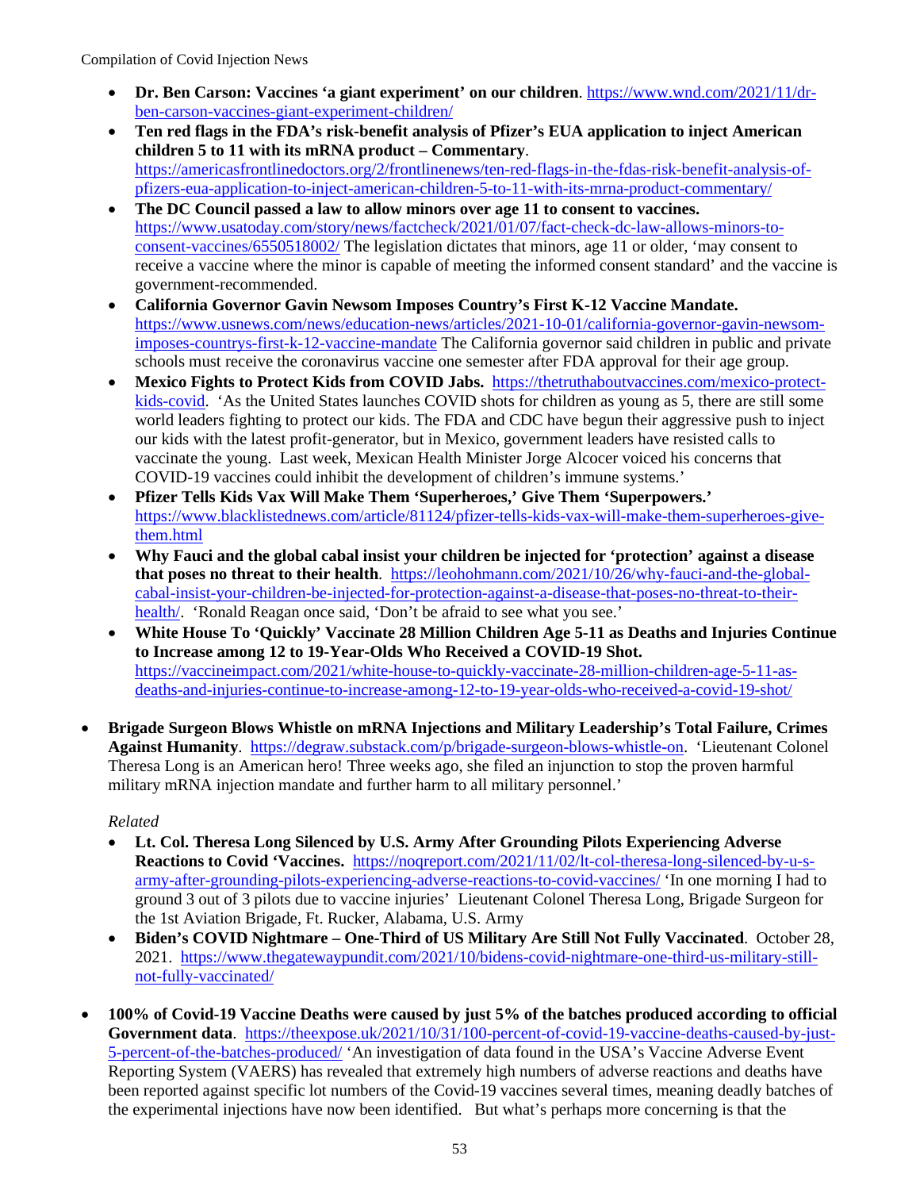- **Dr. Ben Carson: Vaccines 'a giant experiment' on our children**. https://www.wnd.com/2021/11/dr-ben-carson-vaccines-giant-experiment-children/
- **Ten red flags in the FDA's risk-benefit analysis of Pfizer's EUA application to inject American children 5 to 11 with its mRNA product – Commentary**. https://americasfrontlinedoctors.org/2/frontlinenews/ten-red-flags-in-the-fdas-risk-benefit-analysis-of-pfizers-eua-application-to-inject-american-children-5-to-11-with-its-mrna-product-commentary/
- **The DC Council passed a law to allow minors over age 11 to consent to vaccines.** https://www.usatoday.com/story/news/factcheck/2021/01/07/fact-check-dc-law-allows-minors-to-consent-vaccines/6550518002/ The legislation dictates that minors, age 11 or older, 'may consent to receive a vaccine where the minor is capable of meeting the informed consent standard' and the vaccine is government-recommended.
- **California Governor Gavin Newsom Imposes Country's First K-12 Vaccine Mandate.** https://www.usnews.com/news/education-news/articles/2021-10-01/california-governor-gavin-newsom-imposes-countrys-first-k-12-vaccine-mandate The California governor said children in public and private schools must receive the coronavirus vaccine one semester after FDA approval for their age group.
- **Mexico Fights to Protect Kids from COVID Jabs.** https://thetruthaboutvaccines.com/mexico-protect-kids-covid. 'As the United States launches COVID shots for children as young as 5, there are still some world leaders fighting to protect our kids. The FDA and CDC have begun their aggressive push to inject our kids with the latest profit-generator, but in Mexico, government leaders have resisted calls to vaccinate the young. Last week, Mexican Health Minister Jorge Alcocer voiced his concerns that COVID-19 vaccines could inhibit the development of children's immune systems.'
- **Pfizer Tells Kids Vax Will Make Them 'Superheroes,' Give Them 'Superpowers.'** https://www.blacklistednews.com/article/81124/pfizer-tells-kids-vax-will-make-them-superheroes-give-them.html
- **Why Fauci and the global cabal insist your children be injected for 'protection' against a disease that poses no threat to their health**. https://leohohmann.com/2021/10/26/why-fauci-and-the-global-cabal-insist-your-children-be-injected-for-protection-against-a-disease-that-poses-no-threat-to-their-health/. 'Ronald Reagan once said, 'Don't be afraid to see what you see.'
- **White House To 'Quickly' Vaccinate 28 Million Children Age 5-11 as Deaths and Injuries Continue to Increase among 12 to 19-Year-Olds Who Received a COVID-19 Shot.** https://vaccineimpact.com/2021/white-house-to-quickly-vaccinate-28-million-children-age-5-11-as-deaths-and-injuries-continue-to-increase-among-12-to-19-year-olds-who-received-a-covid-19-shot/

- **Brigade Surgeon Blows Whistle on mRNA Injections and Military Leadership's Total Failure, Crimes Against Humanity**. https://degraw.substack.com/p/brigade-surgeon-blows-whistle-on. 'Lieutenant Colonel Theresa Long is an American hero! Three weeks ago, she filed an injunction to stop the proven harmful military mRNA injection mandate and further harm to all military personnel.'

  *Related*

  - **Lt. Col. Theresa Long Silenced by U.S. Army After Grounding Pilots Experiencing Adverse Reactions to Covid 'Vaccines.** https://noqreport.com/2021/11/02/lt-col-theresa-long-silenced-by-u-s-army-after-grounding-pilots-experiencing-adverse-reactions-to-covid-vaccines/ 'In one morning I had to ground 3 out of 3 pilots due to vaccine injuries' Lieutenant Colonel Theresa Long, Brigade Surgeon for the 1st Aviation Brigade, Ft. Rucker, Alabama, U.S. Army
  - **Biden's COVID Nightmare – One-Third of US Military Are Still Not Fully Vaccinated**. October 28, 2021. https://www.thegatewaypundit.com/2021/10/bidens-covid-nightmare-one-third-us-military-still-not-fully-vaccinated/

- **100% of Covid-19 Vaccine Deaths were caused by just 5% of the batches produced according to official Government data**. https://theexpose.uk/2021/10/31/100-percent-of-covid-19-vaccine-deaths-caused-by-just-5-percent-of-the-batches-produced/ 'An investigation of data found in the USA's Vaccine Adverse Event Reporting System (VAERS) has revealed that extremely high numbers of adverse reactions and deaths have been reported against specific lot numbers of the Covid-19 vaccines several times, meaning deadly batches of the experimental injections have now been identified. But what's perhaps more concerning is that the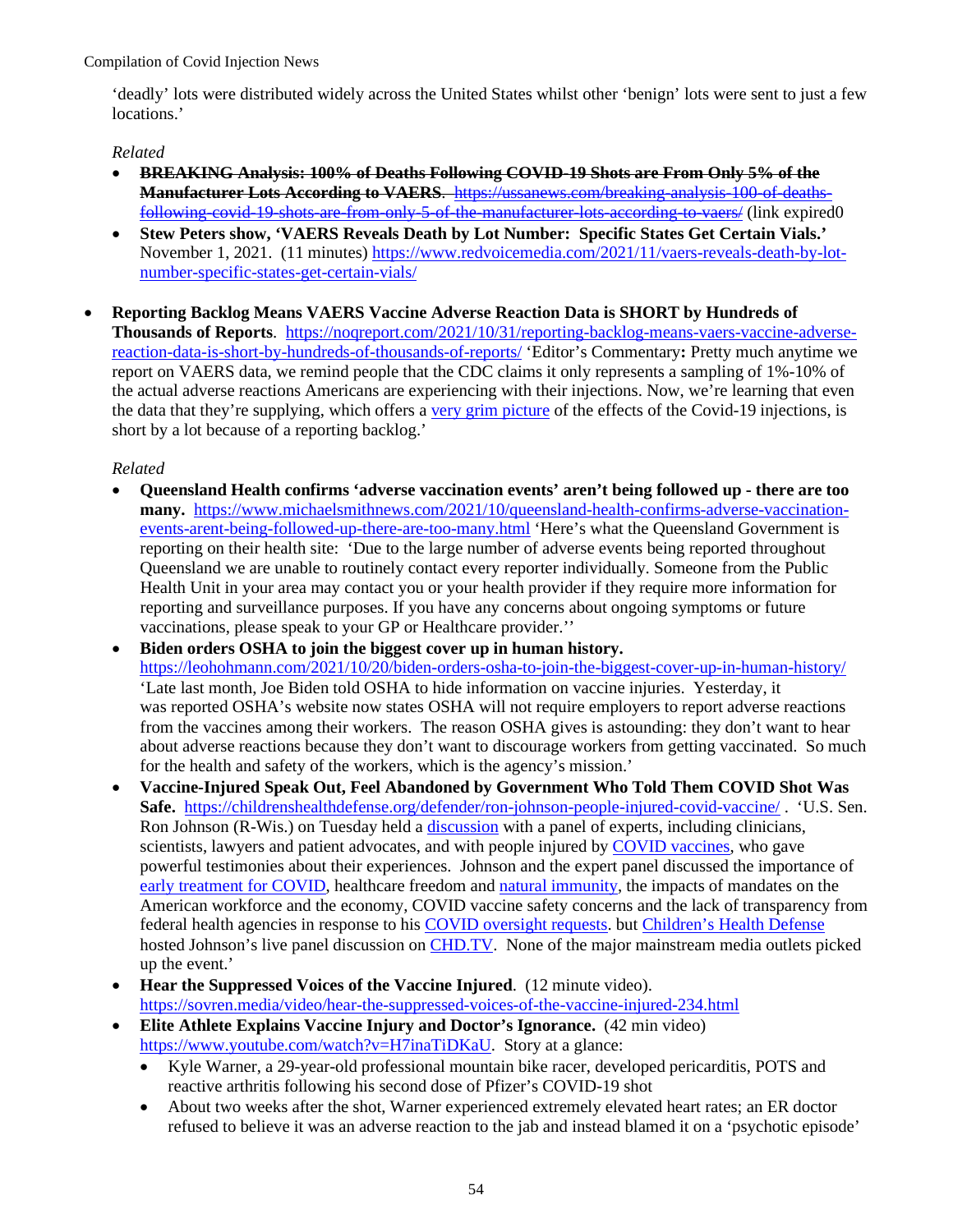'deadly' lots were distributed widely across the United States whilst other 'benign' lots were sent to just a few locations.'

*Related*

- ~~**BREAKING Analysis: 100% of Deaths Following COVID-19 Shots are From Only 5% of the Manufacturer Lots According to VAERS**. https://ussanews.com/breaking-analysis-100-of-deaths-following-covid-19-shots-are-from-only-5-of-the-manufacturer-lots-according-to-vaers/~~ (link expired0
- **Stew Peters show, 'VAERS Reveals Death by Lot Number: Specific States Get Certain Vials.'** November 1, 2021. (11 minutes) https://www.redvoicemedia.com/2021/11/vaers-reveals-death-by-lot-number-specific-states-get-certain-vials/

- **Reporting Backlog Means VAERS Vaccine Adverse Reaction Data is SHORT by Hundreds of Thousands of Reports**. https://noqreport.com/2021/10/31/reporting-backlog-means-vaers-vaccine-adverse-reaction-data-is-short-by-hundreds-of-thousands-of-reports/ 'Editor's Commentary**:** Pretty much anytime we report on VAERS data, we remind people that the CDC claims it only represents a sampling of 1%-10% of the actual adverse reactions Americans are experiencing with their injections. Now, we're learning that even the data that they're supplying, which offers a very grim picture of the effects of the Covid-19 injections, is short by a lot because of a reporting backlog.'

  *Related*

  - **Queensland Health confirms 'adverse vaccination events' aren't being followed up - there are too many.** https://www.michaelsmithnews.com/2021/10/queensland-health-confirms-adverse-vaccination-events-arent-being-followed-up-there-are-too-many.html 'Here's what the Queensland Government is reporting on their health site: 'Due to the large number of adverse events being reported throughout Queensland we are unable to routinely contact every reporter individually. Someone from the Public Health Unit in your area may contact you or your health provider if they require more information for reporting and surveillance purposes. If you have any concerns about ongoing symptoms or future vaccinations, please speak to your GP or Healthcare provider.''
  - **Biden orders OSHA to join the biggest cover up in human history.** https://leohohmann.com/2021/10/20/biden-orders-osha-to-join-the-biggest-cover-up-in-human-history/ 'Late last month, Joe Biden told OSHA to hide information on vaccine injuries. Yesterday, it was reported OSHA's website now states OSHA will not require employers to report adverse reactions from the vaccines among their workers. The reason OSHA gives is astounding: they don't want to hear about adverse reactions because they don't want to discourage workers from getting vaccinated. So much for the health and safety of the workers, which is the agency's mission.'
  - **Vaccine-Injured Speak Out, Feel Abandoned by Government Who Told Them COVID Shot Was Safe.** https://childrenshealthdefense.org/defender/ron-johnson-people-injured-covid-vaccine/ . 'U.S. Sen. Ron Johnson (R-Wis.) on Tuesday held a discussion with a panel of experts, including clinicians, scientists, lawyers and patient advocates, and with people injured by COVID vaccines, who gave powerful testimonies about their experiences. Johnson and the expert panel discussed the importance of early treatment for COVID, healthcare freedom and natural immunity, the impacts of mandates on the American workforce and the economy, COVID vaccine safety concerns and the lack of transparency from federal health agencies in response to his COVID oversight requests. but Children's Health Defense hosted Johnson's live panel discussion on CHD.TV. None of the major mainstream media outlets picked up the event.'
  - **Hear the Suppressed Voices of the Vaccine Injured**. (12 minute video). https://sovren.media/video/hear-the-suppressed-voices-of-the-vaccine-injured-234.html
  - **Elite Athlete Explains Vaccine Injury and Doctor's Ignorance.** (42 min video) https://www.youtube.com/watch?v=H7inaTiDKaU. Story at a glance:
    - Kyle Warner, a 29-year-old professional mountain bike racer, developed pericarditis, POTS and reactive arthritis following his second dose of Pfizer's COVID-19 shot
    - About two weeks after the shot, Warner experienced extremely elevated heart rates; an ER doctor refused to believe it was an adverse reaction to the jab and instead blamed it on a 'psychotic episode'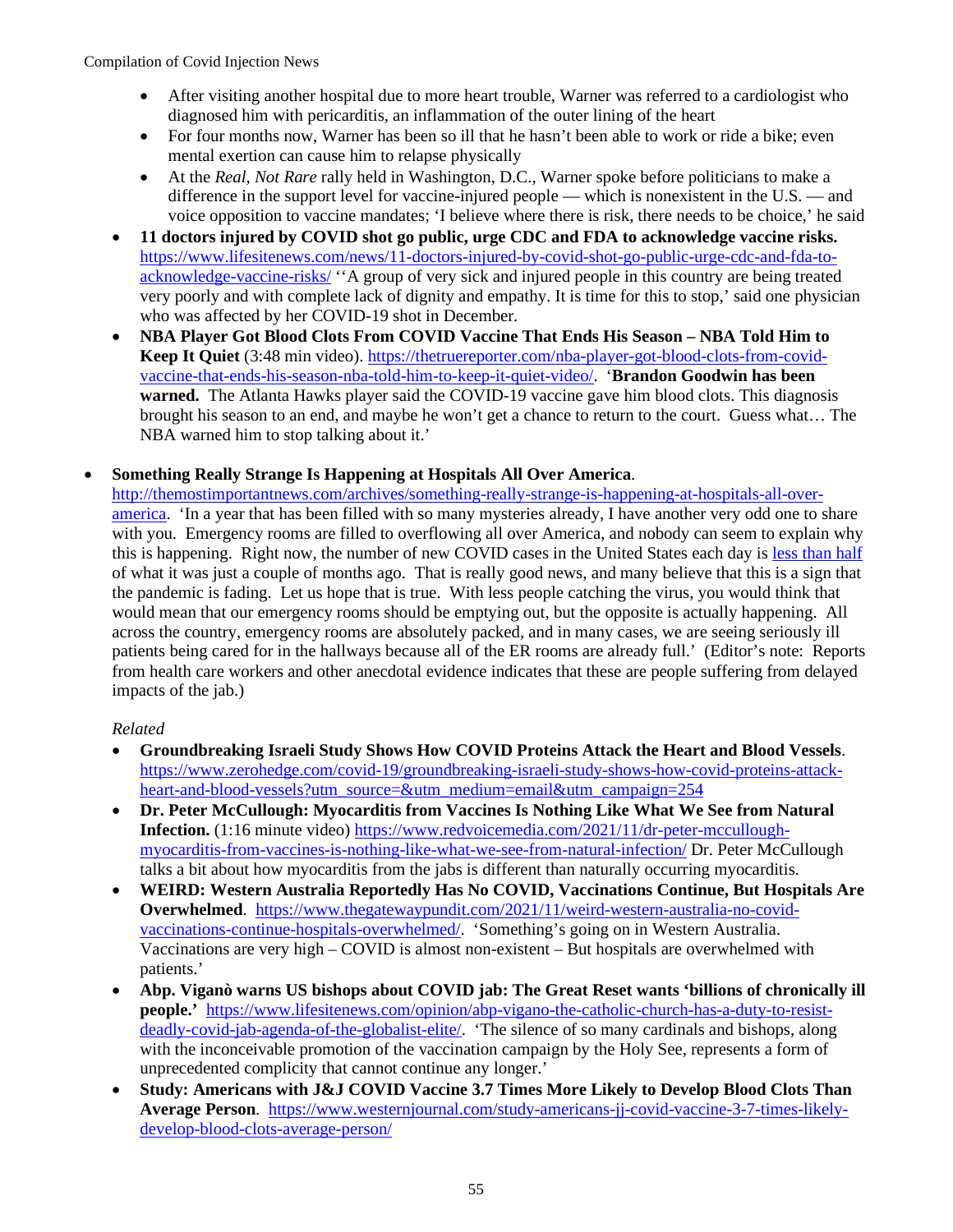- After visiting another hospital due to more heart trouble, Warner was referred to a cardiologist who diagnosed him with pericarditis, an inflammation of the outer lining of the heart
  - For four months now, Warner has been so ill that he hasn't been able to work or ride a bike; even mental exertion can cause him to relapse physically
  - At the *Real, Not Rare* rally held in Washington, D.C., Warner spoke before politicians to make a difference in the support level for vaccine-injured people — which is nonexistent in the U.S. — and voice opposition to vaccine mandates; 'I believe where there is risk, there needs to be choice,' he said
- **11 doctors injured by COVID shot go public, urge CDC and FDA to acknowledge vaccine risks.** https://www.lifesitenews.com/news/11-doctors-injured-by-covid-shot-go-public-urge-cdc-and-fda-to-acknowledge-vaccine-risks/ ''A group of very sick and injured people in this country are being treated very poorly and with complete lack of dignity and empathy. It is time for this to stop,' said one physician who was affected by her COVID-19 shot in December.
- **NBA Player Got Blood Clots From COVID Vaccine That Ends His Season – NBA Told Him to Keep It Quiet** (3:48 min video). https://thetruereporter.com/nba-player-got-blood-clots-from-covid-vaccine-that-ends-his-season-nba-told-him-to-keep-it-quiet-video/. '**Brandon Goodwin has been warned.** The Atlanta Hawks player said the COVID-19 vaccine gave him blood clots. This diagnosis brought his season to an end, and maybe he won't get a chance to return to the court. Guess what… The NBA warned him to stop talking about it.'

- **Something Really Strange Is Happening at Hospitals All Over America**. http://themostimportantnews.com/archives/something-really-strange-is-happening-at-hospitals-all-over-america. 'In a year that has been filled with so many mysteries already, I have another very odd one to share with you. Emergency rooms are filled to overflowing all over America, and nobody can seem to explain why this is happening. Right now, the number of new COVID cases in the United States each day is less than half of what it was just a couple of months ago. That is really good news, and many believe that this is a sign that the pandemic is fading. Let us hope that is true. With less people catching the virus, you would think that would mean that our emergency rooms should be emptying out, but the opposite is actually happening. All across the country, emergency rooms are absolutely packed, and in many cases, we are seeing seriously ill patients being cared for in the hallways because all of the ER rooms are already full.' (Editor's note: Reports from health care workers and other anecdotal evidence indicates that these are people suffering from delayed impacts of the jab.)

  *Related*
  - **Groundbreaking Israeli Study Shows How COVID Proteins Attack the Heart and Blood Vessels**. https://www.zerohedge.com/covid-19/groundbreaking-israeli-study-shows-how-covid-proteins-attack-heart-and-blood-vessels?utm_source=&utm_medium=email&utm_campaign=254
  - **Dr. Peter McCullough: Myocarditis from Vaccines Is Nothing Like What We See from Natural Infection.** (1:16 minute video) https://www.redvoicemedia.com/2021/11/dr-peter-mccullough-myocarditis-from-vaccines-is-nothing-like-what-we-see-from-natural-infection/ Dr. Peter McCullough talks a bit about how myocarditis from the jabs is different than naturally occurring myocarditis.
  - **WEIRD: Western Australia Reportedly Has No COVID, Vaccinations Continue, But Hospitals Are Overwhelmed**. https://www.thegatewaypundit.com/2021/11/weird-western-australia-no-covid-vaccinations-continue-hospitals-overwhelmed/. 'Something's going on in Western Australia. Vaccinations are very high – COVID is almost non-existent – But hospitals are overwhelmed with patients.'
  - **Abp. Viganò warns US bishops about COVID jab: The Great Reset wants 'billions of chronically ill people.'** https://www.lifesitenews.com/opinion/abp-vigano-the-catholic-church-has-a-duty-to-resist-deadly-covid-jab-agenda-of-the-globalist-elite/. 'The silence of so many cardinals and bishops, along with the inconceivable promotion of the vaccination campaign by the Holy See, represents a form of unprecedented complicity that cannot continue any longer.'
  - **Study: Americans with J&J COVID Vaccine 3.7 Times More Likely to Develop Blood Clots Than Average Person**. https://www.westernjournal.com/study-americans-jj-covid-vaccine-3-7-times-likely-develop-blood-clots-average-person/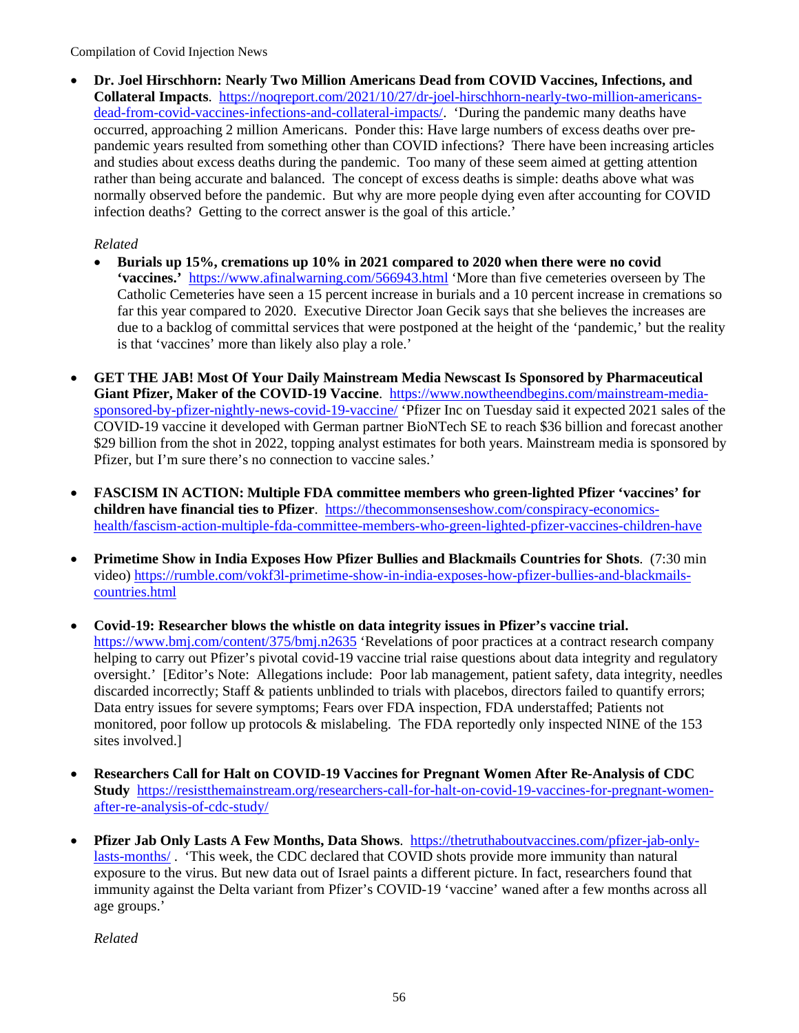- **Dr. Joel Hirschhorn: Nearly Two Million Americans Dead from COVID Vaccines, Infections, and Collateral Impacts**. https://noqreport.com/2021/10/27/dr-joel-hirschhorn-nearly-two-million-americans-dead-from-covid-vaccines-infections-and-collateral-impacts/. 'During the pandemic many deaths have occurred, approaching 2 million Americans. Ponder this: Have large numbers of excess deaths over pre-pandemic years resulted from something other than COVID infections? There have been increasing articles and studies about excess deaths during the pandemic. Too many of these seem aimed at getting attention rather than being accurate and balanced. The concept of excess deaths is simple: deaths above what was normally observed before the pandemic. But why are more people dying even after accounting for COVID infection deaths? Getting to the correct answer is the goal of this article.'

  *Related*

  - **Burials up 15%, cremations up 10% in 2021 compared to 2020 when there were no covid 'vaccines.'** https://www.afinalwarning.com/566943.html 'More than five cemeteries overseen by The Catholic Cemeteries have seen a 15 percent increase in burials and a 10 percent increase in cremations so far this year compared to 2020. Executive Director Joan Gecik says that she believes the increases are due to a backlog of committal services that were postponed at the height of the 'pandemic,' but the reality is that 'vaccines' more than likely also play a role.'

- **GET THE JAB! Most Of Your Daily Mainstream Media Newscast Is Sponsored by Pharmaceutical Giant Pfizer, Maker of the COVID-19 Vaccine**. https://www.nowtheendbegins.com/mainstream-media-sponsored-by-pfizer-nightly-news-covid-19-vaccine/ 'Pfizer Inc on Tuesday said it expected 2021 sales of the COVID-19 vaccine it developed with German partner BioNTech SE to reach $36 billion and forecast another $29 billion from the shot in 2022, topping analyst estimates for both years. Mainstream media is sponsored by Pfizer, but I'm sure there's no connection to vaccine sales.'

- **FASCISM IN ACTION: Multiple FDA committee members who green-lighted Pfizer 'vaccines' for children have financial ties to Pfizer**. https://thecommonsenseshow.com/conspiracy-economics-health/fascism-action-multiple-fda-committee-members-who-green-lighted-pfizer-vaccines-children-have

- **Primetime Show in India Exposes How Pfizer Bullies and Blackmails Countries for Shots**. (7:30 min video) https://rumble.com/vokf3l-primetime-show-in-india-exposes-how-pfizer-bullies-and-blackmails-countries.html

- **Covid-19: Researcher blows the whistle on data integrity issues in Pfizer's vaccine trial.** https://www.bmj.com/content/375/bmj.n2635 'Revelations of poor practices at a contract research company helping to carry out Pfizer's pivotal covid-19 vaccine trial raise questions about data integrity and regulatory oversight.' [Editor's Note: Allegations include: Poor lab management, patient safety, data integrity, needles discarded incorrectly; Staff & patients unblinded to trials with placebos, directors failed to quantify errors; Data entry issues for severe symptoms; Fears over FDA inspection, FDA understaffed; Patients not monitored, poor follow up protocols & mislabeling. The FDA reportedly only inspected NINE of the 153 sites involved.]

- **Researchers Call for Halt on COVID-19 Vaccines for Pregnant Women After Re-Analysis of CDC Study** https://resistthemainstream.org/researchers-call-for-halt-on-covid-19-vaccines-for-pregnant-women-after-re-analysis-of-cdc-study/

- **Pfizer Jab Only Lasts A Few Months, Data Shows**. https://thetruthaboutvaccines.com/pfizer-jab-only-lasts-months/ . 'This week, the CDC declared that COVID shots provide more immunity than natural exposure to the virus. But new data out of Israel paints a different picture. In fact, researchers found that immunity against the Delta variant from Pfizer's COVID-19 'vaccine' waned after a few months across all age groups.'

  *Related*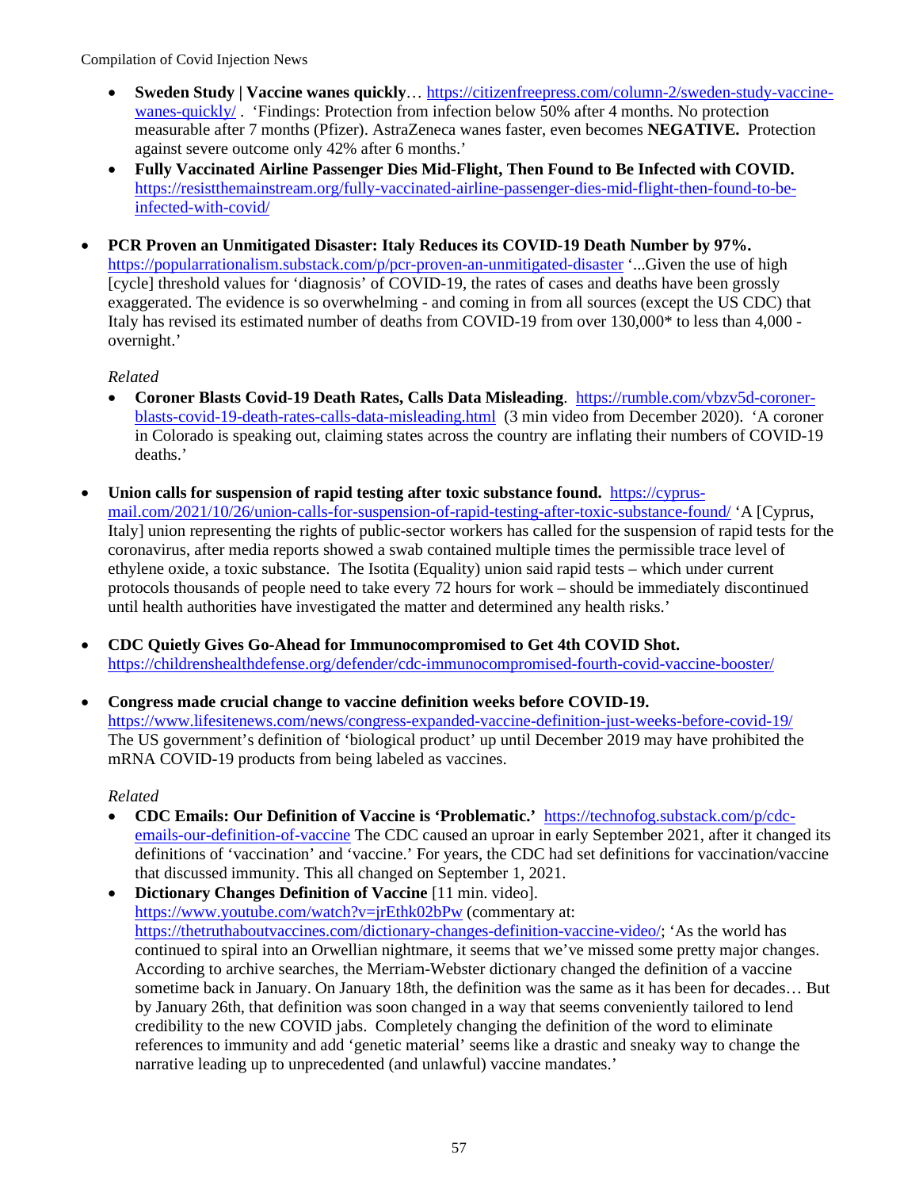- **Sweden Study | Vaccine wanes quickly**… https://citizenfreepress.com/column-2/sweden-study-vaccine-wanes-quickly/ . 'Findings: Protection from infection below 50% after 4 months. No protection measurable after 7 months (Pfizer). AstraZeneca wanes faster, even becomes **NEGATIVE.** Protection against severe outcome only 42% after 6 months.'
- **Fully Vaccinated Airline Passenger Dies Mid-Flight, Then Found to Be Infected with COVID.** https://resistthemainstream.org/fully-vaccinated-airline-passenger-dies-mid-flight-then-found-to-be-infected-with-covid/

- **PCR Proven an Unmitigated Disaster: Italy Reduces its COVID-19 Death Number by 97%.** https://popularrationalism.substack.com/p/pcr-proven-an-unmitigated-disaster '...Given the use of high [cycle] threshold values for 'diagnosis' of COVID-19, the rates of cases and deaths have been grossly exaggerated. The evidence is so overwhelming - and coming in from all sources (except the US CDC) that Italy has revised its estimated number of deaths from COVID-19 from over 130,000* to less than 4,000 - overnight.'

  *Related*

  - **Coroner Blasts Covid-19 Death Rates, Calls Data Misleading**. https://rumble.com/vbzv5d-coroner-blasts-covid-19-death-rates-calls-data-misleading.html (3 min video from December 2020). 'A coroner in Colorado is speaking out, claiming states across the country are inflating their numbers of COVID-19 deaths.'

- **Union calls for suspension of rapid testing after toxic substance found.** https://cyprus-mail.com/2021/10/26/union-calls-for-suspension-of-rapid-testing-after-toxic-substance-found/ 'A [Cyprus, Italy] union representing the rights of public-sector workers has called for the suspension of rapid tests for the coronavirus, after media reports showed a swab contained multiple times the permissible trace level of ethylene oxide, a toxic substance. The Isotita (Equality) union said rapid tests – which under current protocols thousands of people need to take every 72 hours for work – should be immediately discontinued until health authorities have investigated the matter and determined any health risks.'

- **CDC Quietly Gives Go-Ahead for Immunocompromised to Get 4th COVID Shot.** https://childrenshealthdefense.org/defender/cdc-immunocompromised-fourth-covid-vaccine-booster/

- **Congress made crucial change to vaccine definition weeks before COVID-19.** https://www.lifesitenews.com/news/congress-expanded-vaccine-definition-just-weeks-before-covid-19/ The US government's definition of 'biological product' up until December 2019 may have prohibited the mRNA COVID-19 products from being labeled as vaccines.

  *Related*

  - **CDC Emails: Our Definition of Vaccine is 'Problematic.'** https://technofog.substack.com/p/cdc-emails-our-definition-of-vaccine The CDC caused an uproar in early September 2021, after it changed its definitions of 'vaccination' and 'vaccine.' For years, the CDC had set definitions for vaccination/vaccine that discussed immunity. This all changed on September 1, 2021.
  - **Dictionary Changes Definition of Vaccine** [11 min. video]. https://www.youtube.com/watch?v=jrEthk02bPw (commentary at: https://thetruthaboutvaccines.com/dictionary-changes-definition-vaccine-video/; 'As the world has continued to spiral into an Orwellian nightmare, it seems that we've missed some pretty major changes. According to archive searches, the Merriam-Webster dictionary changed the definition of a vaccine sometime back in January. On January 18th, the definition was the same as it has been for decades… But by January 26th, that definition was soon changed in a way that seems conveniently tailored to lend credibility to the new COVID jabs. Completely changing the definition of the word to eliminate references to immunity and add 'genetic material' seems like a drastic and sneaky way to change the narrative leading up to unprecedented (and unlawful) vaccine mandates.'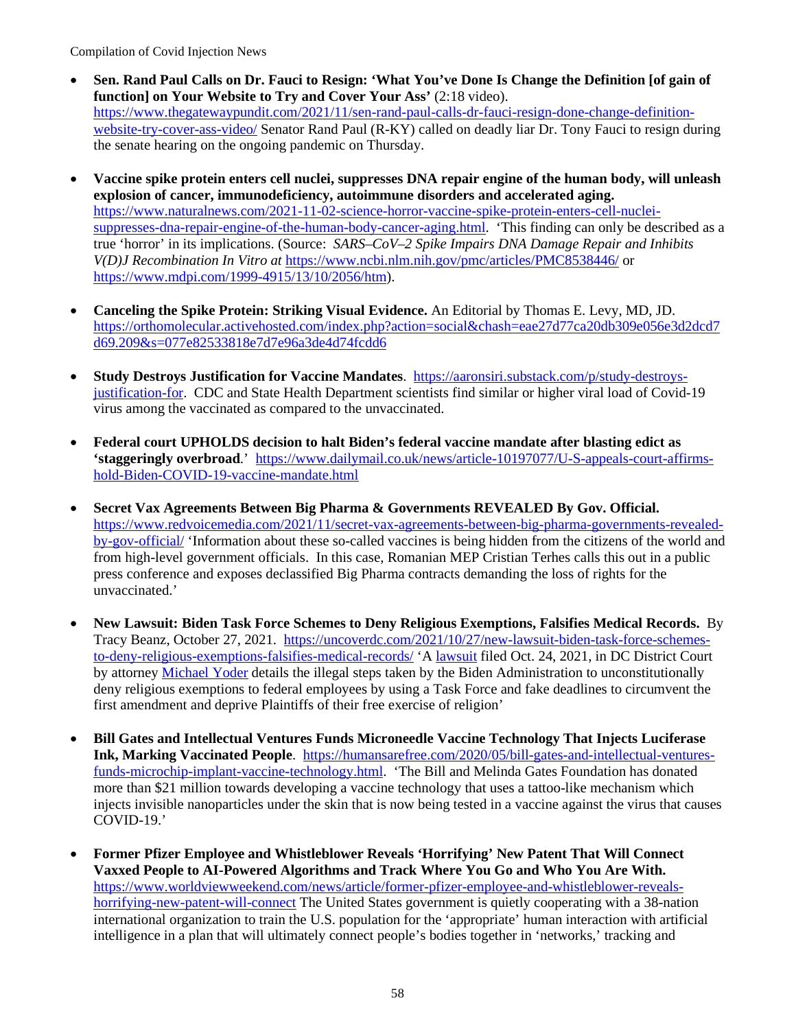- **Sen. Rand Paul Calls on Dr. Fauci to Resign: 'What You've Done Is Change the Definition [of gain of function] on Your Website to Try and Cover Your Ass'** (2:18 video). https://www.thegatewaypundit.com/2021/11/sen-rand-paul-calls-dr-fauci-resign-done-change-definition-website-try-cover-ass-video/ Senator Rand Paul (R-KY) called on deadly liar Dr. Tony Fauci to resign during the senate hearing on the ongoing pandemic on Thursday.

- **Vaccine spike protein enters cell nuclei, suppresses DNA repair engine of the human body, will unleash explosion of cancer, immunodeficiency, autoimmune disorders and accelerated aging.** https://www.naturalnews.com/2021-11-02-science-horror-vaccine-spike-protein-enters-cell-nuclei-suppresses-dna-repair-engine-of-the-human-body-cancer-aging.html. 'This finding can only be described as a true 'horror' in its implications. (Source: *SARS–CoV–2 Spike Impairs DNA Damage Repair and Inhibits V(D)J Recombination In Vitro at* https://www.ncbi.nlm.nih.gov/pmc/articles/PMC8538446/ or https://www.mdpi.com/1999-4915/13/10/2056/htm).

- **Canceling the Spike Protein: Striking Visual Evidence.** An Editorial by Thomas E. Levy, MD, JD. https://orthomolecular.activehosted.com/index.php?action=social&chash=eae27d77ca20db309e056e3d2dcd7d69.209&s=077e82533818e7d7e96a3de4d74fcdd6

- **Study Destroys Justification for Vaccine Mandates**. https://aaronsiri.substack.com/p/study-destroys-justification-for. CDC and State Health Department scientists find similar or higher viral load of Covid-19 virus among the vaccinated as compared to the unvaccinated.

- **Federal court UPHOLDS decision to halt Biden's federal vaccine mandate after blasting edict as 'staggeringly overbroad**.' https://www.dailymail.co.uk/news/article-10197077/U-S-appeals-court-affirms-hold-Biden-COVID-19-vaccine-mandate.html

- **Secret Vax Agreements Between Big Pharma & Governments REVEALED By Gov. Official.** https://www.redvoicemedia.com/2021/11/secret-vax-agreements-between-big-pharma-governments-revealed-by-gov-official/ 'Information about these so-called vaccines is being hidden from the citizens of the world and from high-level government officials. In this case, Romanian MEP Cristian Terhes calls this out in a public press conference and exposes declassified Big Pharma contracts demanding the loss of rights for the unvaccinated.'

- **New Lawsuit: Biden Task Force Schemes to Deny Religious Exemptions, Falsifies Medical Records.** By Tracy Beanz, October 27, 2021. https://uncoverdc.com/2021/10/27/new-lawsuit-biden-task-force-schemes-to-deny-religious-exemptions-falsifies-medical-records/ 'A lawsuit filed Oct. 24, 2021, in DC District Court by attorney Michael Yoder details the illegal steps taken by the Biden Administration to unconstitutionally deny religious exemptions to federal employees by using a Task Force and fake deadlines to circumvent the first amendment and deprive Plaintiffs of their free exercise of religion'

- **Bill Gates and Intellectual Ventures Funds Microneedle Vaccine Technology That Injects Luciferase Ink, Marking Vaccinated People**. https://humansarefree.com/2020/05/bill-gates-and-intellectual-ventures-funds-microchip-implant-vaccine-technology.html. 'The Bill and Melinda Gates Foundation has donated more than $21 million towards developing a vaccine technology that uses a tattoo-like mechanism which injects invisible nanoparticles under the skin that is now being tested in a vaccine against the virus that causes COVID-19.'

- **Former Pfizer Employee and Whistleblower Reveals 'Horrifying' New Patent That Will Connect Vaxxed People to AI-Powered Algorithms and Track Where You Go and Who You Are With.** https://www.worldviewweekend.com/news/article/former-pfizer-employee-and-whistleblower-reveals-horrifying-new-patent-will-connect The United States government is quietly cooperating with a 38-nation international organization to train the U.S. population for the 'appropriate' human interaction with artificial intelligence in a plan that will ultimately connect people's bodies together in 'networks,' tracking and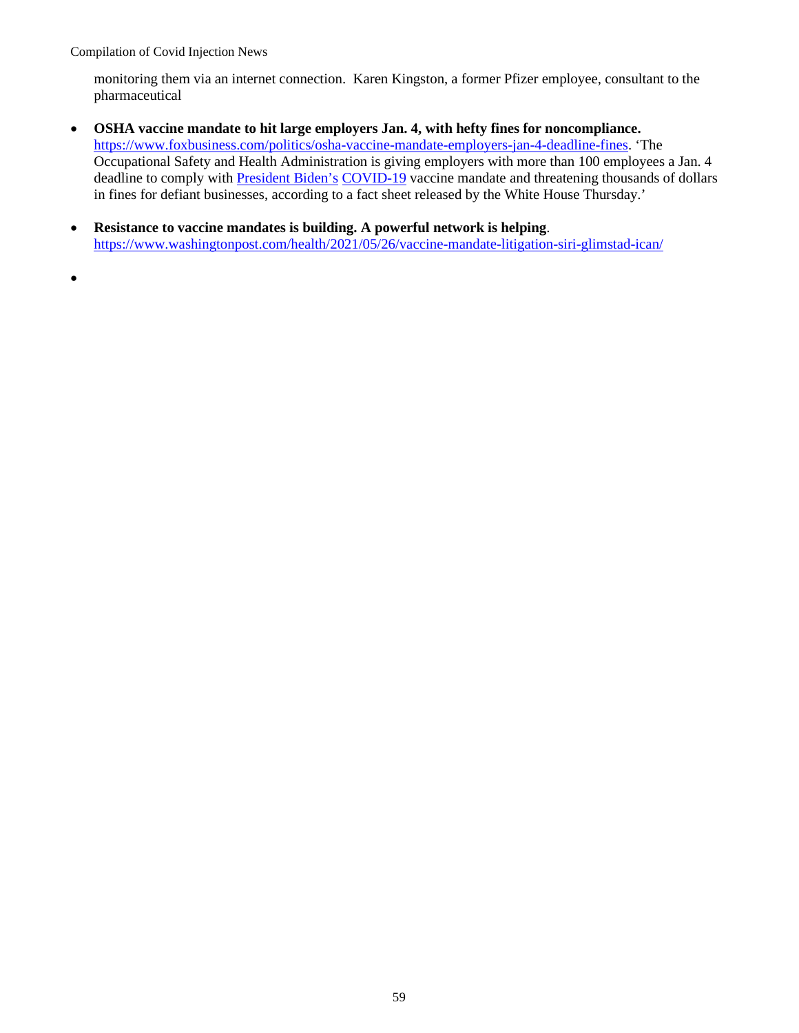monitoring them via an internet connection. Karen Kingston, a former Pfizer employee, consultant to the pharmaceutical

- **OSHA vaccine mandate to hit large employers Jan. 4, with hefty fines for noncompliance.** https://www.foxbusiness.com/politics/osha-vaccine-mandate-employers-jan-4-deadline-fines. 'The Occupational Safety and Health Administration is giving employers with more than 100 employees a Jan. 4 deadline to comply with President Biden's COVID-19 vaccine mandate and threatening thousands of dollars in fines for defiant businesses, according to a fact sheet released by the White House Thursday.'

- **Resistance to vaccine mandates is building. A powerful network is helping**. https://www.washingtonpost.com/health/2021/05/26/vaccine-mandate-litigation-siri-glimstad-ican/

-